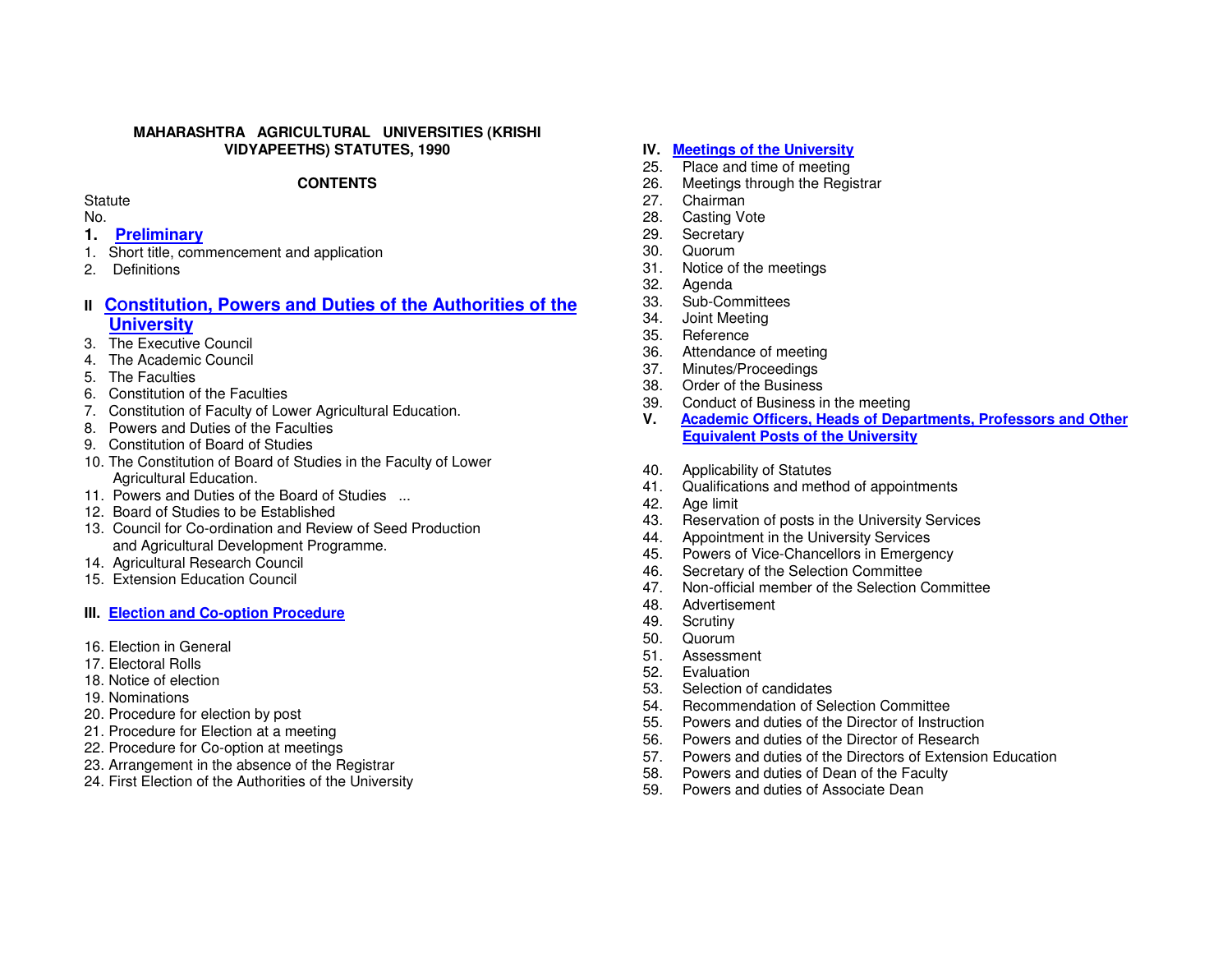**MAHARASHTRA AGRICULTURAL UNIVERSITIES (KRISHI VIDYAPEETHS) STATUTES, 1990**

**CONTENTS**

Statute No.

**1. Preliminary**

1. Short title, commencement and application
2. Definitions

**II Constitution, Powers and Duties of the Authorities of the University**

3. The Executive Council
4. The Academic Council
5. The Faculties
6. Constitution of the Faculties
7. Constitution of Faculty of Lower Agricultural Education.
8. Powers and Duties of the Faculties
9. Constitution of Board of Studies
10. The Constitution of Board of Studies in the Faculty of Lower Agricultural Education.
11. Powers and Duties of the Board of Studies ...
12. Board of Studies to be Established
13. Council for Co-ordination and Review of Seed Production and Agricultural Development Programme.
14. Agricultural Research Council
15. Extension Education Council

**III. Election and Co-option Procedure**

16. Election in General
17. Electoral Rolls
18. Notice of election
19. Nominations
20. Procedure for election by post
21. Procedure for Election at a meeting
22. Procedure for Co-option at meetings
23. Arrangement in the absence of the Registrar
24. First Election of the Authorities of the University

**IV. Meetings of the University**

25. Place and time of meeting
26. Meetings through the Registrar
27. Chairman
28. Casting Vote
29. Secretary
30. Quorum
31. Notice of the meetings
32. Agenda
33. Sub-Committees
34. Joint Meeting
35. Reference
36. Attendance of meeting
37. Minutes/Proceedings
38. Order of the Business
39. Conduct of Business in the meeting

**V. Academic Officers, Heads of Departments, Professors and Other Equivalent Posts of the University**

40. Applicability of Statutes
41. Qualifications and method of appointments
42. Age limit
43. Reservation of posts in the University Services
44. Appointment in the University Services
45. Powers of Vice-Chancellors in Emergency
46. Secretary of the Selection Committee
47. Non-official member of the Selection Committee
48. Advertisement
49. Scrutiny
50. Quorum
51. Assessment
52. Evaluation
53. Selection of candidates
54. Recommendation of Selection Committee
55. Powers and duties of the Director of Instruction
56. Powers and duties of the Director of Research
57. Powers and duties of the Directors of Extension Education
58. Powers and duties of Dean of the Faculty
59. Powers and duties of Associate Dean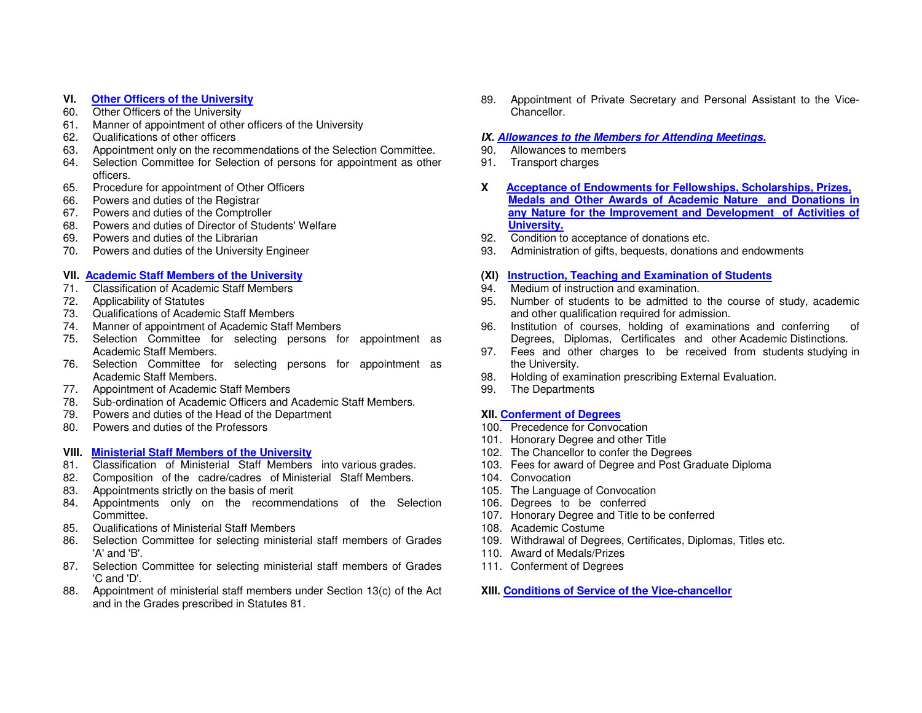**VI. Other Officers of the University**

60. Other Officers of the University
61. Manner of appointment of other officers of the University
62. Qualifications of other officers
63. Appointment only on the recommendations of the Selection Committee.
64. Selection Committee for Selection of persons for appointment as other officers.
65. Procedure for appointment of Other Officers
66. Powers and duties of the Registrar
67. Powers and duties of the Comptroller
68. Powers and duties of Director of Students' Welfare
69. Powers and duties of the Librarian
70. Powers and duties of the University Engineer

**VII. Academic Staff Members of the University**

71. Classification of Academic Staff Members
72. Applicability of Statutes
73. Qualifications of Academic Staff Members
74. Manner of appointment of Academic Staff Members
75. Selection Committee for selecting persons for appointment as Academic Staff Members.
76. Selection Committee for selecting persons for appointment as Academic Staff Members.
77. Appointment of Academic Staff Members
78. Sub-ordination of Academic Officers and Academic Staff Members.
79. Powers and duties of the Head of the Department
80. Powers and duties of the Professors

**VIII. Ministerial Staff Members of the University**

81. Classification of Ministerial Staff Members into various grades.
82. Composition of the cadre/cadres of Ministerial Staff Members.
83. Appointments strictly on the basis of merit
84. Appointments only on the recommendations of the Selection Committee.
85. Qualifications of Ministerial Staff Members
86. Selection Committee for selecting ministerial staff members of Grades 'A' and 'B'.
87. Selection Committee for selecting ministerial staff members of Grades 'C and 'D'.
88. Appointment of ministerial staff members under Section 13(c) of the Act and in the Grades prescribed in Statutes 81.
89. Appointment of Private Secretary and Personal Assistant to the Vice-Chancellor.

***IX. Allowances to the Members for Attending Meetings.***

90. Allowances to members
91. Transport charges

**X Acceptance of Endowments for Fellowships, Scholarships, Prizes, Medals and Other Awards of Academic Nature and Donations in any Nature for the Improvement and Development of Activities of University.**

92. Condition to acceptance of donations etc.
93. Administration of gifts, bequests, donations and endowments

**(XI) Instruction, Teaching and Examination of Students**

94. Medium of instruction and examination.
95. Number of students to be admitted to the course of study, academic and other qualification required for admission.
96. Institution of courses, holding of examinations and conferring of Degrees, Diplomas, Certificates and other Academic Distinctions.
97. Fees and other charges to be received from students studying in the University.
98. Holding of examination prescribing External Evaluation.
99. The Departments

**XII. Conferment of Degrees**

100. Precedence for Convocation
101. Honorary Degree and other Title
102. The Chancellor to confer the Degrees
103. Fees for award of Degree and Post Graduate Diploma
104. Convocation
105. The Language of Convocation
106. Degrees to be conferred
107. Honorary Degree and Title to be conferred
108. Academic Costume
109. Withdrawal of Degrees, Certificates, Diplomas, Titles etc.
110. Award of Medals/Prizes
111. Conferment of Degrees

**XIII. Conditions of Service of the Vice-chancellor**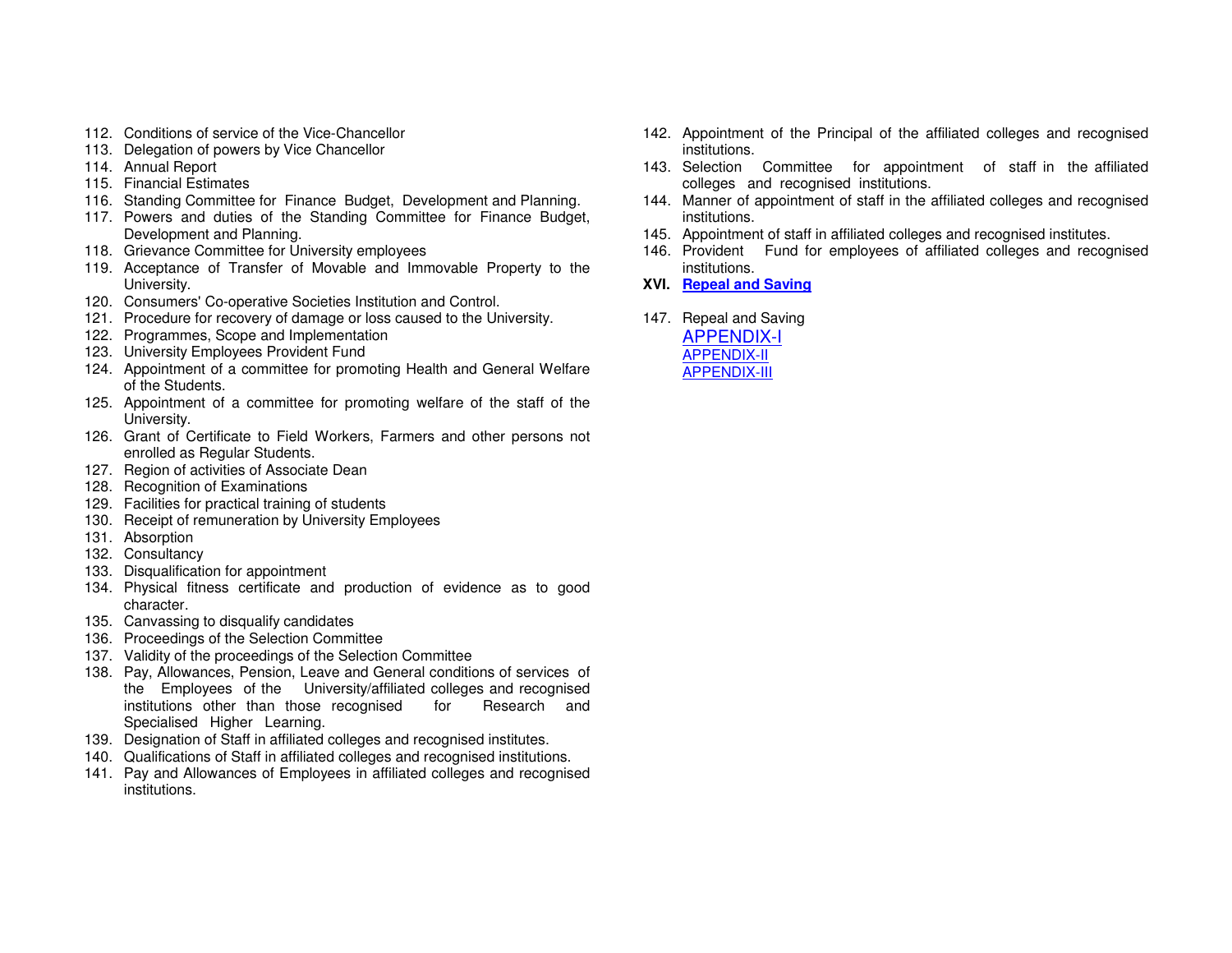112. Conditions of service of the Vice-Chancellor
113. Delegation of powers by Vice Chancellor
114. Annual Report
115. Financial Estimates
116. Standing Committee for Finance Budget, Development and Planning.
117. Powers and duties of the Standing Committee for Finance Budget, Development and Planning.
118. Grievance Committee for University employees
119. Acceptance of Transfer of Movable and Immovable Property to the University.
120. Consumers' Co-operative Societies Institution and Control.
121. Procedure for recovery of damage or loss caused to the University.
122. Programmes, Scope and Implementation
123. University Employees Provident Fund
124. Appointment of a committee for promoting Health and General Welfare of the Students.
125. Appointment of a committee for promoting welfare of the staff of the University.
126. Grant of Certificate to Field Workers, Farmers and other persons not enrolled as Regular Students.
127. Region of activities of Associate Dean
128. Recognition of Examinations
129. Facilities for practical training of students
130. Receipt of remuneration by University Employees
131. Absorption
132. Consultancy
133. Disqualification for appointment
134. Physical fitness certificate and production of evidence as to good character.
135. Canvassing to disqualify candidates
136. Proceedings of the Selection Committee
137. Validity of the proceedings of the Selection Committee
138. Pay, Allowances, Pension, Leave and General conditions of services of the Employees of the University/affiliated colleges and recognised institutions other than those recognised for Research and Specialised Higher Learning.
139. Designation of Staff in affiliated colleges and recognised institutes.
140. Qualifications of Staff in affiliated colleges and recognised institutions.
141. Pay and Allowances of Employees in affiliated colleges and recognised institutions.
142. Appointment of the Principal of the affiliated colleges and recognised institutions.
143. Selection Committee for appointment of staff in the affiliated colleges and recognised institutions.
144. Manner of appointment of staff in the affiliated colleges and recognised institutions.
145. Appointment of staff in affiliated colleges and recognised institutes.
146. Provident Fund for employees of affiliated colleges and recognised institutions.

**XVI. Repeal and Saving**

147. Repeal and Saving

APPENDIX-I

APPENDIX-II

APPENDIX-III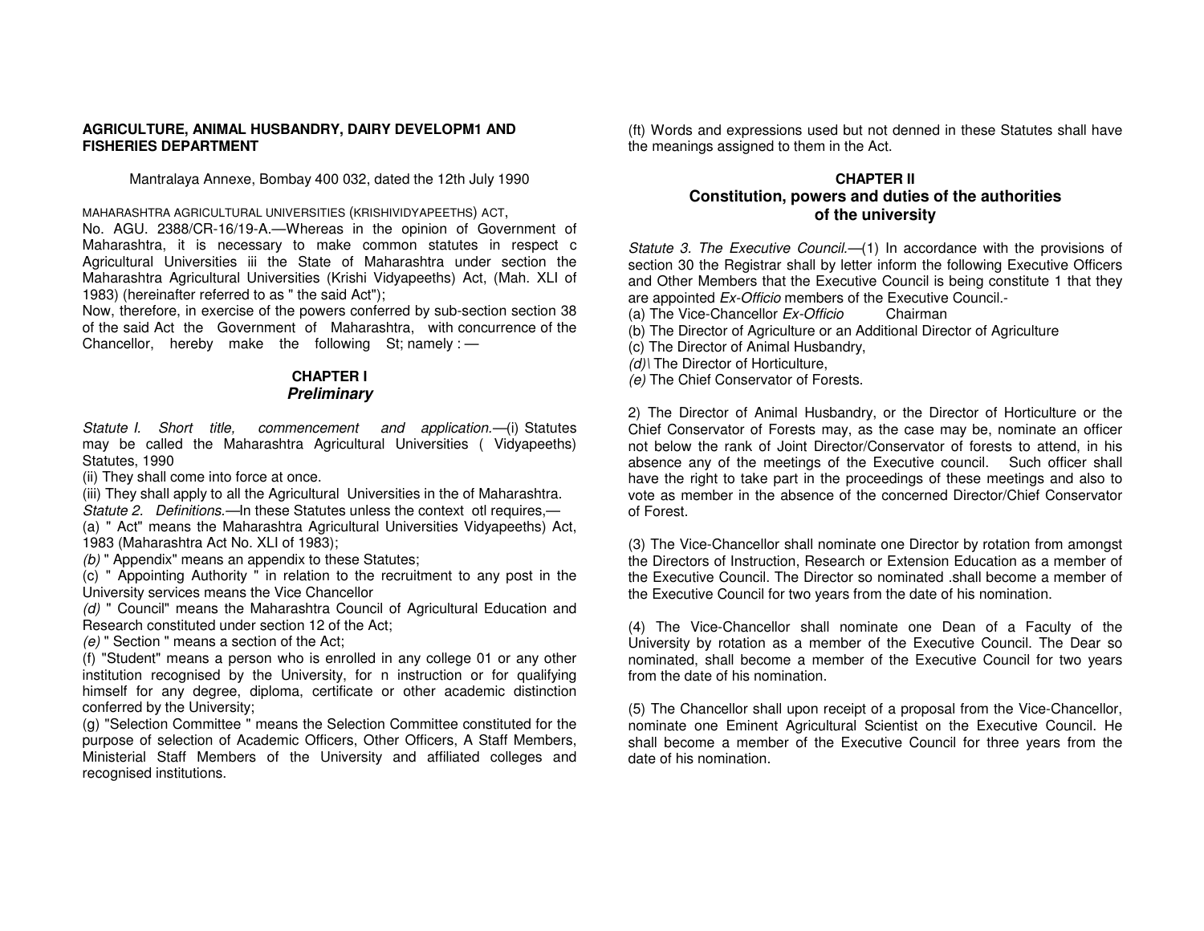**AGRICULTURE, ANIMAL HUSBANDRY, DAIRY DEVELOPM1 AND FISHERIES DEPARTMENT**

Mantralaya Annexe, Bombay 400 032, dated the 12th July 1990

MAHARASHTRA AGRICULTURAL UNIVERSITIES (KRISHIVIDYAPEETHS) ACT,

No. AGU. 2388/CR-16/19-A.—Whereas in the opinion of Government of Maharashtra, it is necessary to make common statutes in respect c Agricultural Universities iii the State of Maharashtra under section the Maharashtra Agricultural Universities (Krishi Vidyapeeths) Act, (Mah. XLI of 1983) (hereinafter referred to as " the said Act");

Now, therefore, in exercise of the powers conferred by sub-section section 38 of the said Act the Government of Maharashtra, with concurrence of the Chancellor, hereby make the following St; namely : —

## CHAPTER I
## *Preliminary*

*Statute I. Short title, commencement and application.*—(i) Statutes may be called the Maharashtra Agricultural Universities ( Vidyapeeths) Statutes, 1990

(ii) They shall come into force at once.

(iii) They shall apply to all the Agricultural Universities in the of Maharashtra.

*Statute 2. Definitions.*—In these Statutes unless the context otl requires,—

(a) " Act" means the Maharashtra Agricultural Universities Vidyapeeths) Act, 1983 (Maharashtra Act No. XLI of 1983);

*(b)* " Appendix" means an appendix to these Statutes;

(c) " Appointing Authority " in relation to the recruitment to any post in the University services means the Vice Chancellor

*(d)* " Council" means the Maharashtra Council of Agricultural Education and Research constituted under section 12 of the Act;

*(e)* " Section " means a section of the Act;

(f) "Student" means a person who is enrolled in any college 01 or any other institution recognised by the University, for n instruction or for qualifying himself for any degree, diploma, certificate or other academic distinction conferred by the University;

(g) "Selection Committee " means the Selection Committee constituted for the purpose of selection of Academic Officers, Other Officers, A Staff Members, Ministerial Staff Members of the University and affiliated colleges and recognised institutions.

(ft) Words and expressions used but not denned in these Statutes shall have the meanings assigned to them in the Act.

## CHAPTER II
## Constitution, powers and duties of the authorities of the university

*Statute 3. The Executive Council.*—(1) In accordance with the provisions of section 30 the Registrar shall by letter inform the following Executive Officers and Other Members that the Executive Council is being constitute 1 that they are appointed *Ex-Officio* members of the Executive Council.-

(a) The Vice-Chancellor *Ex-Officio* Chairman

(b) The Director of Agriculture or an Additional Director of Agriculture

(c) The Director of Animal Husbandry,

*(d)*\ The Director of Horticulture,

*(e)* The Chief Conservator of Forests.

2) The Director of Animal Husbandry, or the Director of Horticulture or the Chief Conservator of Forests may, as the case may be, nominate an officer not below the rank of Joint Director/Conservator of forests to attend, in his absence any of the meetings of the Executive council. Such officer shall have the right to take part in the proceedings of these meetings and also to vote as member in the absence of the concerned Director/Chief Conservator of Forest.

(3) The Vice-Chancellor shall nominate one Director by rotation from amongst the Directors of Instruction, Research or Extension Education as a member of the Executive Council. The Director so nominated .shall become a member of the Executive Council for two years from the date of his nomination.

(4) The Vice-Chancellor shall nominate one Dean of a Faculty of the University by rotation as a member of the Executive Council. The Dear so nominated, shall become a member of the Executive Council for two years from the date of his nomination.

(5) The Chancellor shall upon receipt of a proposal from the Vice-Chancellor, nominate one Eminent Agricultural Scientist on the Executive Council. He shall become a member of the Executive Council for three years from the date of his nomination.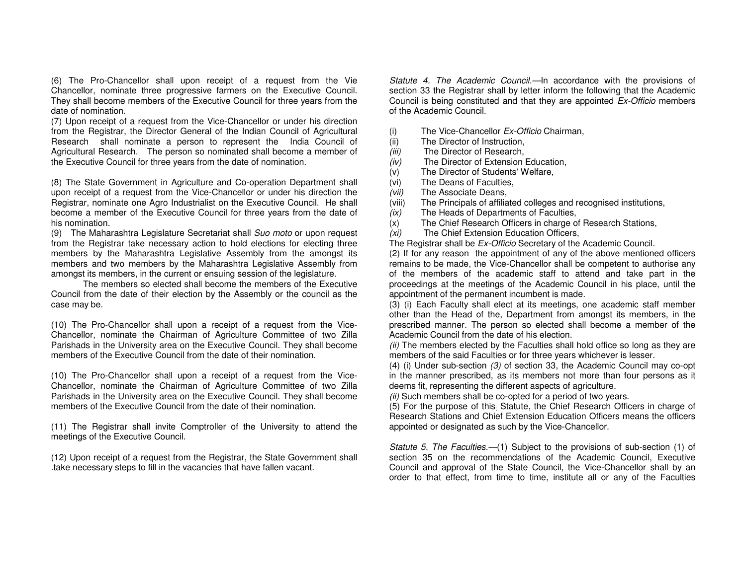(6) The Pro-Chancellor shall upon receipt of a request from the Vie Chancellor, nominate three progressive farmers on the Executive Council. They shall become members of the Executive Council for three years from the date of nomination.

(7) Upon receipt of a request from the Vice-Chancellor or under his direction from the Registrar, the Director General of the Indian Council of Agricultural Research shall nominate a person to represent the India Council of Agricultural Research. The person so nominated shall become a member of the Executive Council for three years from the date of nomination.

(8) The State Government in Agriculture and Co-operation Department shall upon receipt of a request from the Vice-Chancellor or under his direction the Registrar, nominate one Agro Industrialist on the Executive Council. He shall become a member of the Executive Council for three years from the date of his nomination.

(9) The Maharashtra Legislature Secretariat shall *Suo moto* or upon request from the Registrar take necessary action to hold elections for electing three members by the Maharashtra Legislative Assembly from the amongst its members and two members by the Maharashtra Legislative Assembly from amongst its members, in the current or ensuing session of the legislature.

The members so elected shall become the members of the Executive Council from the date of their election by the Assembly or the council as the case may be.

(10) The Pro-Chancellor shall upon a receipt of a request from the Vice-Chancellor, nominate the Chairman of Agriculture Committee of two Zilla Parishads in the University area on the Executive Council. They shall become members of the Executive Council from the date of their nomination.

(10) The Pro-Chancellor shall upon a receipt of a request from the Vice-Chancellor, nominate the Chairman of Agriculture Committee of two Zilla Parishads in the University area on the Executive Council. They shall become members of the Executive Council from the date of their nomination.

(11) The Registrar shall invite Comptroller of the University to attend the meetings of the Executive Council.

(12) Upon receipt of a request from the Registrar, the State Government shall .take necessary steps to fill in the vacancies that have fallen vacant.

*Statute 4. The Academic Council.*—In accordance with the provisions of section 33 the Registrar shall by letter inform the following that the Academic Council is being constituted and that they are appointed *Ex-Officio* members of the Academic Council.

(i) The Vice-Chancellor *Ex-Officio* Chairman,
(ii) The Director of Instruction,
*(iii)* The Director of Research,
*(iv)* The Director of Extension Education,
(v) The Director of Students' Welfare,
(vi) The Deans of Faculties,
*(vii)* The Associate Deans,
(viii) The Principals of affiliated colleges and recognised institutions,
*(ix)* The Heads of Departments of Faculties,
(x) The Chief Research Officers in charge of Research Stations,
*(xi)* The Chief Extension Education Officers,

The Registrar shall be *Ex-Officio* Secretary of the Academic Council.

(2) If for any reason the appointment of any of the above mentioned officers remains to be made, the Vice-Chancellor shall be competent to authorise any of the members of the academic staff to attend and take part in the proceedings at the meetings of the Academic Council in his place, until the appointment of the permanent incumbent is made.

(3) (i) Each Faculty shall elect at its meetings, one academic staff member other than the Head of the, Department from amongst its members, in the prescribed manner. The person so elected shall become a member of the Academic Council from the date of his election.

*(ii)* The members elected by the Faculties shall hold office so long as they are members of the said Faculties or for three years whichever is lesser.

(4) (i) Under sub-section *(3)* of section 33, the Academic Council may co-opt in the manner prescribed, as its members not more than four persons as it deems fit, representing the different aspects of agriculture.

*(ii)* Such members shall be co-opted for a period of two years.

(5) For the purpose of this Statute, the Chief Research Officers in charge of Research Stations and Chief Extension Education Officers means the officers appointed or designated as such by the Vice-Chancellor.

*Statute 5. The Faculties.*—(1) Subject to the provisions of sub-section (1) of section 35 on the recommendations of the Academic Council, Executive Council and approval of the State Council, the Vice-Chancellor shall by an order to that effect, from time to time, institute all or any of the Faculties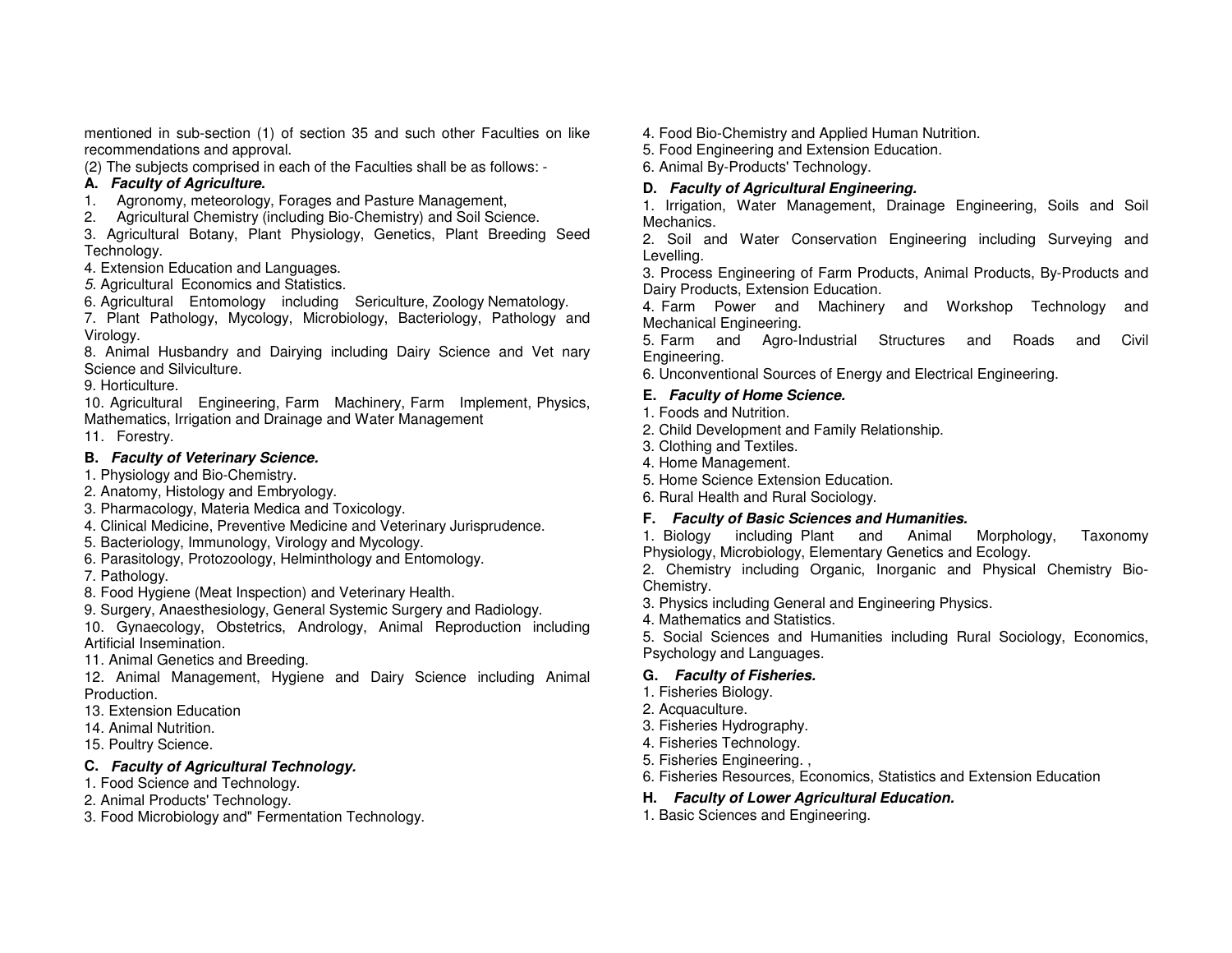mentioned in sub-section (1) of section 35 and such other Faculties on like recommendations and approval.

(2) The subjects comprised in each of the Faculties shall be as follows: -

**A. *Faculty of Agriculture.***

1. Agronomy, meteorology, Forages and Pasture Management,
2. Agricultural Chemistry (including Bio-Chemistry) and Soil Science.
3. Agricultural Botany, Plant Physiology, Genetics, Plant Breeding Seed Technology.
4. Extension Education and Languages.
5. Agricultural Economics and Statistics.
6. Agricultural Entomology including Sericulture, Zoology Nematology.
7. Plant Pathology, Mycology, Microbiology, Bacteriology, Pathology and Virology.
8. Animal Husbandry and Dairying including Dairy Science and Vet nary Science and Silviculture.
9. Horticulture.
10. Agricultural Engineering, Farm Machinery, Farm Implement, Physics, Mathematics, Irrigation and Drainage and Water Management
11. Forestry.

**B. *Faculty of Veterinary Science.***

1. Physiology and Bio-Chemistry.
2. Anatomy, Histology and Embryology.
3. Pharmacology, Materia Medica and Toxicology.
4. Clinical Medicine, Preventive Medicine and Veterinary Jurisprudence.
5. Bacteriology, Immunology, Virology and Mycology.
6. Parasitology, Protozoology, Helminthology and Entomology.
7. Pathology.
8. Food Hygiene (Meat Inspection) and Veterinary Health.
9. Surgery, Anaesthesiology, General Systemic Surgery and Radiology.
10. Gynaecology, Obstetrics, Andrology, Animal Reproduction including Artificial Insemination.
11. Animal Genetics and Breeding.
12. Animal Management, Hygiene and Dairy Science including Animal Production.
13. Extension Education
14. Animal Nutrition.
15. Poultry Science.

**C. *Faculty of Agricultural Technology.***

1. Food Science and Technology.
2. Animal Products' Technology.
3. Food Microbiology and" Fermentation Technology.
4. Food Bio-Chemistry and Applied Human Nutrition.
5. Food Engineering and Extension Education.
6. Animal By-Products' Technology.

**D. *Faculty of Agricultural Engineering.***

1. Irrigation, Water Management, Drainage Engineering, Soils and Soil Mechanics.
2. Soil and Water Conservation Engineering including Surveying and Levelling.
3. Process Engineering of Farm Products, Animal Products, By-Products and Dairy Products, Extension Education.
4. Farm Power and Machinery and Workshop Technology and Mechanical Engineering.
5. Farm and Agro-Industrial Structures and Roads and Civil Engineering.
6. Unconventional Sources of Energy and Electrical Engineering.

**E. *Faculty of Home Science.***

1. Foods and Nutrition.
2. Child Development and Family Relationship.
3. Clothing and Textiles.
4. Home Management.
5. Home Science Extension Education.
6. Rural Health and Rural Sociology.

**F. *Faculty of Basic Sciences and Humanities.***

1. Biology including Plant and Animal Morphology, Taxonomy Physiology, Microbiology, Elementary Genetics and Ecology.
2. Chemistry including Organic, Inorganic and Physical Chemistry Bio-Chemistry.
3. Physics including General and Engineering Physics.
4. Mathematics and Statistics.
5. Social Sciences and Humanities including Rural Sociology, Economics, Psychology and Languages.

**G. *Faculty of Fisheries.***

1. Fisheries Biology.
2. Acquaculture.
3. Fisheries Hydrography.
4. Fisheries Technology.
5. Fisheries Engineering. ,
6. Fisheries Resources, Economics, Statistics and Extension Education

**H. *Faculty of Lower Agricultural Education.***

1. Basic Sciences and Engineering.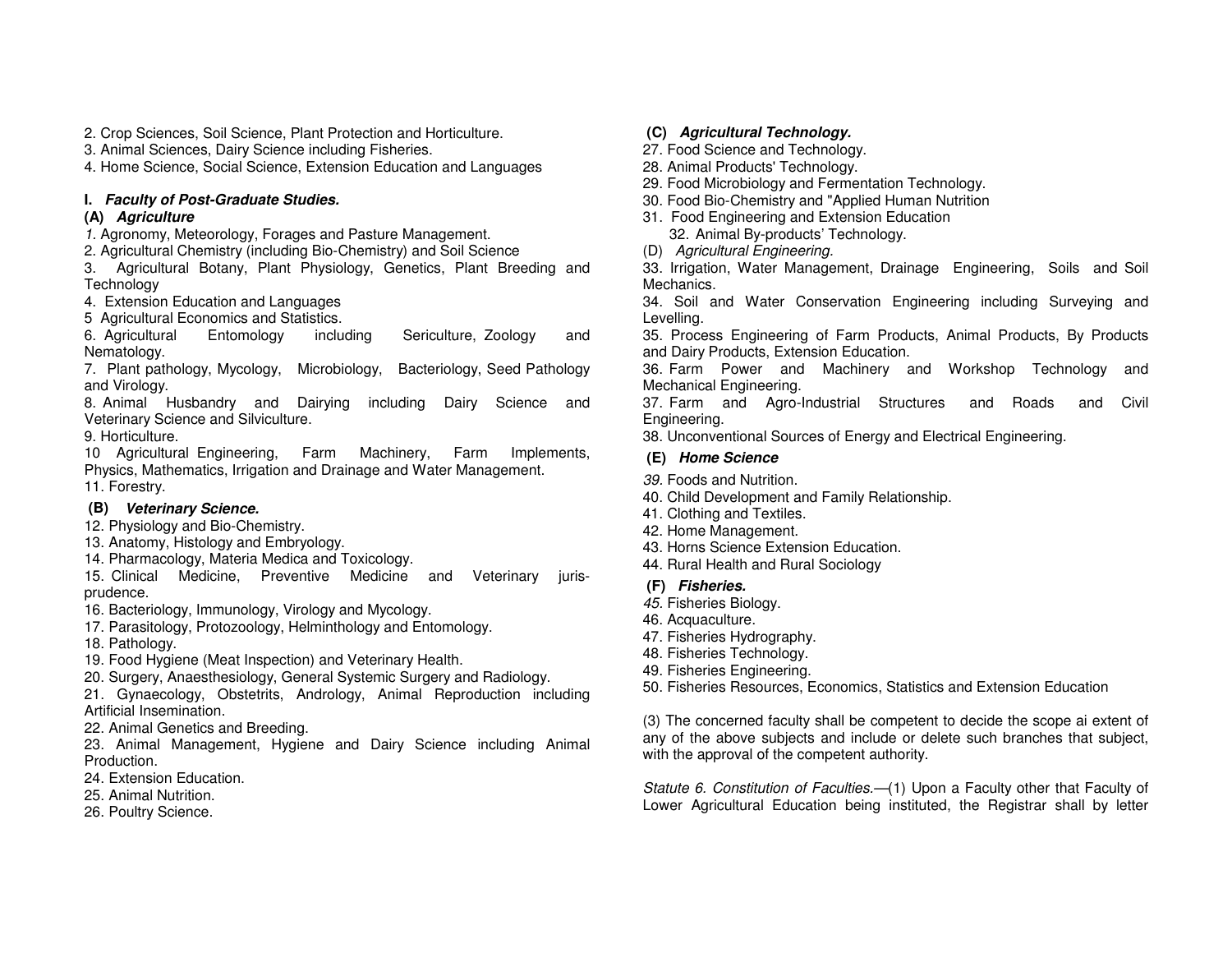2. Crop Sciences, Soil Science, Plant Protection and Horticulture.
3. Animal Sciences, Dairy Science including Fisheries.
4. Home Science, Social Science, Extension Education and Languages

**I. *Faculty of Post-Graduate Studies.***

**(A) *Agriculture***

*1.* Agronomy, Meteorology, Forages and Pasture Management.
2. Agricultural Chemistry (including Bio-Chemistry) and Soil Science
3. Agricultural Botany, Plant Physiology, Genetics, Plant Breeding and Technology
4. Extension Education and Languages
5 Agricultural Economics and Statistics.
6. Agricultural Entomology including Sericulture, Zoology and Nematology.
7. Plant pathology, Mycology, Microbiology, Bacteriology, Seed Pathology and Virology.
8. Animal Husbandry and Dairying including Dairy Science and Veterinary Science and Silviculture.
9. Horticulture.
10 Agricultural Engineering, Farm Machinery, Farm Implements, Physics, Mathematics, Irrigation and Drainage and Water Management.
11. Forestry.

**(B) *Veterinary Science.***

12. Physiology and Bio-Chemistry.
13. Anatomy, Histology and Embryology.
14. Pharmacology, Materia Medica and Toxicology.
15. Clinical Medicine, Preventive Medicine and Veterinary juris-prudence.
16. Bacteriology, Immunology, Virology and Mycology.
17. Parasitology, Protozoology, Helminthology and Entomology.
18. Pathology.
19. Food Hygiene (Meat Inspection) and Veterinary Health.
20. Surgery, Anaesthesiology, General Systemic Surgery and Radiology.
21. Gynaecology, Obstetrits, Andrology, Animal Reproduction including Artificial Insemination.
22. Animal Genetics and Breeding.
23. Animal Management, Hygiene and Dairy Science including Animal Production.
24. Extension Education.
25. Animal Nutrition.
26. Poultry Science.

**(C) *Agricultural Technology.***

27. Food Science and Technology.
28. Animal Products' Technology.
29. Food Microbiology and Fermentation Technology.
30. Food Bio-Chemistry and "Applied Human Nutrition
31. Food Engineering and Extension Education
32. Animal By-products' Technology.

(D) *Agricultural Engineering.*

33. Irrigation, Water Management, Drainage Engineering, Soils and Soil Mechanics.
34. Soil and Water Conservation Engineering including Surveying and Levelling.
35. Process Engineering of Farm Products, Animal Products, By Products and Dairy Products, Extension Education.
36. Farm Power and Machinery and Workshop Technology and Mechanical Engineering.
37. Farm and Agro-Industrial Structures and Roads and Civil Engineering.
38. Unconventional Sources of Energy and Electrical Engineering.

**(E) *Home Science***

*39.* Foods and Nutrition.
40. Child Development and Family Relationship.
41. Clothing and Textiles.
42. Home Management.
43. Horns Science Extension Education.
44. Rural Health and Rural Sociology

**(F) *Fisheries.***

*45.* Fisheries Biology.
46. Acquaculture.
47. Fisheries Hydrography.
48. Fisheries Technology.
49. Fisheries Engineering.
50. Fisheries Resources, Economics, Statistics and Extension Education

(3) The concerned faculty shall be competent to decide the scope ai extent of any of the above subjects and include or delete such branches that subject, with the approval of the competent authority.

*Statute 6. Constitution of Faculties.*—(1) Upon a Faculty other that Faculty of Lower Agricultural Education being instituted, the Registrar shall by letter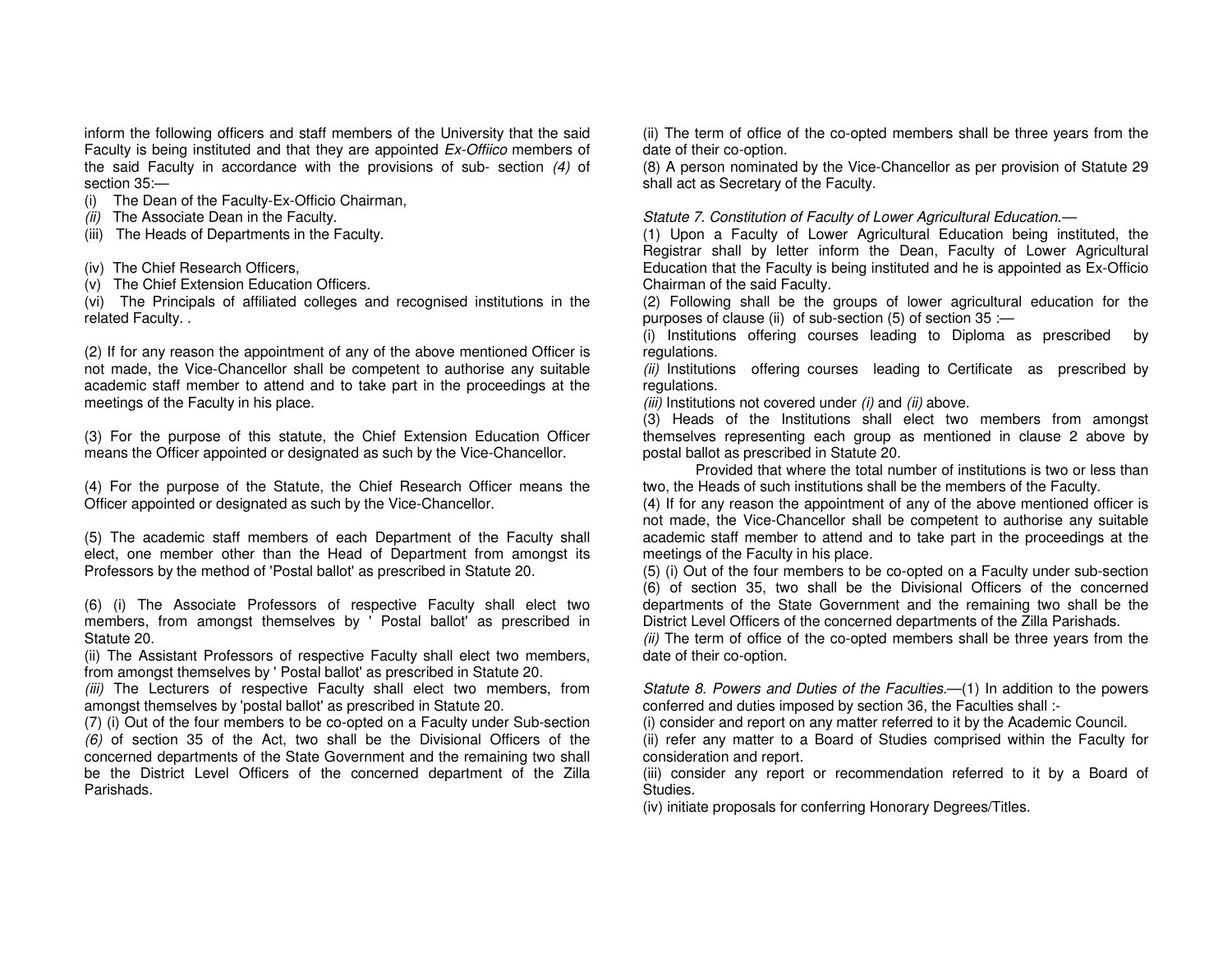inform the following officers and staff members of the University that the said Faculty is being instituted and that they are appointed *Ex-Offiico* members of the said Faculty in accordance with the provisions of sub- section *(4)* of section 35:—

(i) The Dean of the Faculty-Ex-Officio Chairman,
*(ii)* The Associate Dean in the Faculty.
(iii) The Heads of Departments in the Faculty.

(iv) The Chief Research Officers,
(v) The Chief Extension Education Officers.
(vi) The Principals of affiliated colleges and recognised institutions in the related Faculty. .

(2) If for any reason the appointment of any of the above mentioned Officer is not made, the Vice-Chancellor shall be competent to authorise any suitable academic staff member to attend and to take part in the proceedings at the meetings of the Faculty in his place.

(3) For the purpose of this statute, the Chief Extension Education Officer means the Officer appointed or designated as such by the Vice-Chancellor.

(4) For the purpose of the Statute, the Chief Research Officer means the Officer appointed or designated as such by the Vice-Chancellor.

(5) The academic staff members of each Department of the Faculty shall elect, one member other than the Head of Department from amongst its Professors by the method of 'Postal ballot' as prescribed in Statute 20.

(6) (i) The Associate Professors of respective Faculty shall elect two members, from amongst themselves by ' Postal ballot' as prescribed in Statute 20.
(ii) The Assistant Professors of respective Faculty shall elect two members, from amongst themselves by ' Postal ballot' as prescribed in Statute 20.
*(iii)* The Lecturers of respective Faculty shall elect two members, from amongst themselves by 'postal ballot' as prescribed in Statute 20.
(7) (i) Out of the four members to be co-opted on a Faculty under Sub-section *(6)* of section 35 of the Act, two shall be the Divisional Officers of the concerned departments of the State Government and the remaining two shall be the District Level Officers of the concerned department of the Zilla Parishads.
(ii) The term of office of the co-opted members shall be three years from the date of their co-option.
(8) A person nominated by the Vice-Chancellor as per provision of Statute 29 shall act as Secretary of the Faculty.

*Statute 7. Constitution of Faculty of Lower Agricultural Education.*—
(1) Upon a Faculty of Lower Agricultural Education being instituted, the Registrar shall by letter inform the Dean, Faculty of Lower Agricultural Education that the Faculty is being instituted and he is appointed as Ex-Officio Chairman of the said Faculty.
(2) Following shall be the groups of lower agricultural education for the purposes of clause (ii) of sub-section (5) of section 35 :—
(i) Institutions offering courses leading to Diploma as prescribed by regulations.
*(ii)* Institutions offering courses leading to Certificate as prescribed by regulations.
*(iii)* Institutions not covered under *(i)* and *(ii)* above.
(3) Heads of the Institutions shall elect two members from amongst themselves representing each group as mentioned in clause 2 above by postal ballot as prescribed in Statute 20.
Provided that where the total number of institutions is two or less than two, the Heads of such institutions shall be the members of the Faculty.
(4) If for any reason the appointment of any of the above mentioned officer is not made, the Vice-Chancellor shall be competent to authorise any suitable academic staff member to attend and to take part in the proceedings at the meetings of the Faculty in his place.
(5) (i) Out of the four members to be co-opted on a Faculty under sub-section (6) of section 35, two shall be the Divisional Officers of the concerned departments of the State Government and the remaining two shall be the District Level Officers of the concerned departments of the Zilla Parishads.
*(ii)* The term of office of the co-opted members shall be three years from the date of their co-option.

*Statute 8. Powers and Duties of the Faculties.*—(1) In addition to the powers conferred and duties imposed by section 36, the Faculties shall :-
(i) consider and report on any matter referred to it by the Academic Council.
(ii) refer any matter to a Board of Studies comprised within the Faculty for consideration and report.
(iii) consider any report or recommendation referred to it by a Board of Studies.
(iv) initiate proposals for conferring Honorary Degrees/Titles.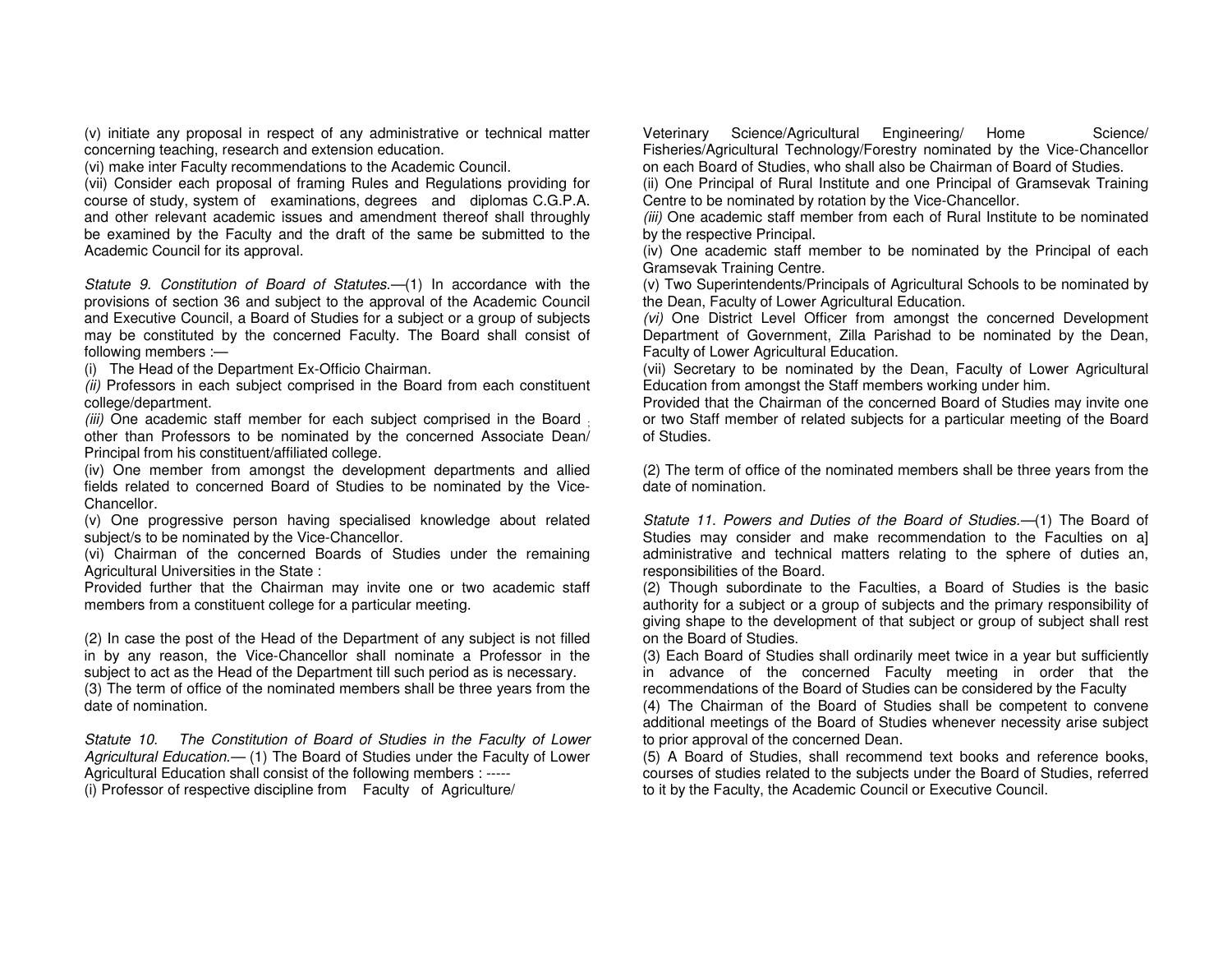(v) initiate any proposal in respect of any administrative or technical matter concerning teaching, research and extension education.

(vi) make inter Faculty recommendations to the Academic Council.

(vii) Consider each proposal of framing Rules and Regulations providing for course of study, system of examinations, degrees and diplomas C.G.P.A. and other relevant academic issues and amendment thereof shall throughly be examined by the Faculty and the draft of the same be submitted to the Academic Council for its approval.

*Statute 9. Constitution of Board of Statutes.*—(1) In accordance with the provisions of section 36 and subject to the approval of the Accademic Council and Executive Council, a Board of Studies for a subject or a group of subjects may be constituted by the concerned Faculty. The Board shall consist of following members :—

(i) The Head of the Department Ex-Officio Chairman.

*(ii)* Professors in each subject comprised in the Board from each constituent college/department.

*(iii)* One academic staff member for each subject comprised in the Board other than Professors to be nominated by the concerned Associate Dean/ Principal from his constituent/affiliated college.

(iv) One member from amongst the development departments and allied fields related to concerned Board of Studies to be nominated by the Vice-Chancellor.

(v) One progressive person having specialised knowledge about related subject/s to be nominated by the Vice-Chancellor.

(vi) Chairman of the concerned Boards of Studies under the remaining Agricultural Universities in the State :

Provided further that the Chairman may invite one or two academic staff members from a constituent college for a particular meeting.

(2) In case the post of the Head of the Department of any subject is not filled in by any reason, the Vice-Chancellor shall nominate a Professor in the subject to act as the Head of the Department till such period as is necessary.

(3) The term of office of the nominated members shall be three years from the date of nomination.

*Statute 10. The Constitution of Board of Studies in the Faculty of Lower Agricultural Education.*— (1) The Board of Studies under the Faculty of Lower Agricultural Education shall consist of the following members : -----

(i) Professor of respective discipline from Faculty of Agriculture/ Veterinary Science/Agricultural Engineering/ Home Science/ Fisheries/Agricultural Technology/Forestry nominated by the Vice-Chancellor on each Board of Studies, who shall also be Chairman of Board of Studies.

(ii) One Principal of Rural Institute and one Principal of Gramsevak Training Centre to be nominated by rotation by the Vice-Chancellor.

*(iii)* One academic staff member from each of Rural Institute to be nominated by the respective Principal.

(iv) One academic staff member to be nominated by the Principal of each Gramsevak Training Centre.

(v) Two Superintendents/Principals of Agricultural Schools to be nominated by the Dean, Faculty of Lower Agricultural Education.

*(vi)* One District Level Officer from amongst the concerned Development Department of Government, Zilla Parishad to be nominated by the Dean, Faculty of Lower Agricultural Education.

(vii) Secretary to be nominated by the Dean, Faculty of Lower Agricultural Education from amongst the Staff members working under him.

Provided that the Chairman of the concerned Board of Studies may invite one or two Staff member of related subjects for a particular meeting of the Board of Studies.

(2) The term of office of the nominated members shall be three years from the date of nomination.

*Statute 11. Powers and Duties of the Board of Studies.*—(1) The Board of Studies may consider and make recommendation to the Faculties on a] administrative and technical matters relating to the sphere of duties an, responsibilities of the Board.

(2) Though subordinate to the Faculties, a Board of Studies is the basic authority for a subject or a group of subjects and the primary responsibility of giving shape to the development of that subject or group of subject shall rest on the Board of Studies.

(3) Each Board of Studies shall ordinarily meet twice in a year but sufficiently in advance of the concerned Faculty meeting in order that the recommendations of the Board of Studies can be considered by the Faculty

(4) The Chairman of the Board of Studies shall be competent to convene additional meetings of the Board of Studies whenever necessity arise subject to prior approval of the concerned Dean.

(5) A Board of Studies, shall recommend text books and reference books, courses of studies related to the subjects under the Board of Studies, referred to it by the Faculty, the Academic Council or Executive Council.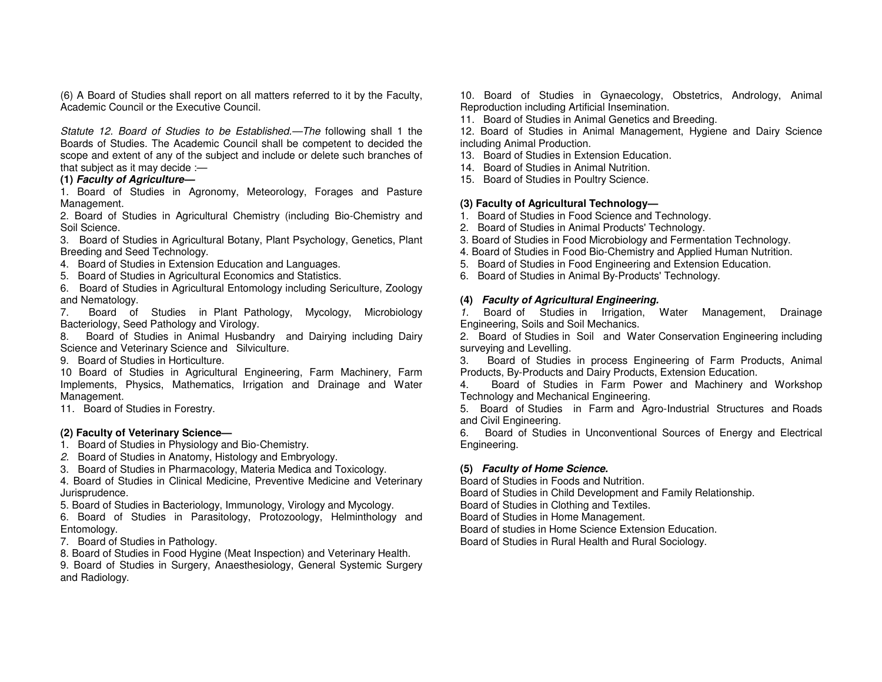(6) A Board of Studies shall report on all matters referred to it by the Faculty, Academic Council or the Executive Council.

*Statute 12. Board of Studies to be Established.—The* following shall 1 the Boards of Studies. The Academic Council shall be competent to decided the scope and extent of any of the subject and include or delete such branches of that subject as it may decide :—

**(1) *Faculty of Agriculture—***

1. Board of Studies in Agronomy, Meteorology, Forages and Pasture Management.
2. Board of Studies in Agricultural Chemistry (including Bio-Chemistry and Soil Science.
3. Board of Studies in Agricultural Botany, Plant Psychology, Genetics, Plant Breeding and Seed Technology.
4. Board of Studies in Extension Education and Languages.
5. Board of Studies in Agricultural Economics and Statistics.
6. Board of Studies in Agricultural Entomology including Sericulture, Zoology and Nematology.
7. Board of Studies in Plant Pathology, Mycology, Microbiology Bacteriology, Seed Pathology and Virology.
8. Board of Studies in Animal Husbandry and Dairying including Dairy Science and Veterinary Science and Silviculture.
9. Board of Studies in Horticulture.
10. Board of Studies in Agricultural Engineering, Farm Machinery, Farm Implements, Physics, Mathematics, Irrigation and Drainage and Water Management.
11. Board of Studies in Forestry.

**(2) Faculty of Veterinary Science—**

1. Board of Studies in Physiology and Bio-Chemistry.
2. Board of Studies in Anatomy, Histology and Embryology.
3. Board of Studies in Pharmacology, Materia Medica and Toxicology.
4. Board of Studies in Clinical Medicine, Preventive Medicine and Veterinary Jurisprudence.
5. Board of Studies in Bacteriology, Immunology, Virology and Mycology.
6. Board of Studies in Parasitology, Protozoology, Helminthology and Entomology.
7. Board of Studies in Pathology.
8. Board of Studies in Food Hygine (Meat Inspection) and Veterinary Health.
9. Board of Studies in Surgery, Anaesthesiology, General Systemic Surgery and Radiology.
10. Board of Studies in Gynaecology, Obstetrics, Andrology, Animal Reproduction including Artificial Insemination.
11. Board of Studies in Animal Genetics and Breeding.
12. Board of Studies in Animal Management, Hygiene and Dairy Science including Animal Production.
13. Board of Studies in Extension Education.
14. Board of Studies in Animal Nutrition.
15. Board of Studies in Poultry Science.

**(3) Faculty of Agricultural Technology—**

1. Board of Studies in Food Science and Technology.
2. Board of Studies in Animal Products' Technology.
3. Board of Studies in Food Microbiology and Fermentation Technology.
4. Board of Studies in Food Bio-Chemistry and Applied Human Nutrition.
5. Board of Studies in Food Engineering and Extension Education.
6. Board of Studies in Animal By-Products' Technology.

**(4) *Faculty of Agricultural Engineering.***

1. Board of Studies in Irrigation, Water Management, Drainage Engineering, Soils and Soil Mechanics.
2. Board of Studies in Soil and Water Conservation Engineering including surveying and Levelling.
3. Board of Studies in process Engineering of Farm Products, Animal Products, By-Products and Dairy Products, Extension Education.
4. Board of Studies in Farm Power and Machinery and Workshop Technology and Mechanical Engineering.
5. Board of Studies in Farm and Agro-Industrial Structures and Roads and Civil Engineering.
6. Board of Studies in Unconventional Sources of Energy and Electrical Engineering.

**(5) *Faculty of Home Science.***

Board of Studies in Foods and Nutrition.
Board of Studies in Child Development and Family Relationship.
Board of Studies in Clothing and Textiles.
Board of Studies in Home Management.
Board of studies in Home Science Extension Education.
Board of Studies in Rural Health and Rural Sociology.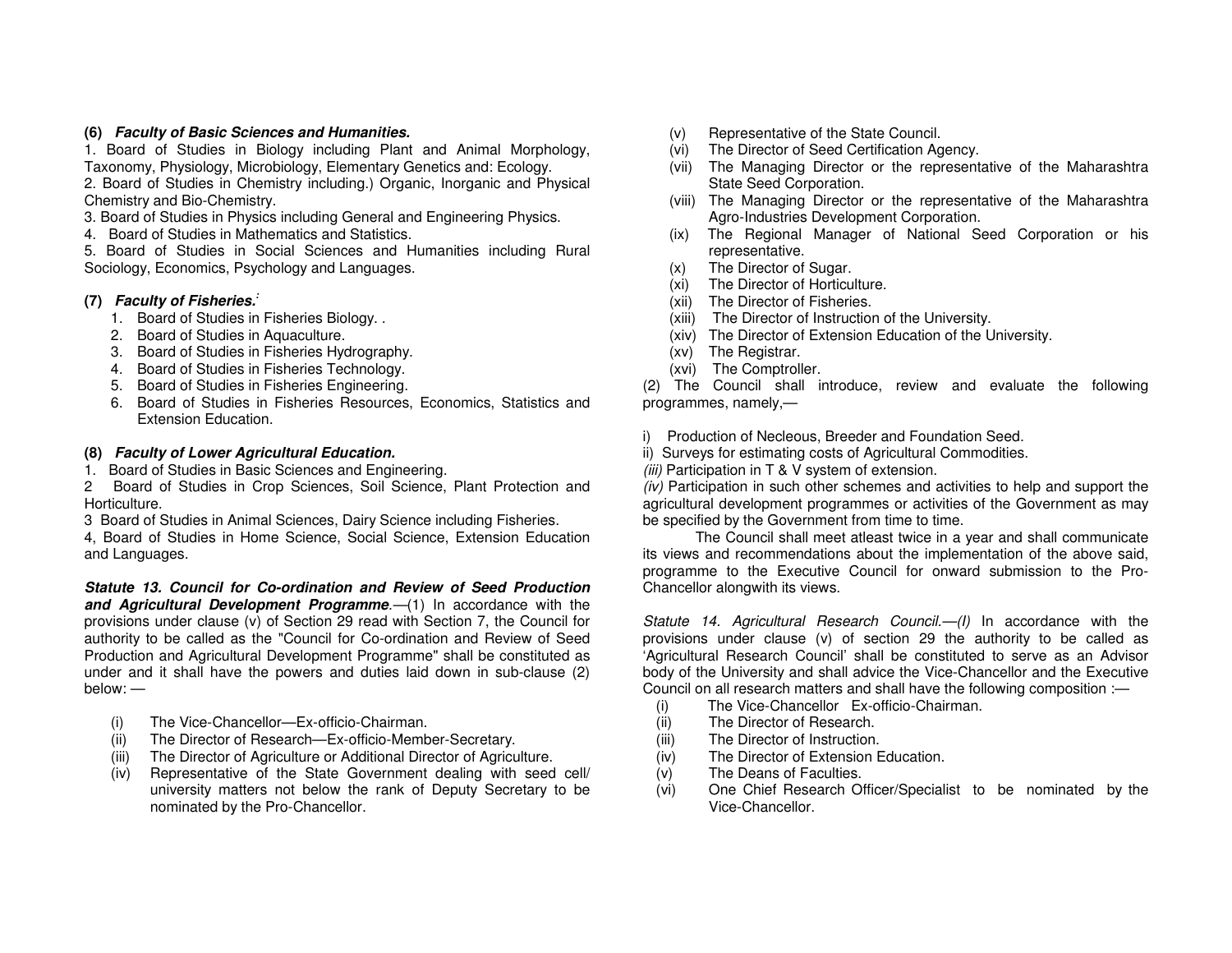**(6) *Faculty of Basic Sciences and Humanities.***

1. Board of Studies in Biology including Plant and Animal Morphology, Taxonomy, Physiology, Microbiology, Elementary Genetics and: Ecology.
2. Board of Studies in Chemistry including.) Organic, Inorganic and Physical Chemistry and Bio-Chemistry.
3. Board of Studies in Physics including General and Engineering Physics.
4. Board of Studies in Mathematics and Statistics.
5. Board of Studies in Social Sciences and Humanities including Rural Sociology, Economics, Psychology and Languages.

**(7) *Faculty of Fisheries.***

1. Board of Studies in Fisheries Biology. .
2. Board of Studies in Aquaculture.
3. Board of Studies in Fisheries Hydrography.
4. Board of Studies in Fisheries Technology.
5. Board of Studies in Fisheries Engineering.
6. Board of Studies in Fisheries Resources, Economics, Statistics and Extension Education.

**(8) *Faculty of Lower Agricultural Education.***

1. Board of Studies in Basic Sciences and Engineering.
2. Board of Studies in Crop Sciences, Soil Science, Plant Protection and Horticulture.
3. Board of Studies in Animal Sciences, Dairy Science including Fisheries.
4, Board of Studies in Home Science, Social Science, Extension Education and Languages.

***Statute 13. Council for Co-ordination and Review of Seed Production and Agricultural Development Programme*.**—(1) In accordance with the provisions under clause (v) of Section 29 read with Section 7, the Council for authority to be called as the "Council for Co-ordination and Review of Seed Production and Agricultural Development Programme" shall be constituted as under and it shall have the powers and duties laid down in sub-clause (2) below: —

(i) The Vice-Chancellor—Ex-officio-Chairman.
(ii) The Director of Research—Ex-officio-Member-Secretary.
(iii) The Director of Agriculture or Additional Director of Agriculture.
(iv) Representative of the State Government dealing with seed cell/ university matters not below the rank of Deputy Secretary to be nominated by the Pro-Chancellor.
(v) Representative of the State Council.
(vi) The Director of Seed Certification Agency.
(vii) The Managing Director or the representative of the Maharashtra State Seed Corporation.
(viii) The Managing Director or the representative of the Maharashtra Agro-Industries Development Corporation.
(ix) The Regional Manager of National Seed Corporation or his representative.
(x) The Director of Sugar.
(xi) The Director of Horticulture.
(xii) The Director of Fisheries.
(xiii) The Director of Instruction of the University.
(xiv) The Director of Extension Education of the University.
(xv) The Registrar.
(xvi) The Comptroller.

(2) The Council shall introduce, review and evaluate the following programmes, namely,—

i) Production of Necleous, Breeder and Foundation Seed.
ii) Surveys for estimating costs of Agricultural Commodities.
*(iii)* Participation in T & V system of extension.
*(iv)* Participation in such other schemes and activities to help and support the agricultural development programmes or activities of the Government as may be specified by the Government from time to time.

The Council shall meet atleast twice in a year and shall communicate its views and recommendations about the implementation of the above said, programme to the Executive Council for onward submission to the Pro-Chancellor alongwith its views.

*Statute 14. Agricultural Research Council.—(I)* In accordance with the provisions under clause (v) of section 29 the authority to be called as 'Agricultural Research Council' shall be constituted to serve as an Advisor body of the University and shall advice the Vice-Chancellor and the Executive Council on all research matters and shall have the following composition :—

(i) The Vice-Chancellor Ex-officio-Chairman.
(ii) The Director of Research.
(iii) The Director of Instruction.
(iv) The Director of Extension Education.
(v) The Deans of Faculties.
(vi) One Chief Research Officer/Specialist to be nominated by the Vice-Chancellor.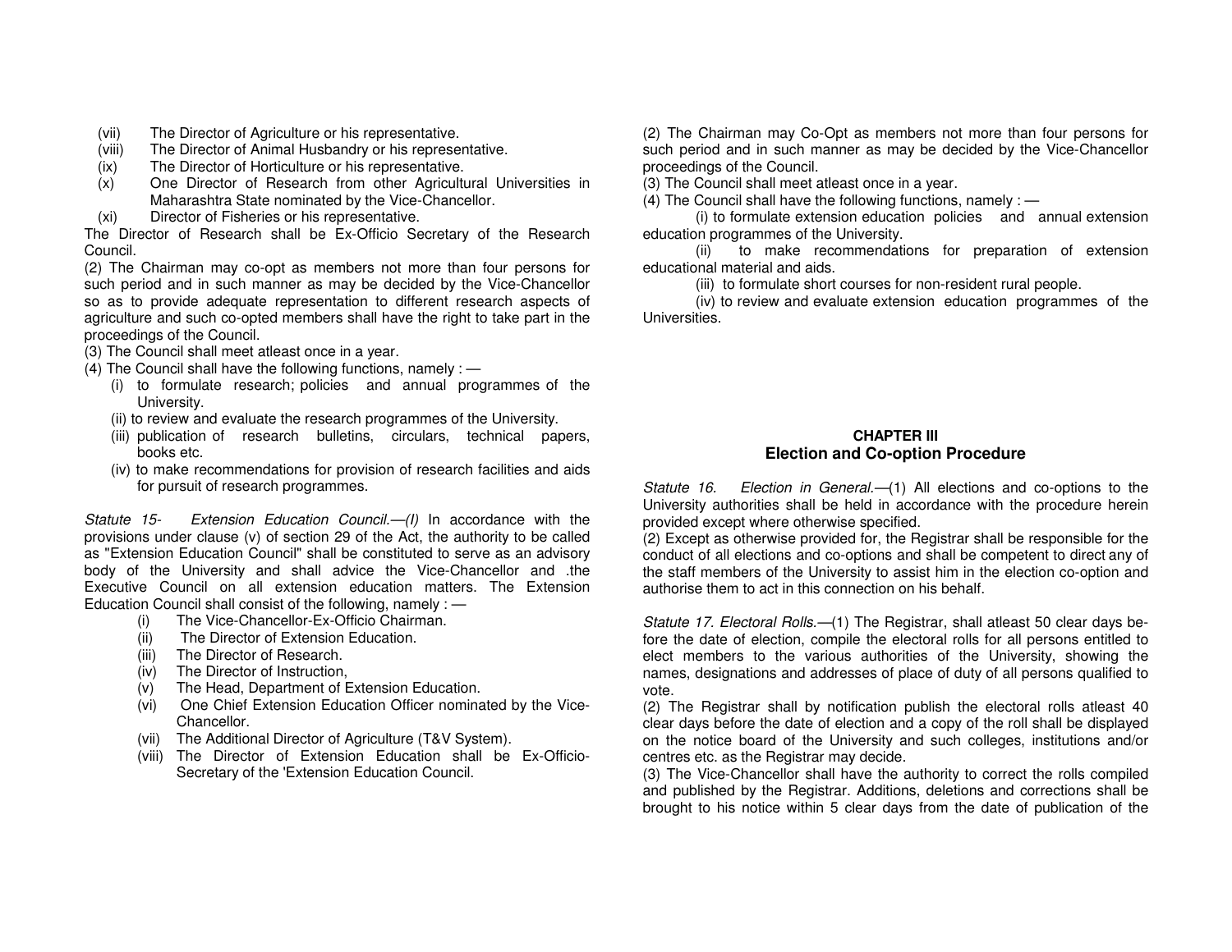(vii) The Director of Agriculture or his representative.
(viii) The Director of Animal Husbandry or his representative.
(ix) The Director of Horticulture or his representative.
(x) One Director of Research from other Agricultural Universities in Maharashtra State nominated by the Vice-Chancellor.
(xi) Director of Fisheries or his representative.

The Director of Research shall be Ex-Officio Secretary of the Research Council.

(2) The Chairman may co-opt as members not more than four persons for such period and in such manner as may be decided by the Vice-Chancellor so as to provide adequate representation to different research aspects of agriculture and such co-opted members shall have the right to take part in the proceedings of the Council.

(3) The Council shall meet atleast once in a year.

(4) The Council shall have the following functions, namely : —

(i) to formulate research; policies and annual programmes of the University.
(ii) to review and evaluate the research programmes of the University.
(iii) publication of research bulletins, circulars, technical papers, books etc.
(iv) to make recommendations for provision of research facilities and aids for pursuit of research programmes.

*Statute 15- Extension Education Council.—(I)* In accordance with the provisions under clause (v) of section 29 of the Act, the authority to be called as "Extension Education Council" shall be constituted to serve as an advisory body of the University and shall advice the Vice-Chancellor and .the Executive Council on all extension education matters. The Extension Education Council shall consist of the following, namely : —

(i) The Vice-Chancellor-Ex-Officio Chairman.
(ii) The Director of Extension Education.
(iii) The Director of Research.
(iv) The Director of Instruction,
(v) The Head, Department of Extension Education.
(vi) One Chief Extension Education Officer nominated by the Vice-Chancellor.
(vii) The Additional Director of Agriculture (T&V System).
(viii) The Director of Extension Education shall be Ex-Officio-Secretary of the 'Extension Education Council.

(2) The Chairman may Co-Opt as members not more than four persons for such period and in such manner as may be decided by the Vice-Chancellor proceedings of the Council.

(3) The Council shall meet atleast once in a year.

(4) The Council shall have the following functions, namely : —

(i) to formulate extension education policies and annual extension education programmes of the University.

(ii) to make recommendations for preparation of extension educational material and aids.

(iii) to formulate short courses for non-resident rural people.

(iv) to review and evaluate extension education programmes of the Universities.

## CHAPTER III
## Election and Co-option Procedure

*Statute 16. Election in General.*—(1) All elections and co-options to the University authorities shall be held in accordance with the procedure herein provided except where otherwise specified.

(2) Except as otherwise provided for, the Registrar shall be responsible for the conduct of all elections and co-options and shall be competent to direct any of the staff members of the University to assist him in the election co-option and authorise them to act in this connection on his behalf.

*Statute 17. Electoral Rolls.*—(1) The Registrar, shall atleast 50 clear days before the date of election, compile the electoral rolls for all persons entitled to elect members to the various authorities of the University, showing the names, designations and addresses of place of duty of all persons qualified to vote.

(2) The Registrar shall by notification publish the electoral rolls atleast 40 clear days before the date of election and a copy of the roll shall be displayed on the notice board of the University and such colleges, institutions and/or centres etc. as the Registrar may decide.

(3) The Vice-Chancellor shall have the authority to correct the rolls compiled and published by the Registrar. Additions, deletions and corrections shall be brought to his notice within 5 clear days from the date of publication of the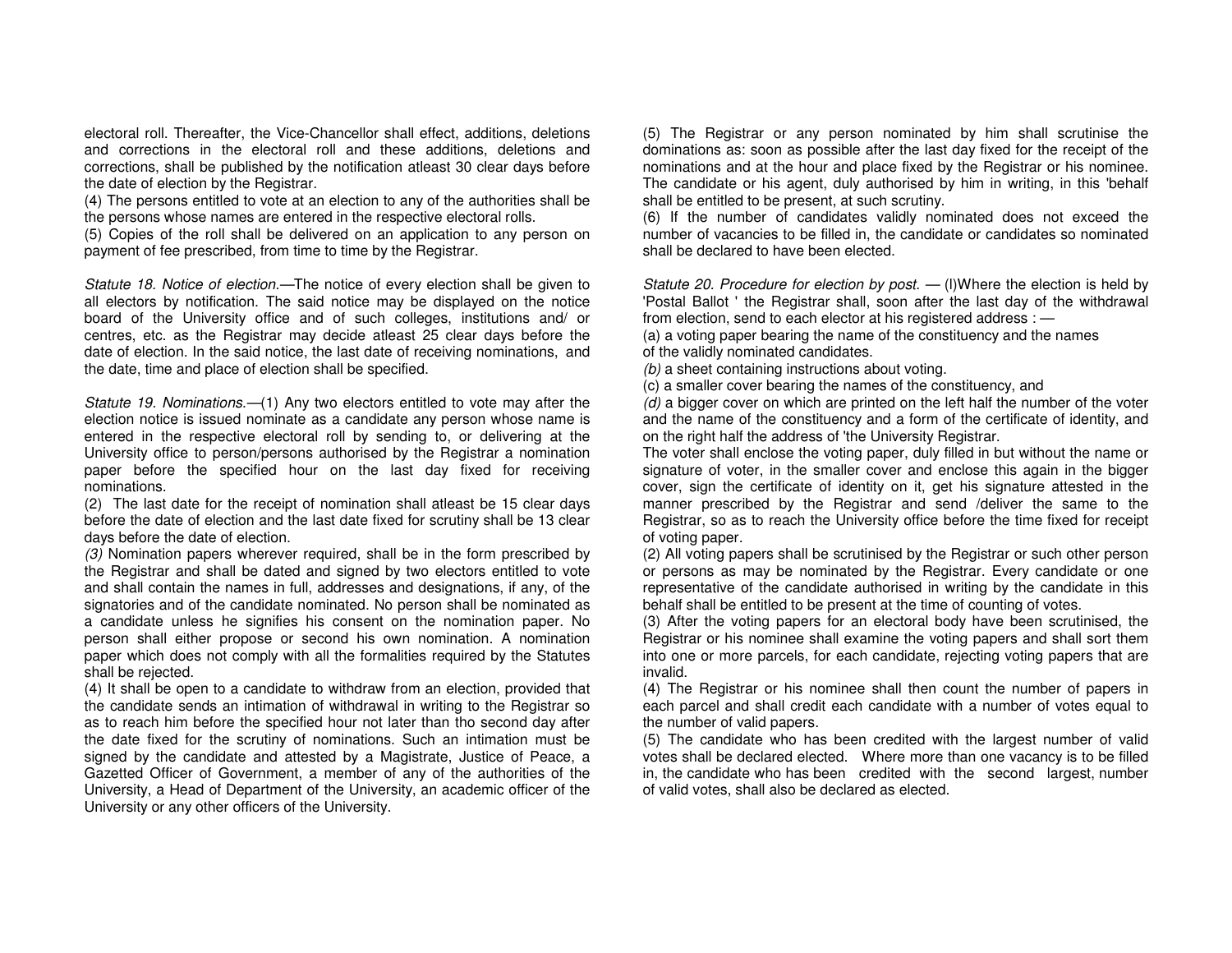electoral roll. Thereafter, the Vice-Chancellor shall effect, additions, deletions and corrections in the electoral roll and these additions, deletions and corrections, shall be published by the notification atleast 30 clear days before the date of election by the Registrar.

(4) The persons entitled to vote at an election to any of the authorities shall be the persons whose names are entered in the respective electoral rolls.

(5) Copies of the roll shall be delivered on an application to any person on payment of fee prescribed, from time to time by the Registrar.

*Statute 18. Notice of election.*—The notice of every election shall be given to all electors by notification. The said notice may be displayed on the notice board of the University office and of such colleges, institutions and/ or centres, etc. as the Registrar may decide atleast 25 clear days before the date of election. In the said notice, the last date of receiving nominations, and the date, time and place of election shall be specified.

*Statute 19. Nominations.*—(1) Any two electors entitled to vote may after the election notice is issued nominate as a candidate any person whose name is entered in the respective electoral roll by sending to, or delivering at the University office to person/persons authorised by the Registrar a nomination paper before the specified hour on the last day fixed for receiving nominations.

(2) The last date for the receipt of nomination shall atleast be 15 clear days before the date of election and the last date fixed for scrutiny shall be 13 clear days before the date of election.

*(3)* Nomination papers wherever required, shall be in the form prescribed by the Registrar and shall be dated and signed by two electors entitled to vote and shall contain the names in full, addresses and designations, if any, of the signatories and of the candidate nominated. No person shall be nominated as a candidate unless he signifies his consent on the nomination paper. No person shall either propose or second his own nomination. A nomination paper which does not comply with all the formalities required by the Statutes shall be rejected.

(4) It shall be open to a candidate to withdraw from an election, provided that the candidate sends an intimation of withdrawal in writing to the Registrar so as to reach him before the specified hour not later than tho second day after the date fixed for the scrutiny of nominations. Such an intimation must be signed by the candidate and attested by a Magistrate, Justice of Peace, a Gazetted Officer of Government, a member of any of the authorities of the University, a Head of Department of the University, an academic officer of the University or any other officers of the University.

(5) The Registrar or any person nominated by him shall scrutinise the dominations as: soon as possible after the last day fixed for the receipt of the nominations and at the hour and place fixed by the Registrar or his nominee. The candidate or his agent, duly authorised by him in writing, in this 'behalf shall be entitled to be present, at such scrutiny.

(6) If the number of candidates validly nominated does not exceed the number of vacancies to be filled in, the candidate or candidates so nominated shall be declared to have been elected.

*Statute 20. Procedure for election by post.* — (l)Where the election is held by 'Postal Ballot ' the Registrar shall, soon after the last day of the withdrawal from election, send to each elector at his registered address : —

(a) a voting paper bearing the name of the constituency and the names of the validly nominated candidates.

*(b)* a sheet containing instructions about voting.

(c) a smaller cover bearing the names of the constituency, and

*(d)* a bigger cover on which are printed on the left half the number of the voter and the name of the constituency and a form of the certificate of identity, and on the right half the address of 'the University Registrar.

The voter shall enclose the voting paper, duly filled in but without the name or signature of voter, in the smaller cover and enclose this again in the bigger cover, sign the certificate of identity on it, get his signature attested in the manner prescribed by the Registrar and send /deliver the same to the Registrar, so as to reach the University office before the time fixed for receipt of voting paper.

(2) All voting papers shall be scrutinised by the Registrar or such other person or persons as may be nominated by the Registrar. Every candidate or one representative of the candidate authorised in writing by the candidate in this behalf shall be entitled to be present at the time of counting of votes.

(3) After the voting papers for an electoral body have been scrutinised, the Registrar or his nominee shall examine the voting papers and shall sort them into one or more parcels, for each candidate, rejecting voting papers that are invalid.

(4) The Registrar or his nominee shall then count the number of papers in each parcel and shall credit each candidate with a number of votes equal to the number of valid papers.

(5) The candidate who has been credited with the largest number of valid votes shall be declared elected. Where more than one vacancy is to be filled in, the candidate who has been credited with the second largest, number of valid votes, shall also be declared as elected.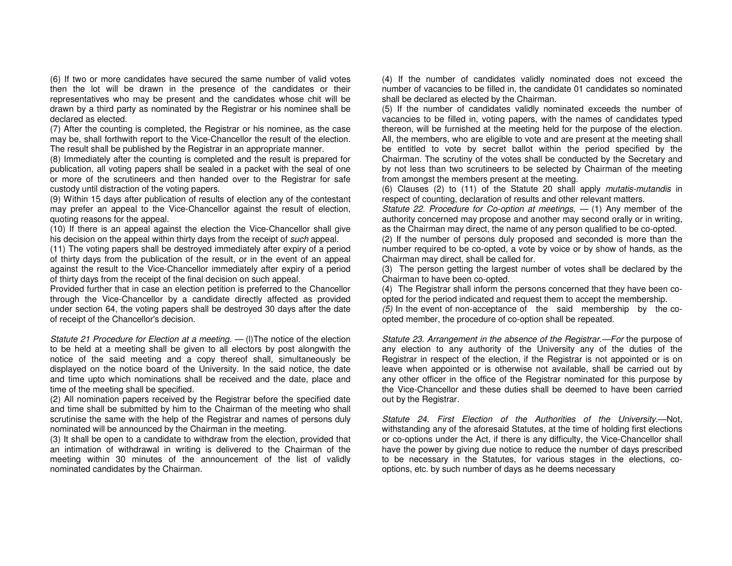(6) If two or more candidates have secured the same number of valid votes then the lot will be drawn in the presence of the candidates or their representatives who may be present and the candidates whose chit will be drawn by a third party as nominated by the Registrar or his nominee shall be declared as elected.

(7) After the counting is completed, the Registrar or his nominee, as the case may be, shall forthwith report to the Vice-Chancellor the result of the election. The result shall be published by the Registrar in an appropriate manner.

(8) Immediately after the counting is completed and the result is prepared for publication, all voting papers shall be sealed in a packet with the seal of one or more of the scrutineers and then handed over to the Registrar for safe custody until distraction of the voting papers.

(9) Within 15 days after publication of results of election any of the contestant may prefer an appeal to the Vice-Chancellor against the result of election, quoting reasons for the appeal.

(10) If there is an appeal against the election the Vice-Chancellor shall give his decision on the appeal within thirty days from the receipt of *such* appeal.

(11) The voting papers shall be destroyed immediately after expiry of a period of thirty days from the publication of the result, or in the event of an appeal against the result to the Vice-Chancellor immediately after expiry of a period of thirty days from the receipt of the final decision on such appeal.

Provided further that in case an election petition is preferred to the Chancellor through the Vice-Chancellor by a candidate directly affected as provided under section 64, the voting papers shall be destroyed 30 days after the date of receipt of the Chancellor's decision.

*Statute 21 Procedure for Election at a meeting.* — (l)The notice of the election to be held at a meeting shall be given to all electors by post alongwith the notice of the said meeting and a copy thereof shall, simultaneously be displayed on the notice board of the University. In the said notice, the date and time upto which nominations shall be received and the date, place and time of the meeting shall be specified.

(2) All nomination papers received by the Registrar before the specified date and time shall be submitted by him to the Chairman of the meeting who shall scrutinise the same with the help of the Registrar and names of persons duly nominated will be announced by the Chairman in the meeting.

(3) It shall be open to a candidate to withdraw from the election, provided that an intimation of withdrawal in writing is delivered to the Chairman of the meeting within 30 minutes of the announcement of the list of validly nominated candidates by the Chairman.

(4) If the number of candidates validly nominated does not exceed the number of vacancies to be filled in, the candidate 01 candidates so nominated shall be declared as elected by the Chairman.

(5) If the number of candidates validly nominated exceeds the number of vacancies to be filled in, voting papers, with the names of candidates typed thereon, will be furnished at the meeting held for the purpose of the election. All, the members, who are eligible to vote and are present at the meeting shall be entitled to vote by secret ballot within the period specified by the Chairman. The scrutiny of the votes shall be conducted by the Secretary and by not less than two scrutineers to be selected by Chairman of the meeting from amongst the members present at the meeting.

(6) Clauses (2) to (11) of the Statute 20 shall apply *mutatis-mutandis* in respect of counting, declaration of results and other relevant matters.

*Statute 22. Procedure for Co-option at meetings,* — (1) Any member of the authority concerned may propose and another may second orally or in writing, as the Chairman may direct, the name of any person qualified to be co-opted.

(2) If the number of persons duly proposed and seconded is more than the number required to be co-opted, a vote by voice or by show of hands, as the Chairman may direct, shall be called for.

(3) The person getting the largest number of votes shall be declared by the Chairman to have been co-opted.

(4) The Registrar shall inform the persons concerned that they have been co-opted for the period indicated and request them to accept the membership.

*(5)* In the event of non-acceptance of the said membership by the co-opted member, the procedure of co-option shall be repeated.

*Statute 23. Arrangement in the absence of the Registrar.—For* the purpose of any election to any authority of the University any of the duties of the Registrar in respect of the election, if the Registrar is not appointed or is on leave when appointed or is otherwise not available, shall be carried out by any other officer in the office of the Registrar nominated for this purpose by the Vice-Chancellor and these duties shall be deemed to have been carried out by the Registrar.

*Statute 24. First Election of the Authorities of the University.*—Not, withstanding any of the aforesaid Statutes, at the time of holding first elections or co-options under the Act, if there is any difficulty, the Vice-Chancellor shall have the power by giving due notice to reduce the number of days prescribed to be necessary in the Statutes, for various stages in the elections, co-options, etc. by such number of days as he deems necessary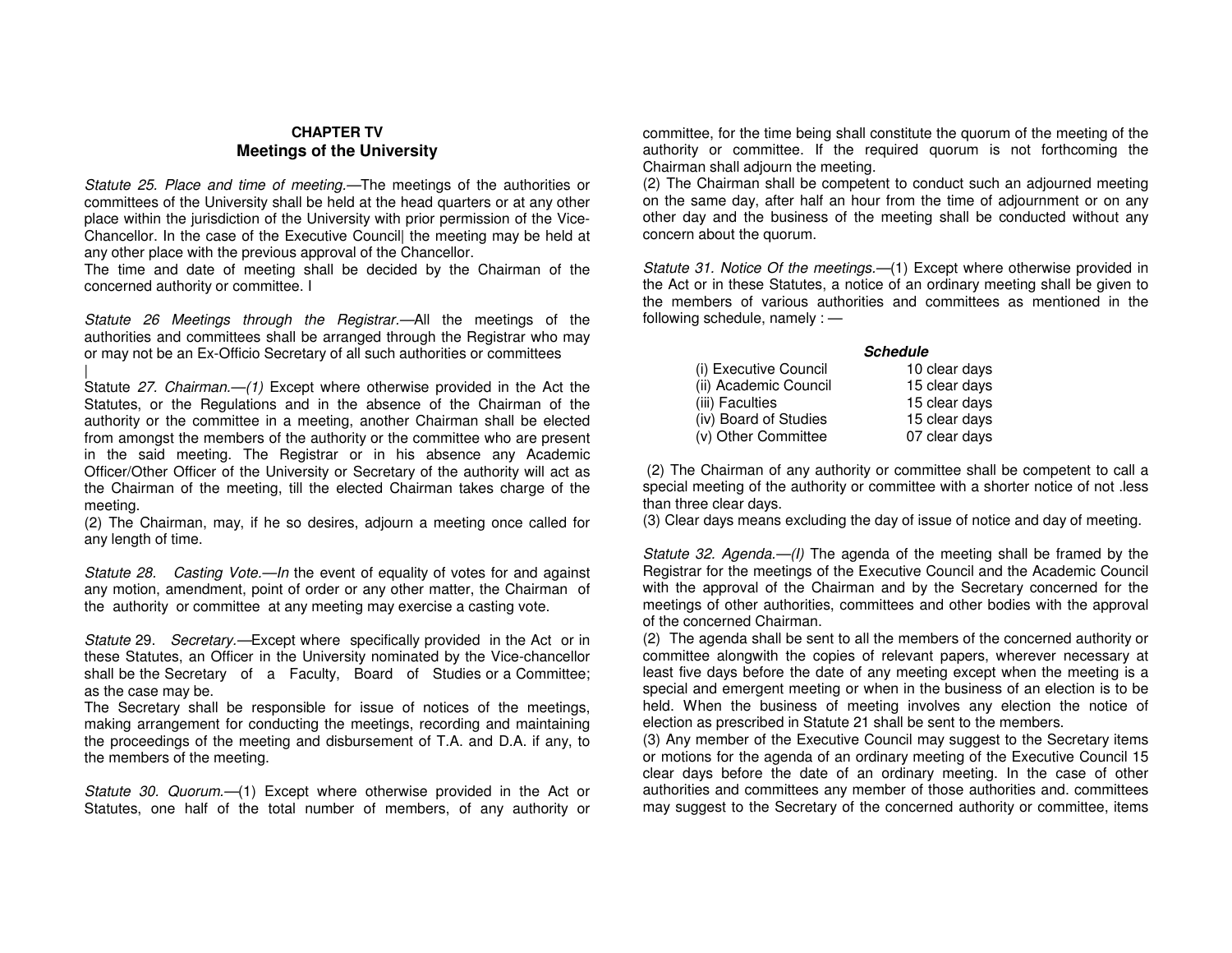## CHAPTER TV
## Meetings of the University

*Statute 25. Place and time of meeting.*—The meetings of the authorities or committees of the University shall be held at the head quarters or at any other place within the jurisdiction of the University with prior permission of the Vice-Chancellor. In the case of the Executive Council| the meeting may be held at any other place with the previous approval of the Chancellor.

The time and date of meeting shall be decided by the Chairman of the concerned authority or committee. I

*Statute 26 Meetings through the Registrar.*—All the meetings of the authorities and committees shall be arranged through the Registrar who may or may not be an Ex-Officio Secretary of all such authorities or committees

|

Statute *27. Chairman.—(1)* Except where otherwise provided in the Act the Statutes, or the Regulations and in the absence of the Chairman of the authority or the committee in a meeting, another Chairman shall be elected from amongst the members of the authority or the committee who are present in the said meeting. The Registrar or in his absence any Academic Officer/Other Officer of the University or Secretary of the authority will act as the Chairman of the meeting, till the elected Chairman takes charge of the meeting.

(2) The Chairman, may, if he so desires, adjourn a meeting once called for any length of time.

*Statute 28. Casting Vote.—In* the event of equality of votes for and against any motion, amendment, point of order or any other matter, the Chairman of the authority or committee at any meeting may exercise a casting vote.

*Statute* 29. *Secretary.*—Except where specifically provided in the Act or in these Statutes, an Officer in the University nominated by the Vice-chancellor shall be the Secretary of a Faculty, Board of Studies or a Committee; as the case may be.

The Secretary shall be responsible for issue of notices of the meetings, making arrangement for conducting the meetings, recording and maintaining the proceedings of the meeting and disbursement of T.A. and D.A. if any, to the members of the meeting.

*Statute 30. Quorum.*—(1) Except where otherwise provided in the Act or Statutes, one half of the total number of members, of any authority or committee, for the time being shall constitute the quorum of the meeting of the authority or committee. If the required quorum is not forthcoming the Chairman shall adjourn the meeting.

(2) The Chairman shall be competent to conduct such an adjourned meeting on the same day, after half an hour from the time of adjournment or on any other day and the business of the meeting shall be conducted without any concern about the quorum.

*Statute 31. Notice Of the meetings.*—(1) Except where otherwise provided in the Act or in these Statutes, a notice of an ordinary meeting shall be given to the members of various authorities and committees as mentioned in the following schedule, namely : —

***Schedule***

| | |
|---|---|
| (i) Executive Council | 10 clear days |
| (ii) Academic Council | 15 clear days |
| (iii) Faculties | 15 clear days |
| (iv) Board of Studies | 15 clear days |
| (v) Other Committee | 07 clear days |

(2) The Chairman of any authority or committee shall be competent to call a special meeting of the authority or committee with a shorter notice of not .less than three clear days.

(3) Clear days means excluding the day of issue of notice and day of meeting.

*Statute 32. Agenda.—(I)* The agenda of the meeting shall be framed by the Registrar for the meetings of the Executive Council and the Academic Council with the approval of the Chairman and by the Secretary concerned for the meetings of other authorities, committees and other bodies with the approval of the concerned Chairman.

(2) The agenda shall be sent to all the members of the concerned authority or committee alongwith the copies of relevant papers, wherever necessary at least five days before the date of any meeting except when the meeting is a special and emergent meeting or when in the business of an election is to be held. When the business of meeting involves any election the notice of election as prescribed in Statute 21 shall be sent to the members.

(3) Any member of the Executive Council may suggest to the Secretary items or motions for the agenda of an ordinary meeting of the Executive Council 15 clear days before the date of an ordinary meeting. In the case of other authorities and committees any member of those authorities and. committees may suggest to the Secretary of the concerned authority or committee, items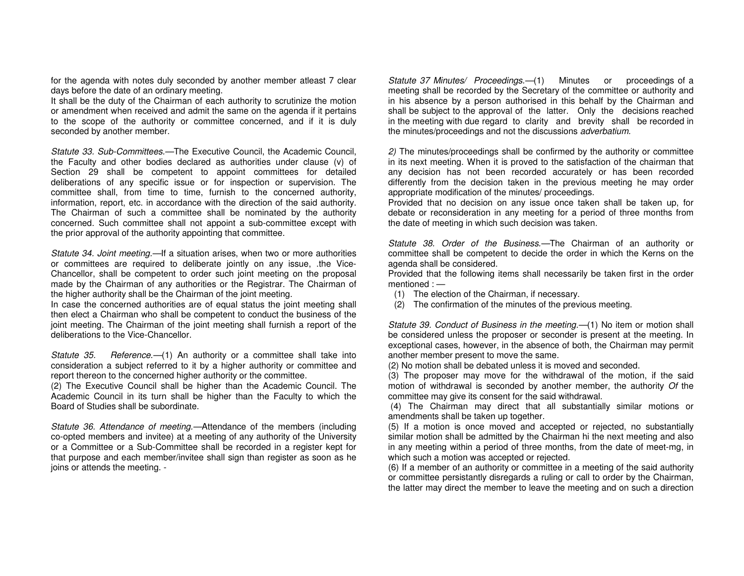for the agenda with notes duly seconded by another member atleast 7 clear days before the date of an ordinary meeting.

It shall be the duty of the Chairman of each authority to scrutinize the motion or amendment when received and admit the same on the agenda if it pertains to the scope of the authority or committee concerned, and if it is duly seconded by another member.

*Statute 33. Sub-Committees.*—The Executive Council, the Academic Council, the Faculty and other bodies declared as authorities under clause (v) of Section 29 shall be competent to appoint committees for detailed deliberations of any specific issue or for inspection or supervision. The committee shall, from time to time, furnish to the concerned authority, information, report, etc. in accordance with the direction of the said authority. The Chairman of such a committee shall be nominated by the authority concerned. Such committee shall not appoint a sub-committee except with the prior approval of the authority appointing that committee.

*Statute 34. Joint meeting.*—If a situation arises, when two or more authorities or committees are required to deliberate jointly on any issue, .the Vice-Chancellor, shall be competent to order such joint meeting on the proposal made by the Chairman of any authorities or the Registrar. The Chairman of the higher authority shall be the Chairman of the joint meeting.

In case the concerned authorities are of equal status the joint meeting shall then elect a Chairman who shall be competent to conduct the business of the joint meeting. The Chairman of the joint meeting shall furnish a report of the deliberations to the Vice-Chancellor.

*Statute 35. Reference.*—(1) An authority or a committee shall take into consideration a subject referred to it by a higher authority or committee and report thereon to the concerned higher authority or the committee.

(2) The Executive Council shall be higher than the Academic Council. The Academic Council in its turn shall be higher than the Faculty to which the Board of Studies shall be subordinate.

*Statute 36. Attendance of meeting.*—Attendance of the members (including co-opted members and invitee) at a meeting of any authority of the University or a Committee or a Sub-Committee shall be recorded in a register kept for that purpose and each member/invitee shall sign than register as soon as he joins or attends the meeting. -

*Statute 37 Minutes/ Proceedings.*—(1) Minutes or proceedings of a meeting shall be recorded by the Secretary of the committee or authority and in his absence by a person authorised in this behalf by the Chairman and shall be subject to the approval of the latter. Only the decisions reached in the meeting with due regard to clarity and brevity shall be recorded in the minutes/proceedings and not the discussions *adverbatium.*

*2)* The minutes/proceedings shall be confirmed by the authority or committee in its next meeting. When it is proved to the satisfaction of the chairman that any decision has not been recorded accurately or has been recorded differently from the decision taken in the previous meeting he may order appropriate modification of the minutes/ proceedings.

Provided that no decision on any issue once taken shall be taken up, for debate or reconsideration in any meeting for a period of three months from the date of meeting in which such decision was taken.

*Statute 38. Order of the Business.*—The Chairman of an authority or committee shall be competent to decide the order in which the Kerns on the agenda shall be considered.

Provided that the following items shall necessarily be taken first in the order mentioned : —

(1) The election of the Chairman, if necessary.
(2) The confirmation of the minutes of the previous meeting.

*Statute 39. Conduct of Business in the meeting.*—(1) No item or motion shall be considered unless the proposer or seconder is present at the meeting. In exceptional cases, however, in the absence of both, the Chairman may permit another member present to move the same.

(2) No motion shall be debated unless it is moved and seconded.

(3) The proposer may move for the withdrawal of the motion, if the said motion of withdrawal is seconded by another member, the authority *Of* the committee may give its consent for the said withdrawal.

(4) The Chairman may direct that all substantially similar motions or amendments shall be taken up together.

(5) If a motion is once moved and accepted or rejected, no substantially similar motion shall be admitted by the Chairman hi the next meeting and also in any meeting within a period of three months, from the date of meet-mg, in which such a motion was accepted or rejected.

(6) If a member of an authority or committee in a meeting of the said authority or committee persistantly disregards a ruling or call to order by the Chairman, the latter may direct the member to leave the meeting and on such a direction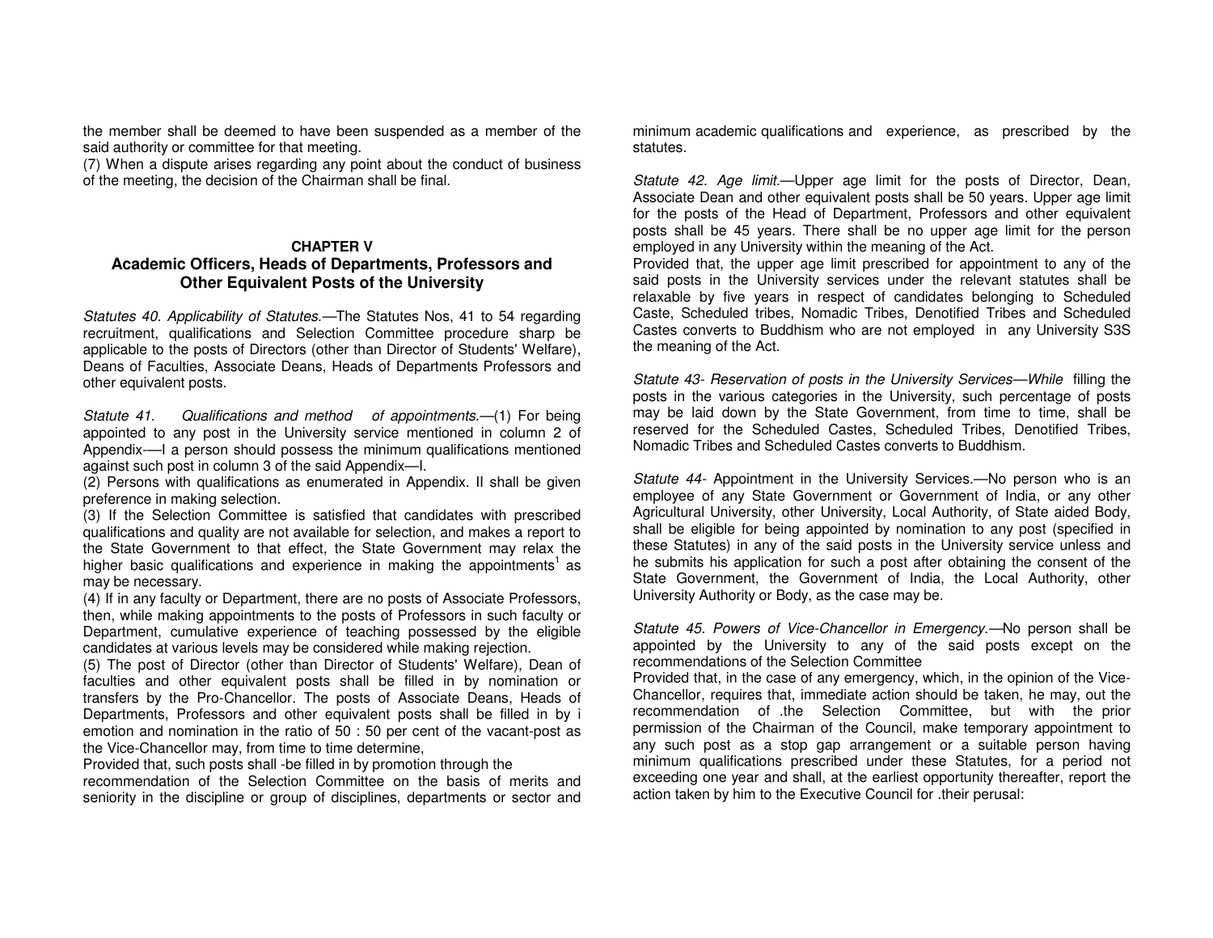the member shall be deemed to have been suspended as a member of the said authority or committee for that meeting.

(7) When a dispute arises regarding any point about the conduct of business of the meeting, the decision of the Chairman shall be final.

## CHAPTER V

## Academic Officers, Heads of Departments, Professors and Other Equivalent Posts of the University

*Statutes 40. Applicability of Statutes.*—The Statutes Nos, 41 to 54 regarding recruitment, qualifications and Selection Committee procedure sharp be applicable to the posts of Directors (other than Director of Students' Welfare), Deans of Faculties, Associate Deans, Heads of Departments Professors and other equivalent posts.

*Statute 41. Qualifications and method of appointments.*—(1) For being appointed to any post in the University service mentioned in column 2 of Appendix-—I a person should possess the minimum qualifications mentioned against such post in column 3 of the said Appendix—I.

(2) Persons with qualifications as enumerated in Appendix. II shall be given preference in making selection.

(3) If the Selection Committee is satisfied that candidates with prescribed qualifications and quality are not available for selection, and makes a report to the State Government to that effect, the State Government may relax the higher basic qualifications and experience in making the appointments[1] as may be necessary.

(4) If in any faculty or Department, there are no posts of Associate Professors, then, while making appointments to the posts of Professors in such faculty or Department, cumulative experience of teaching possessed by the eligible candidates at various levels may be considered while making rejection.

(5) The post of Director (other than Director of Students' Welfare), Dean of faculties and other equivalent posts shall be filled in by nomination or transfers by the Pro-Chancellor. The posts of Associate Deans, Heads of Departments, Professors and other equivalent posts shall be filled in by i emotion and nomination in the ratio of 50 : 50 per cent of the vacant-post as the Vice-Chancellor may, from time to time determine,

Provided that, such posts shall -be filled in by promotion through the recommendation of the Selection Committee on the basis of merits and seniority in the discipline or group of disciplines, departments or sector and minimum academic qualifications and experience, as prescribed by the statutes.

*Statute 42. Age limit.*—Upper age limit for the posts of Director, Dean, Associate Dean and other equivalent posts shall be 50 years. Upper age limit for the posts of the Head of Department, Professors and other equivalent posts shall be 45 years. There shall be no upper age limit for the person employed in any University within the meaning of the Act.

Provided that, the upper age limit prescribed for appointment to any of the said posts in the University services under the relevant statutes shall be relaxable by five years in respect of candidates belonging to Scheduled Caste, Scheduled tribes, Nomadic Tribes, Denotified Tribes and Scheduled Castes converts to Buddhism who are not employed in any University S3S the meaning of the Act.

*Statute 43- Reservation of posts in the University Services—While* filling the posts in the various categories in the University, such percentage of posts may be laid down by the State Government, from time to time, shall be reserved for the Scheduled Castes, Scheduled Tribes, Denotified Tribes, Nomadic Tribes and Scheduled Castes converts to Buddhism.

*Statute 44-* Appointment in the University Services.—No person who is an employee of any State Government or Government of India, or any other Agricultural University, other University, Local Authority, of State aided Body, shall be eligible for being appointed by nomination to any post (specified in these Statutes) in any of the said posts in the University service unless and he submits his application for such a post after obtaining the consent of the State Government, the Government of India, the Local Authority, other University Authority or Body, as the case may be.

*Statute 45. Powers of Vice-Chancellor in Emergency.*—No person shall be appointed by the University to any of the said posts except on the recommendations of the Selection Committee

Provided that, in the case of any emergency, which, in the opinion of the Vice-Chancellor, requires that, immediate action should be taken, he may, out the recommendation of .the Selection Committee, but with the prior permission of the Chairman of the Council, make temporary appointment to any such post as a stop gap arrangement or a suitable person having minimum qualifications prescribed under these Statutes, for a period not exceeding one year and shall, at the earliest opportunity thereafter, report the action taken by him to the Executive Council for .their perusal: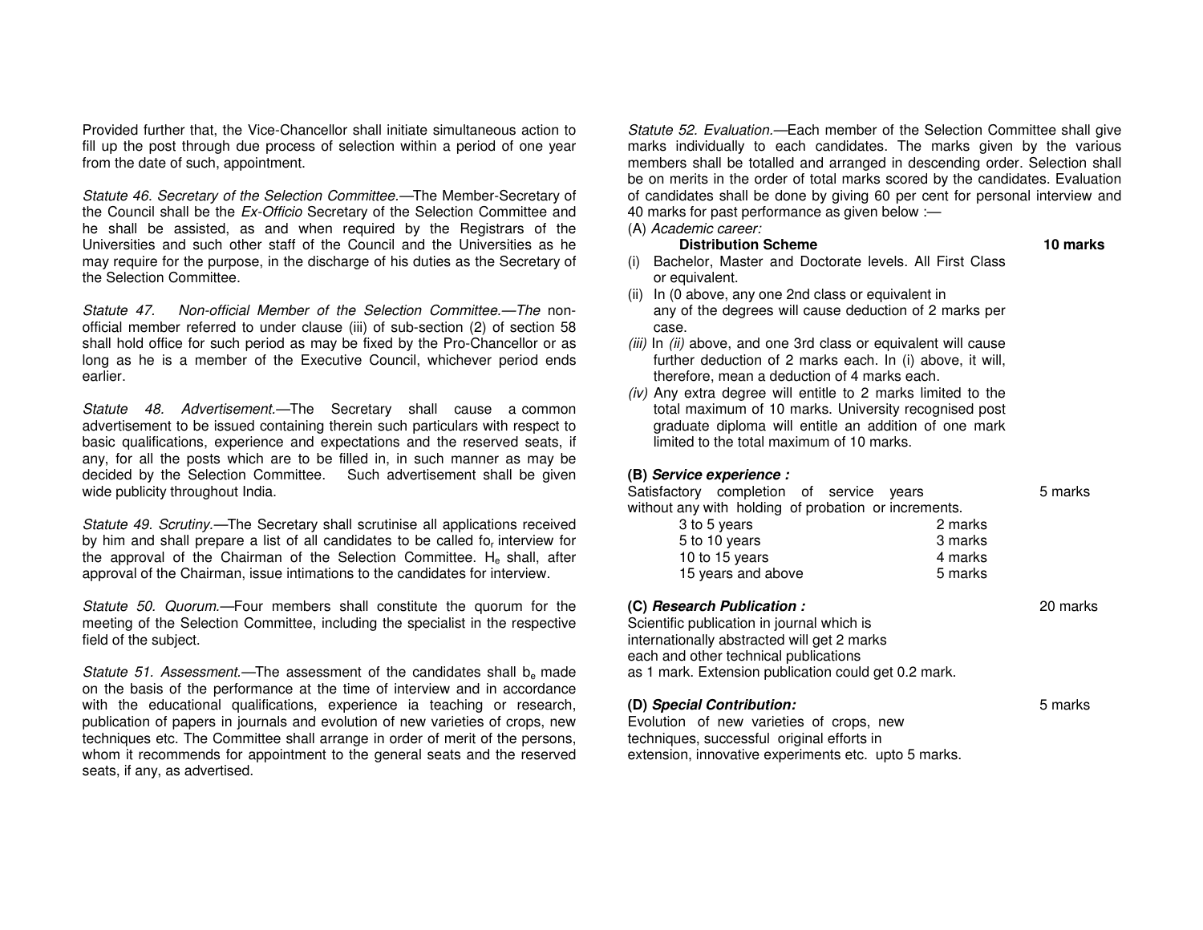Provided further that, the Vice-Chancellor shall initiate simultaneous action to fill up the post through due process of selection within a period of one year from the date of such, appointment.

*Statute 46. Secretary of the Selection Committee.*—The Member-Secretary of the Council shall be the *Ex-Officio* Secretary of the Selection Committee and he shall be assisted, as and when required by the Registrars of the Universities and such other staff of the Council and the Universities as he may require for the purpose, in the discharge of his duties as the Secretary of the Selection Committee.

*Statute 47. Non-official Member of the Selection Committee.—The* non-official member referred to under clause (iii) of sub-section (2) of section 58 shall hold office for such period as may be fixed by the Pro-Chancellor or as long as he is a member of the Executive Council, whichever period ends earlier.

*Statute 48. Advertisement.*—The Secretary shall cause a common advertisement to be issued containing therein such particulars with respect to basic qualifications, experience and expectations and the reserved seats, if any, for all the posts which are to be filled in, in such manner as may be decided by the Selection Committee. Such advertisement shall be given wide publicity throughout India.

*Statute 49. Scrutiny.*—The Secretary shall scrutinise all applications received by him and shall prepare a list of all candidates to be called for interview for the approval of the Chairman of the Selection Committee. He shall, after approval of the Chairman, issue intimations to the candidates for interview.

*Statute 50. Quorum.*—Four members shall constitute the quorum for the meeting of the Selection Committee, including the specialist in the respective field of the subject.

*Statute 51. Assessment.*—The assessment of the candidates shall be made on the basis of the performance at the time of interview and in accordance with the educational qualifications, experience ia teaching or research, publication of papers in journals and evolution of new varieties of crops, new techniques etc. The Committee shall arrange in order of merit of the persons, whom it recommends for appointment to the general seats and the reserved seats, if any, as advertised.

*Statute 52. Evaluation.*—Each member of the Selection Committee shall give marks individually to each candidates. The marks given by the various members shall be totalled and arranged in descending order. Selection shall be on merits in the order of total marks scored by the candidates. Evaluation of candidates shall be done by giving 60 per cent for personal interview and 40 marks for past performance as given below :—

(A) *Academic career:*

**Distribution Scheme** — **10 marks**

(i) Bachelor, Master and Doctorate levels. All First Class or equivalent.
(ii) In (0 above, any one 2nd class or equivalent in any of the degrees will cause deduction of 2 marks per case.
*(iii)* In *(ii)* above, and one 3rd class or equivalent will cause further deduction of 2 marks each. In (i) above, it will, therefore, mean a deduction of 4 marks each.
*(iv)* Any extra degree will entitle to 2 marks limited to the total maximum of 10 marks. University recognised post graduate diploma will entitle an addition of one mark limited to the total maximum of 10 marks.

**(B) *Service experience :*** — 5 marks

Satisfactory completion of service years without any with holding of probation or increments.

| | |
|---|---|
| 3 to 5 years | 2 marks |
| 5 to 10 years | 3 marks |
| 10 to 15 years | 4 marks |
| 15 years and above | 5 marks |

**(C) *Research Publication :*** — 20 marks

Scientific publication in journal which is internationally abstracted will get 2 marks each and other technical publications as 1 mark. Extension publication could get 0.2 mark.

**(D) *Special Contribution:*** — 5 marks

Evolution of new varieties of crops, new techniques, successful original efforts in extension, innovative experiments etc. upto 5 marks.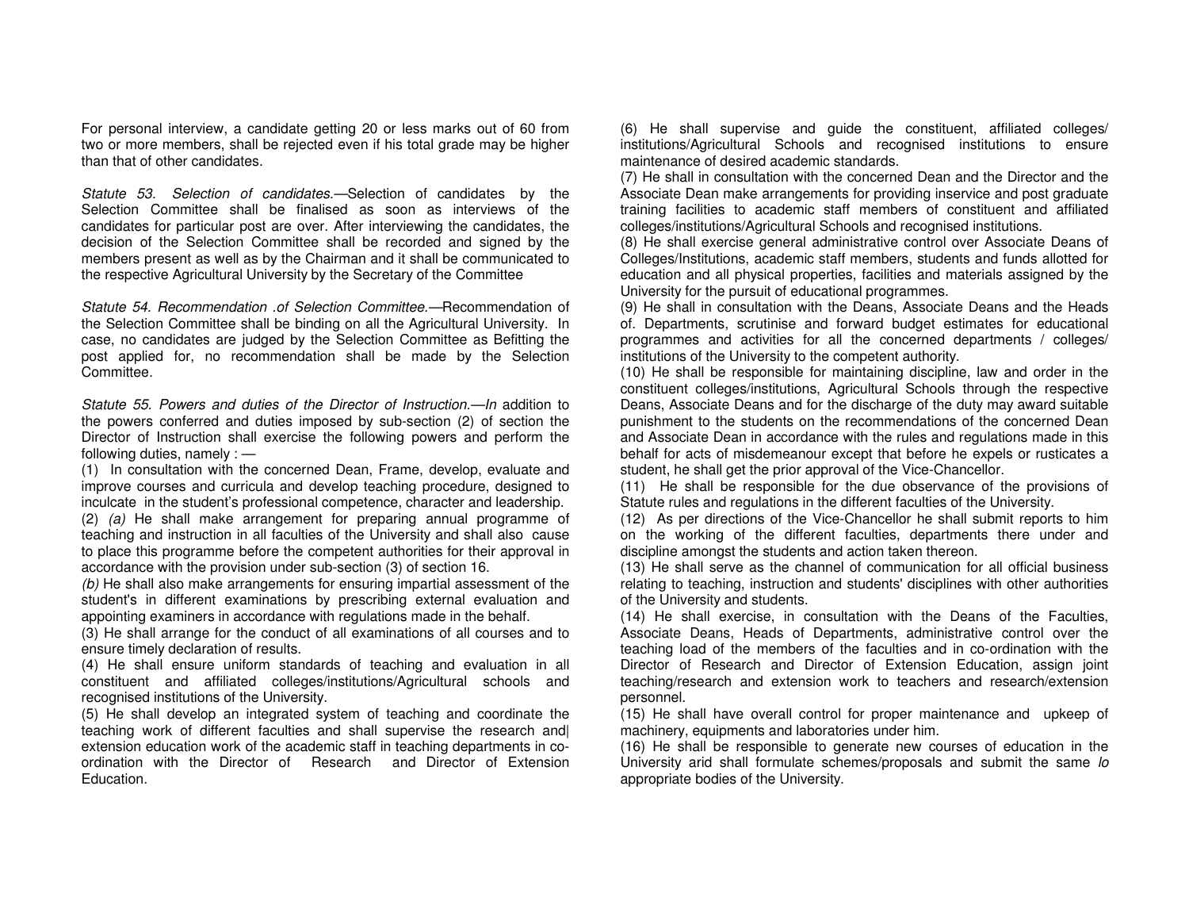For personal interview, a candidate getting 20 or less marks out of 60 from two or more members, shall be rejected even if his total grade may be higher than that of other candidates.

*Statute 53. Selection of candidates.*—Selection of candidates by the Selection Committee shall be finalised as soon as interviews of the candidates for particular post are over. After interviewing the candidates, the decision of the Selection Committee shall be recorded and signed by the members present as well as by the Chairman and it shall be communicated to the respective Agricultural University by the Secretary of the Committee

*Statute 54. Recommendation .of Selection Committee.*—Recommendation of the Selection Committee shall be binding on all the Agricultural University. In case, no candidates are judged by the Selection Committee as Befitting the post applied for, no recommendation shall be made by the Selection Committee.

*Statute 55. Powers and duties of the Director of Instruction.—In* addition to the powers conferred and duties imposed by sub-section (2) of section the Director of Instruction shall exercise the following powers and perform the following duties, namely : —

(1) In consultation with the concerned Dean, Frame, develop, evaluate and improve courses and curricula and develop teaching procedure, designed to inculcate in the student's professional competence, character and leadership.

(2) *(a)* He shall make arrangement for preparing annual programme of teaching and instruction in all faculties of the University and shall also cause to place this programme before the competent authorities for their approval in accordance with the provision under sub-section (3) of section 16.

*(b)* He shall also make arrangements for ensuring impartial assessment of the student's in different examinations by prescribing external evaluation and appointing examiners in accordance with regulations made in the behalf.

(3) He shall arrange for the conduct of all examinations of all courses and to ensure timely declaration of results.

(4) He shall ensure uniform standards of teaching and evaluation in all constituent and affiliated colleges/institutions/Agricultural schools and recognised institutions of the University.

(5) He shall develop an integrated system of teaching and coordinate the teaching work of different faculties and shall supervise the research and| extension education work of the academic staff in teaching departments in co-ordination with the Director of Research and Director of Extension Education.

(6) He shall supervise and guide the constituent, affiliated colleges/ institutions/Agricultural Schools and recognised institutions to ensure maintenance of desired academic standards.

(7) He shall in consultation with the concerned Dean and the Director and the Associate Dean make arrangements for providing inservice and post graduate training facilities to academic staff members of constituent and affiliated colleges/institutions/Agricultural Schools and recognised institutions.

(8) He shall exercise general administrative control over Associate Deans of Colleges/Institutions, academic staff members, students and funds allotted for education and all physical properties, facilities and materials assigned by the University for the pursuit of educational programmes.

(9) He shall in consultation with the Deans, Associate Deans and the Heads of. Departments, scrutinise and forward budget estimates for educational programmes and activities for all the concerned departments / colleges/ institutions of the University to the competent authority.

(10) He shall be responsible for maintaining discipline, law and order in the constituent colleges/institutions, Agricultural Schools through the respective Deans, Associate Deans and for the discharge of the duty may award suitable punishment to the students on the recommendations of the concerned Dean and Associate Dean in accordance with the rules and regulations made in this behalf for acts of misdemeanour except that before he expels or rusticates a student, he shall get the prior approval of the Vice-Chancellor.

(11) He shall be responsible for the due observance of the provisions of Statute rules and regulations in the different faculties of the University.

(12) As per directions of the Vice-Chancellor he shall submit reports to him on the working of the different faculties, departments there under and discipline amongst the students and action taken thereon.

(13) He shall serve as the channel of communication for all official business relating to teaching, instruction and students' disciplines with other authorities of the University and students.

(14) He shall exercise, in consultation with the Deans of the Faculties, Associate Deans, Heads of Departments, administrative control over the teaching load of the members of the faculties and in co-ordination with the Director of Research and Director of Extension Education, assign joint teaching/research and extension work to teachers and research/extension personnel.

(15) He shall have overall control for proper maintenance and upkeep of machinery, equipments and laboratories under him.

(16) He shall be responsible to generate new courses of education in the University arid shall formulate schemes/proposals and submit the same *lo* appropriate bodies of the University.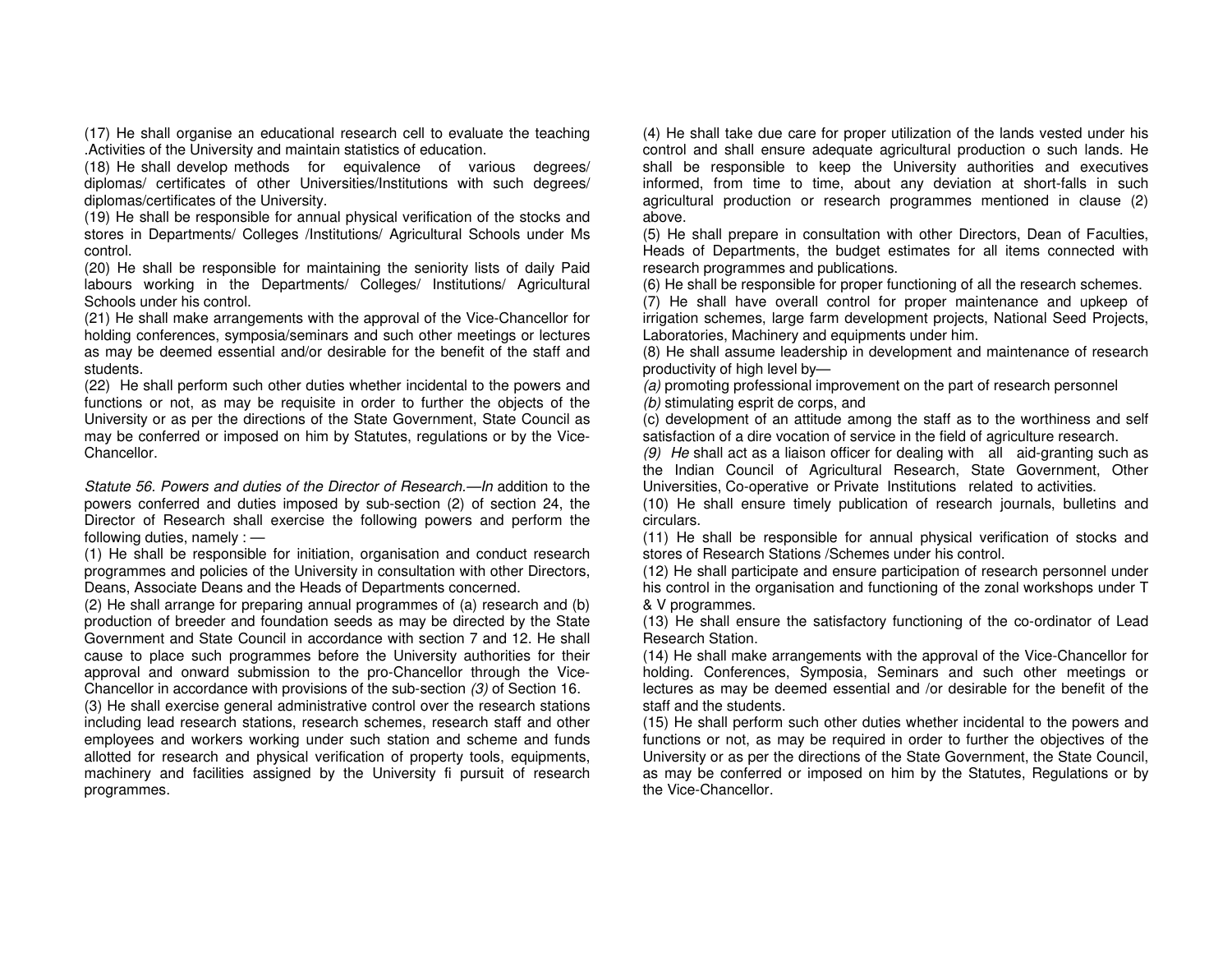(17) He shall organise an educational research cell to evaluate the teaching .Activities of the University and maintain statistics of education.

(18) He shall develop methods for equivalence of various degrees/ diplomas/ certificates of other Universities/Institutions with such degrees/ diplomas/certificates of the University.

(19) He shall be responsible for annual physical verification of the stocks and stores in Departments/ Colleges /Institutions/ Agricultural Schools under Ms control.

(20) He shall be responsible for maintaining the seniority lists of daily Paid labours working in the Departments/ Colleges/ Institutions/ Agricultural Schools under his control.

(21) He shall make arrangements with the approval of the Vice-Chancellor for holding conferences, symposia/seminars and such other meetings or lectures as may be deemed essential and/or desirable for the benefit of the staff and students.

(22) He shall perform such other duties whether incidental to the powers and functions or not, as may be requisite in order to further the objects of the University or as per the directions of the State Government, State Council as may be conferred or imposed on him by Statutes, regulations or by the Vice-Chancellor.

*Statute 56. Powers and duties of the Director of Research.—In* addition to the powers conferred and duties imposed by sub-section (2) of section 24, the Director of Research shall exercise the following powers and perform the following duties, namely : —

(1) He shall be responsible for initiation, organisation and conduct research programmes and policies of the University in consultation with other Directors, Deans, Associate Deans and the Heads of Departments concerned.

(2) He shall arrange for preparing annual programmes of (a) research and (b) production of breeder and foundation seeds as may be directed by the State Government and State Council in accordance with section 7 and 12. He shall cause to place such programmes before the University authorities for their approval and onward submission to the pro-Chancellor through the Vice-Chancellor in accordance with provisions of the sub-section *(3)* of Section 16.

(3) He shall exercise general administrative control over the research stations including lead research stations, research schemes, research staff and other employees and workers working under such station and scheme and funds allotted for research and physical verification of property tools, equipments, machinery and facilities assigned by the University fi pursuit of research programmes.

(4) He shall take due care for proper utilization of the lands vested under his control and shall ensure adequate agricultural production o such lands. He shall be responsible to keep the University authorities and executives informed, from time to time, about any deviation at short-falls in such agricultural production or research programmes mentioned in clause (2) above.

(5) He shall prepare in consultation with other Directors, Dean of Faculties, Heads of Departments, the budget estimates for all items connected with research programmes and publications.

(6) He shall be responsible for proper functioning of all the research schemes.

(7) He shall have overall control for proper maintenance and upkeep of irrigation schemes, large farm development projects, National Seed Projects, Laboratories, Machinery and equipments under him.

(8) He shall assume leadership in development and maintenance of research productivity of high level by—

*(a)* promoting professional improvement on the part of research personnel

*(b)* stimulating esprit de corps, and

(c) development of an attitude among the staff as to the worthiness and self satisfaction of a dire vocation of service in the field of agriculture research.

*(9) He* shall act as a liaison officer for dealing with all aid-granting such as the Indian Council of Agricultural Research, State Government, Other Universities, Co-operative or Private Institutions related to activities.

(10) He shall ensure timely publication of research journals, bulletins and circulars.

(11) He shall be responsible for annual physical verification of stocks and stores of Research Stations /Schemes under his control.

(12) He shall participate and ensure participation of research personnel under his control in the organisation and functioning of the zonal workshops under T & V programmes.

(13) He shall ensure the satisfactory functioning of the co-ordinator of Lead Research Station.

(14) He shall make arrangements with the approval of the Vice-Chancellor for holding. Conferences, Symposia, Seminars and such other meetings or lectures as may be deemed essential and /or desirable for the benefit of the staff and the students.

(15) He shall perform such other duties whether incidental to the powers and functions or not, as may be required in order to further the objectives of the University or as per the directions of the State Government, the State Council, as may be conferred or imposed on him by the Statutes, Regulations or by the Vice-Chancellor.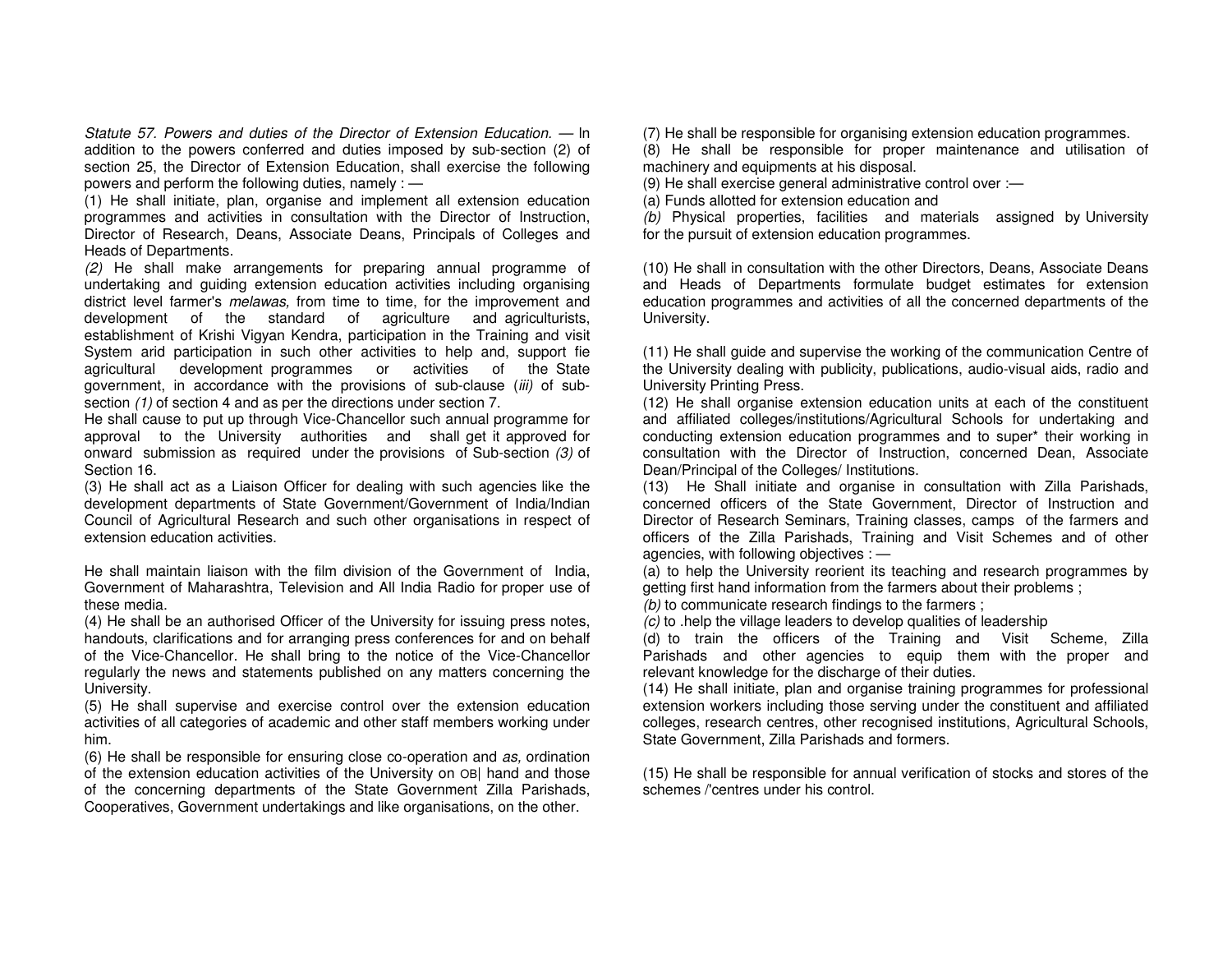*Statute 57. Powers and duties of the Director of Extension Education.* — In addition to the powers conferred and duties imposed by sub-section (2) of section 25, the Director of Extension Education, shall exercise the following powers and perform the following duties, namely : —

(1) He shall initiate, plan, organise and implement all extension education programmes and activities in consultation with the Director of Instruction, Director of Research, Deans, Associate Deans, Principals of Colleges and Heads of Departments.

*(2)* He shall make arrangements for preparing annual programme of undertaking and guiding extension education activities including organising district level farmer's *melawas,* from time to time, for the improvement and development of the standard of agriculture and agriculturists, establishment of Krishi Vigyan Kendra, participation in the Training and visit System arid participation in such other activities to help and, support fie agricultural development programmes or activities of the State government, in accordance with the provisions of sub-clause (*iii)* of sub-section *(1)* of section 4 and as per the directions under section 7.

He shall cause to put up through Vice-Chancellor such annual programme for approval to the University authorities and shall get it approved for onward submission as required under the provisions of Sub-section *(3)* of Section 16.

(3) He shall act as a Liaison Officer for dealing with such agencies like the development departments of State Government/Government of India/Indian Council of Agricultural Research and such other organisations in respect of extension education activities.

He shall maintain liaison with the film division of the Government of India, Government of Maharashtra, Television and All India Radio for proper use of these media.

(4) He shall be an authorised Officer of the University for issuing press notes, handouts, clarifications and for arranging press conferences for and on behalf of the Vice-Chancellor. He shall bring to the notice of the Vice-Chancellor regularly the news and statements published on any matters concerning the University.

(5) He shall supervise and exercise control over the extension education activities of all categories of academic and other staff members working under him.

(6) He shall be responsible for ensuring close co-operation and *as,* ordination of the extension education activities of the University on OB| hand and those of the concerning departments of the State Government Zilla Parishads, Cooperatives, Government undertakings and like organisations, on the other.

(7) He shall be responsible for organising extension education programmes.

(8) He shall be responsible for proper maintenance and utilisation of machinery and equipments at his disposal.

(9) He shall exercise general administrative control over :—

(a) Funds allotted for extension education and

*(b)* Physical properties, facilities and materials assigned by University for the pursuit of extension education programmes.

(10) He shall in consultation with the other Directors, Deans, Associate Deans and Heads of Departments formulate budget estimates for extension education programmes and activities of all the concerned departments of the University.

(11) He shall guide and supervise the working of the communication Centre of the University dealing with publicity, publications, audio-visual aids, radio and University Printing Press.

(12) He shall organise extension education units at each of the constituent and affiliated colleges/institutions/Agricultural Schools for undertaking and conducting extension education programmes and to super* their working in consultation with the Director of Instruction, concerned Dean, Associate Dean/Principal of the Colleges/ Institutions.

(13) He Shall initiate and organise in consultation with Zilla Parishads, concerned officers of the State Government, Director of Instruction and Director of Research Seminars, Training classes, camps of the farmers and officers of the Zilla Parishads, Training and Visit Schemes and of other agencies, with following objectives : —

(a) to help the University reorient its teaching and research programmes by getting first hand information from the farmers about their problems ;

*(b)* to communicate research findings to the farmers ;

*(c)* to .help the village leaders to develop qualities of leadership

(d) to train the officers of the Training and Visit Scheme, Zilla Parishads and other agencies to equip them with the proper and relevant knowledge for the discharge of their duties.

(14) He shall initiate, plan and organise training programmes for professional extension workers including those serving under the constituent and affiliated colleges, research centres, other recognised institutions, Agricultural Schools, State Government, Zilla Parishads and formers.

(15) He shall be responsible for annual verification of stocks and stores of the schemes /'centres under his control.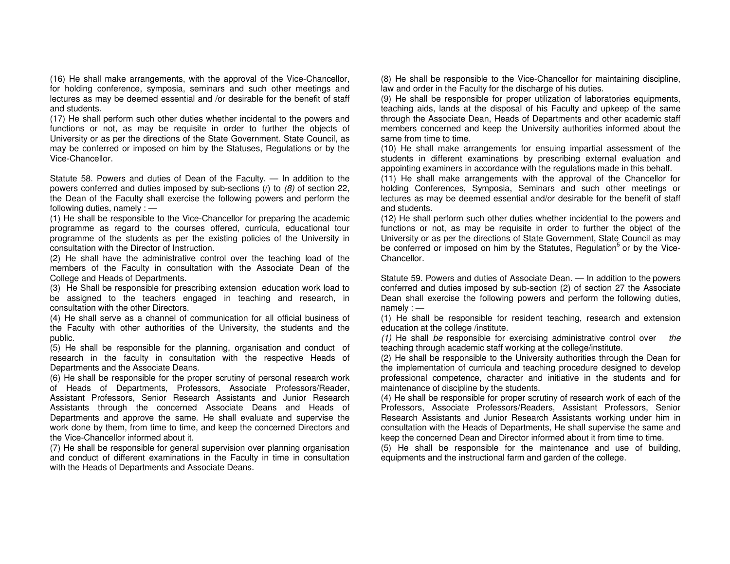(16) He shall make arrangements, with the approval of the Vice-Chancellor, for holding conference, symposia, seminars and such other meetings and lectures as may be deemed essential and /or desirable for the benefit of staff and students.

(17) He shall perform such other duties whether incidental to the powers and functions or not, as may be requisite in order to further the objects of University or as per the directions of the State Government. State Council, as may be conferred or imposed on him by the Statuses, Regulations or by the Vice-Chancellor.

Statute 58. Powers and duties of Dean of the Faculty. — In addition to the powers conferred and duties imposed by sub-sections (/) to *(8)* of section 22, the Dean of the Faculty shall exercise the following powers and perform the following duties, namely : —

(1) He shall be responsible to the Vice-Chancellor for preparing the academic programme as regard to the courses offered, curricula, educational tour programme of the students as per the existing policies of the University in consultation with the Director of Instruction.

(2) He shall have the administrative control over the teaching load of the members of the Faculty in consultation with the Associate Dean of the College and Heads of Departments.

(3) He Shall be responsible for prescribing extension education work load to be assigned to the teachers engaged in teaching and research, in consultation with the other Directors.

(4) He shall serve as a channel of communication for all official business of the Faculty with other authorities of the University, the students and the public.

(5) He shall be responsible for the planning, organisation and conduct of research in the faculty in consultation with the respective Heads of Departments and the Associate Deans.

(6) He shall be responsible for the proper scrutiny of personal research work of Heads of Departments, Professors, Associate Professors/Reader, Assistant Professors, Senior Research Assistants and Junior Research Assistants through the concerned Associate Deans and Heads of Departments and approve the same. He shall evaluate and supervise the work done by them, from time to time, and keep the concerned Directors and the Vice-Chancellor informed about it.

(7) He shall be responsible for general supervision over planning organisation and conduct of different examinations in the Faculty in time in consultation with the Heads of Departments and Associate Deans.

(8) He shall be responsible to the Vice-Chancellor for maintaining discipline, law and order in the Faculty for the discharge of his duties.

(9) He shall be responsible for proper utilization of laboratories equipments, teaching aids, lands at the disposal of his Faculty and upkeep of the same through the Associate Dean, Heads of Departments and other academic staff members concerned and keep the University authorities informed about the same from time to time.

(10) He shall make arrangements for ensuing impartial assessment of the students in different examinations by prescribing external evaluation and appointing examiners in accordance with the regulations made in this behalf.

(11) He shall make arrangements with the approval of the Chancellor for holding Conferences, Symposia, Seminars and such other meetings or lectures as may be deemed essential and/or desirable for the benefit of staff and students.

(12) He shall perform such other duties whether incidential to the powers and functions or not, as may be requisite in order to further the object of the University or as per the directions of State Government, State Council as may be conferred or imposed on him by the Statutes, Regulation[5] or by the Vice-Chancellor.

Statute 59. Powers and duties of Associate Dean. — In addition to the powers conferred and duties imposed by sub-section (2) of section 27 the Associate Dean shall exercise the following powers and perform the following duties, namely : —

(1) He shall be responsible for resident teaching, research and extension education at the college /institute.

*(1)* He shall *be* responsible for exercising administrative control over *the* teaching through academic staff working at the college/institute.

(2) He shall be responsible to the University authorities through the Dean for the implementation of curricula and teaching procedure designed to develop professional competence, character and initiative in the students and for maintenance of discipline by the students.

(4) He shall be responsible for proper scrutiny of research work of each of the Professors, Associate Professors/Readers, Assistant Professors, Senior Research Assistants and Junior Research Assistants working under him in consultation with the Heads of Departments, He shall supervise the same and keep the concerned Dean and Director informed about it from time to time.

(5) He shall be responsible for the maintenance and use of building, equipments and the instructional farm and garden of the college.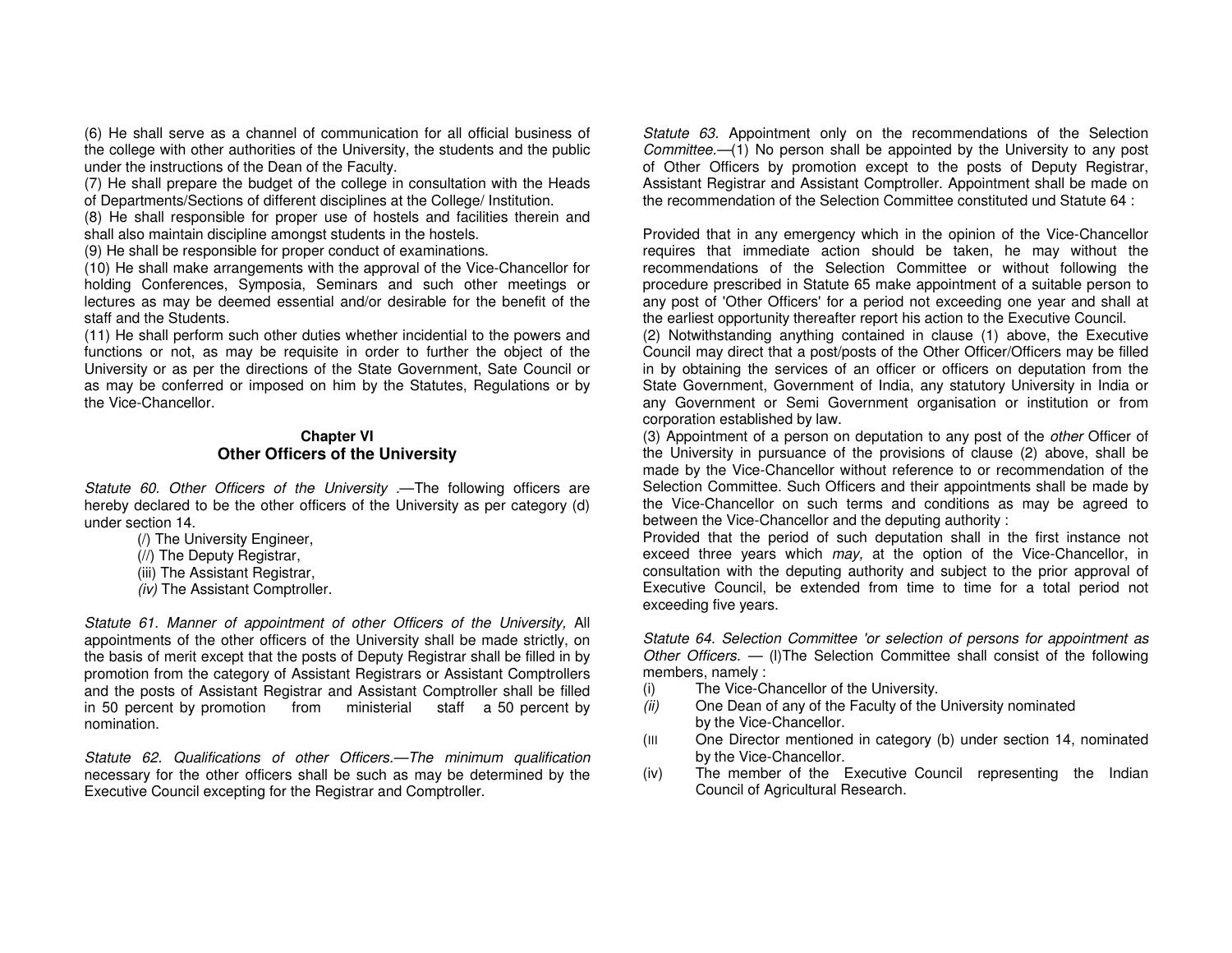(6) He shall serve as a channel of communication for all official business of the college with other authorities of the University, the students and the public under the instructions of the Dean of the Faculty.
(7) He shall prepare the budget of the college in consultation with the Heads of Departments/Sections of different disciplines at the College/ Institution.
(8) He shall responsible for proper use of hostels and facilities therein and shall also maintain discipline amongst students in the hostels.
(9) He shall be responsible for proper conduct of examinations.
(10) He shall make arrangements with the approval of the Vice-Chancellor for holding Conferences, Symposia, Seminars and such other meetings or lectures as may be deemed essential and/or desirable for the benefit of the staff and the Students.
(11) He shall perform such other duties whether incidential to the powers and functions or not, as may be requisite in order to further the object of the University or as per the directions of the State Government, Sate Council or as may be conferred or imposed on him by the Statutes, Regulations or by the Vice-Chancellor.

## Chapter VI
## Other Officers of the University

*Statute 60. Other Officers of the University .*—The following officers are hereby declared to be the other officers of the University as per category (d) under section 14.

(/) The University Engineer,
(//) The Deputy Registrar,
(iii) The Assistant Registrar,
*(iv)* The Assistant Comptroller.

*Statute 61. Manner of appointment of other Officers of the University,* All appointments of the other officers of the University shall be made strictly, on the basis of merit except that the posts of Deputy Registrar shall be filled in by promotion from the category of Assistant Registrars or Assistant Comptrollers and the posts of Assistant Registrar and Assistant Comptroller shall be filled in 50 percent by promotion from ministerial staff a 50 percent by nomination.

*Statute 62. Qualifications of other Officers.—The minimum qualification* necessary for the other officers shall be such as may be determined by the Executive Council excepting for the Registrar and Comptroller.

*Statute 63.* Appointment only on the recommendations of the Selection *Committee.*—(1) No person shall be appointed by the University to any post of Other Officers by promotion except to the posts of Deputy Registrar, Assistant Registrar and Assistant Comptroller. Appointment shall be made on the recommendation of the Selection Committee constituted und Statute 64 :

Provided that in any emergency which in the opinion of the Vice-Chancellor requires that immediate action should be taken, he may without the recommendations of the Selection Committee or without following the procedure prescribed in Statute 65 make appointment of a suitable person to any post of 'Other Officers' for a period not exceeding one year and shall at the earliest opportunity thereafter report his action to the Executive Council.
(2) Notwithstanding anything contained in clause (1) above, the Executive Council may direct that a post/posts of the Other Officer/Officers may be filled in by obtaining the services of an officer or officers on deputation from the State Government, Government of India, any statutory University in India or any Government or Semi Government organisation or institution or from corporation established by law.
(3) Appointment of a person on deputation to any post of the *other* Officer of the University in pursuance of the provisions of clause (2) above, shall be made by the Vice-Chancellor without reference to or recommendation of the Selection Committee. Such Officers and their appointments shall be made by the Vice-Chancellor on such terms and conditions as may be agreed to between the Vice-Chancellor and the deputing authority :
Provided that the period of such deputation shall in the first instance not exceed three years which *may,* at the option of the Vice-Chancellor, in consultation with the deputing authority and subject to the prior approval of Executive Council, be extended from time to time for a total period not exceeding five years.

*Statute 64. Selection Committee 'or selection of persons for appointment as Other Officers.* — (l)The Selection Committee shall consist of the following members, namely :

(i) The Vice-Chancellor of the University.
*(ii)* One Dean of any of the Faculty of the University nominated by the Vice-Chancellor.
(III One Director mentioned in category (b) under section 14, nominated by the Vice-Chancellor.
(iv) The member of the Executive Council representing the Indian Council of Agricultural Research.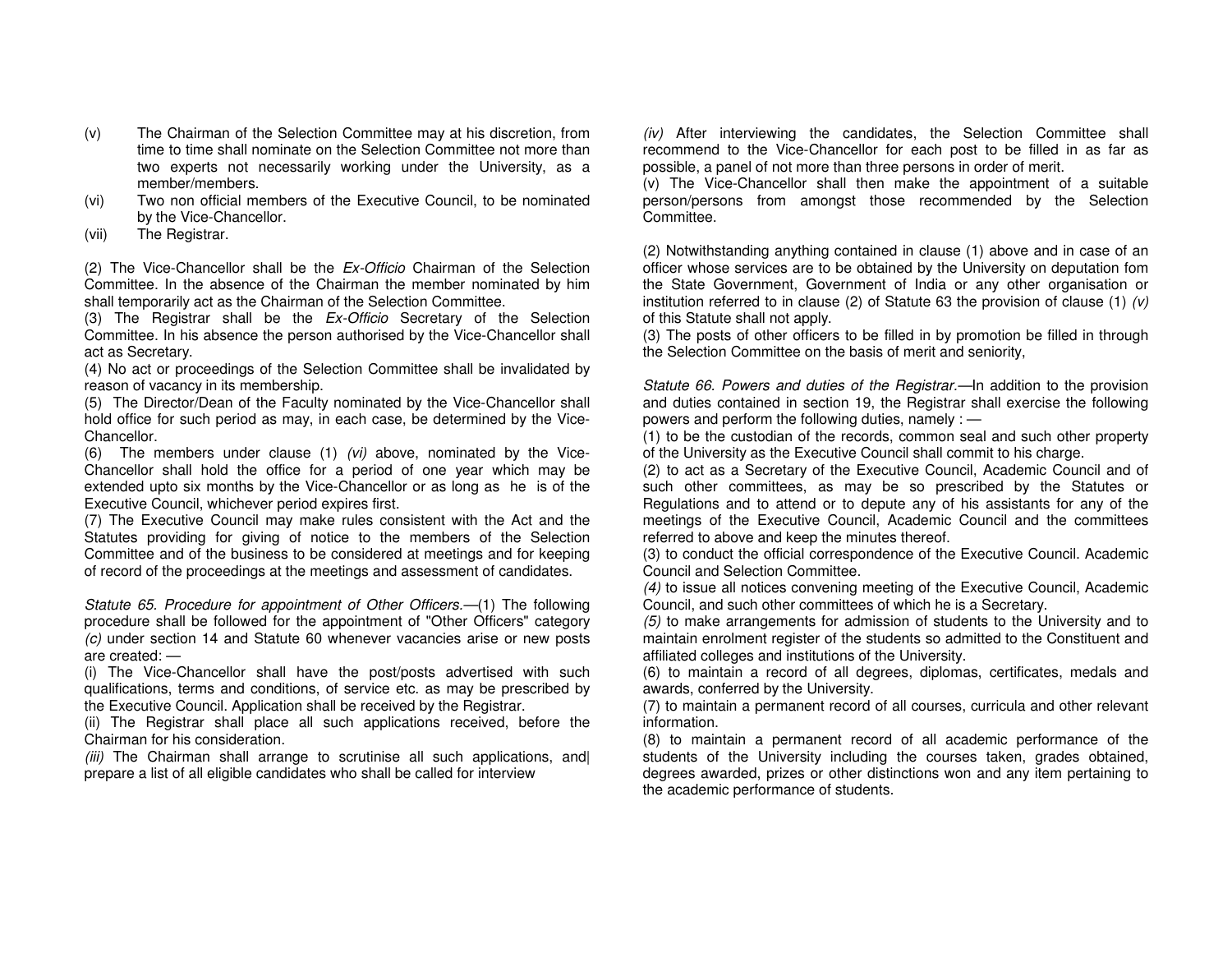(v) The Chairman of the Selection Committee may at his discretion, from time to time shall nominate on the Selection Committee not more than two experts not necessarily working under the University, as a member/members.

(vi) Two non official members of the Executive Council, to be nominated by the Vice-Chancellor.

(vii) The Registrar.

(2) The Vice-Chancellor shall be the *Ex-Officio* Chairman of the Selection Committee. In the absence of the Chairman the member nominated by him shall temporarily act as the Chairman of the Selection Committee.

(3) The Registrar shall be the *Ex-Officio* Secretary of the Selection Committee. In his absence the person authorised by the Vice-Chancellor shall act as Secretary.

(4) No act or proceedings of the Selection Committee shall be invalidated by reason of vacancy in its membership.

(5) The Director/Dean of the Faculty nominated by the Vice-Chancellor shall hold office for such period as may, in each case, be determined by the Vice-Chancellor.

(6) The members under clause (1) *(vi)* above, nominated by the Vice-Chancellor shall hold the office for a period of one year which may be extended upto six months by the Vice-Chancellor or as long as he is of the Executive Council, whichever period expires first.

(7) The Executive Council may make rules consistent with the Act and the Statutes providing for giving of notice to the members of the Selection Committee and of the business to be considered at meetings and for keeping of record of the proceedings at the meetings and assessment of candidates.

*Statute 65. Procedure for appointment of Other Officers.*—(1) The following procedure shall be followed for the appointment of "Other Officers" category *(c)* under section 14 and Statute 60 whenever vacancies arise or new posts are created: —

(i) The Vice-Chancellor shall have the post/posts advertised with such qualifications, terms and conditions, of service etc. as may be prescribed by the Executive Council. Application shall be received by the Registrar.

(ii) The Registrar shall place all such applications received, before the Chairman for his consideration.

*(iii)* The Chairman shall arrange to scrutinise all such applications, and prepare a list of all eligible candidates who shall be called for interview

*(iv)* After interviewing the candidates, the Selection Committee shall recommend to the Vice-Chancellor for each post to be filled in as far as possible, a panel of not more than three persons in order of merit.

(v) The Vice-Chancellor shall then make the appointment of a suitable person/persons from amongst those recommended by the Selection Committee.

(2) Notwithstanding anything contained in clause (1) above and in case of an officer whose services are to be obtained by the University on deputation fom the State Government, Government of India or any other organisation or institution referred to in clause (2) of Statute 63 the provision of clause (1) *(v)* of this Statute shall not apply.

(3) The posts of other officers to be filled in by promotion be filled in through the Selection Committee on the basis of merit and seniority,

*Statute 66. Powers and duties of the Registrar.*—In addition to the provision and duties contained in section 19, the Registrar shall exercise the following powers and perform the following duties, namely : —

(1) to be the custodian of the records, common seal and such other property of the University as the Executive Council shall commit to his charge.

(2) to act as a Secretary of the Executive Council, Academic Council and of such other committees, as may be so prescribed by the Statutes or Regulations and to attend or to depute any of his assistants for any of the meetings of the Executive Council, Academic Council and the committees referred to above and keep the minutes thereof.

(3) to conduct the official correspondence of the Executive Council. Academic Council and Selection Committee.

*(4)* to issue all notices convening meeting of the Executive Council, Academic Council, and such other committees of which he is a Secretary.

*(5)* to make arrangements for admission of students to the University and to maintain enrolment register of the students so admitted to the Constituent and affiliated colleges and institutions of the University.

(6) to maintain a record of all degrees, diplomas, certificates, medals and awards, conferred by the University.

(7) to maintain a permanent record of all courses, curricula and other relevant information.

(8) to maintain a permanent record of all academic performance of the students of the University including the courses taken, grades obtained, degrees awarded, prizes or other distinctions won and any item pertaining to the academic performance of students.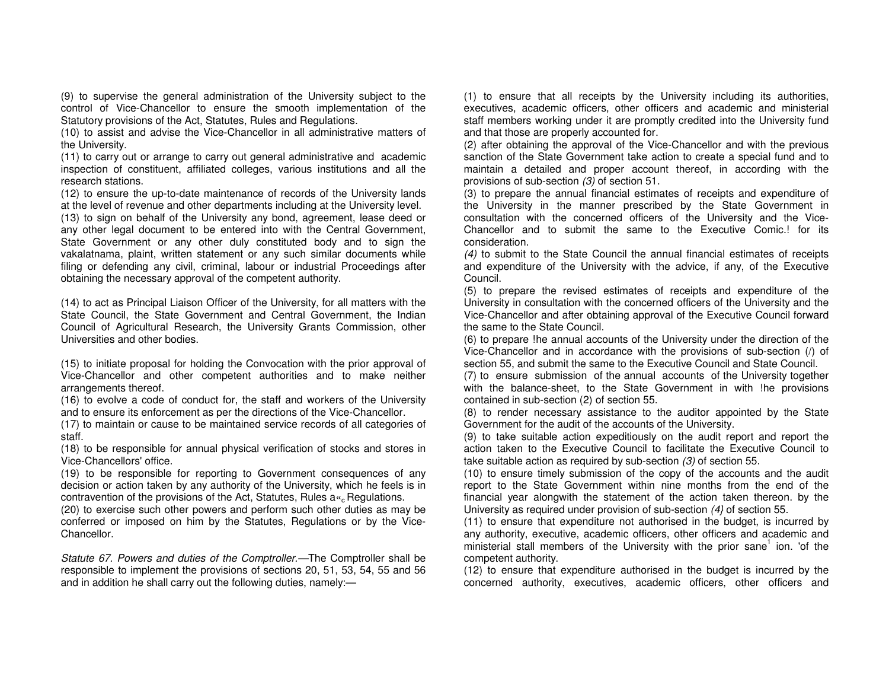(9) to supervise the general administration of the University subject to the control of Vice-Chancellor to ensure the smooth implementation of the Statutory provisions of the Act, Statutes, Rules and Regulations.

(10) to assist and advise the Vice-Chancellor in all administrative matters of the University.

(11) to carry out or arrange to carry out general administrative and academic inspection of constituent, affiliated colleges, various institutions and all the research stations.

(12) to ensure the up-to-date maintenance of records of the University lands at the level of revenue and other departments including at the University level.

(13) to sign on behalf of the University any bond, agreement, lease deed or any other legal document to be entered into with the Central Government, State Government or any other duly constituted body and to sign the vakalatnama, plaint, written statement or any such similar documents while filing or defending any civil, criminal, labour or industrial Proceedings after obtaining the necessary approval of the competent authority.

(14) to act as Principal Liaison Officer of the University, for all matters with the State Council, the State Government and Central Government, the Indian Council of Agricultural Research, the University Grants Commission, other Universities and other bodies.

(15) to initiate proposal for holding the Convocation with the prior approval of Vice-Chancellor and other competent authorities and to make neither arrangements thereof.

(16) to evolve a code of conduct for, the staff and workers of the University and to ensure its enforcement as per the directions of the Vice-Chancellor.

(17) to maintain or cause to be maintained service records of all categories of staff.

(18) to be responsible for annual physical verification of stocks and stores in Vice-Chancellors' office.

(19) to be responsible for reporting to Government consequences of any decision or action taken by any authority of the University, which he feels is in contravention of the provisions of the Act, Statutes, Rules a«c Regulations.

(20) to exercise such other powers and perform such other duties as may be conferred or imposed on him by the Statutes, Regulations or by the Vice-Chancellor.

*Statute 67. Powers and duties of the Comptroller.*—The Comptroller shall be responsible to implement the provisions of sections 20, 51, 53, 54, 55 and 56 and in addition he shall carry out the following duties, namely:—

(1) to ensure that all receipts by the University including its authorities, executives, academic officers, other officers and academic and ministerial staff members working under it are promptly credited into the University fund and that those are properly accounted for.

(2) after obtaining the approval of the Vice-Chancellor and with the previous sanction of the State Government take action to create a special fund and to maintain a detailed and proper account thereof, in according with the provisions of sub-section *(3)* of section 51.

(3) to prepare the annual financial estimates of receipts and expenditure of the University in the manner prescribed by the State Government in consultation with the concerned officers of the University and the Vice-Chancellor and to submit the same to the Executive Comic.! for its consideration.

*(4)* to submit to the State Council the annual financial estimates of receipts and expenditure of the University with the advice, if any, of the Executive Council.

(5) to prepare the revised estimates of receipts and expenditure of the University in consultation with the concerned officers of the University and the Vice-Chancellor and after obtaining approval of the Executive Council forward the same to the State Council.

(6) to prepare !he annual accounts of the University under the direction of the Vice-Chancellor and in accordance with the provisions of sub-section (/) of section 55, and submit the same to the Executive Council and State Council.

(7) to ensure submission of the annual accounts of the University together with the balance-sheet, to the State Government in with !he provisions contained in sub-section (2) of section 55.

(8) to render necessary assistance to the auditor appointed by the State Government for the audit of the accounts of the University.

(9) to take suitable action expeditiously on the audit report and report the action taken to the Executive Council to facilitate the Executive Council to take suitable action as required by sub-section *(3)* of section 55.

(10) to ensure timely submission of the copy of the accounts and the audit report to the State Government within nine months from the end of the financial year alongwith the statement of the action taken thereon. by the University as required under provision of sub-section *(4}* of section 55.

(11) to ensure that expenditure not authorised in the budget, is incurred by any authority, executive, academic officers, other officers and academic and ministerial stall members of the University with the prior sane[1] ion. 'of the competent authority.

(12) to ensure that expenditure authorised in the budget is incurred by the concerned authority, executives, academic officers, other officers and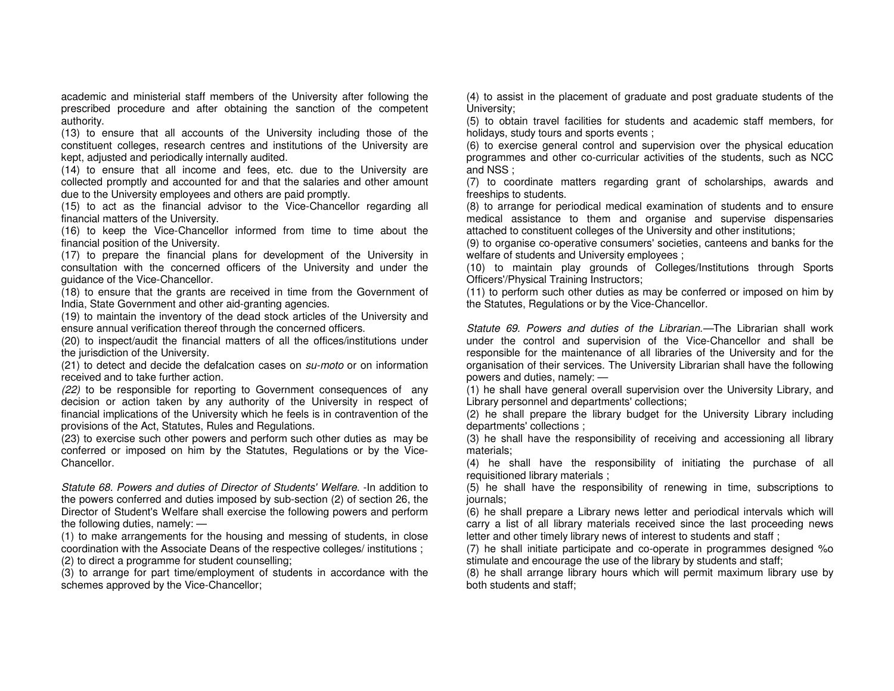academic and ministerial staff members of the University after following the prescribed procedure and after obtaining the sanction of the competent authority.

(13) to ensure that all accounts of the University including those of the constituent colleges, research centres and institutions of the University are kept, adjusted and periodically internally audited.

(14) to ensure that all income and fees, etc. due to the University are collected promptly and accounted for and that the salaries and other amount due to the University employees and others are paid promptly.

(15) to act as the financial advisor to the Vice-Chancellor regarding all financial matters of the University.

(16) to keep the Vice-Chancellor informed from time to time about the financial position of the University.

(17) to prepare the financial plans for development of the University in consultation with the concerned officers of the University and under the guidance of the Vice-Chancellor.

(18) to ensure that the grants are received in time from the Government of India, State Government and other aid-granting agencies.

(19) to maintain the inventory of the dead stock articles of the University and ensure annual verification thereof through the concerned officers.

(20) to inspect/audit the financial matters of all the offices/institutions under the jurisdiction of the University.

(21) to detect and decide the defalcation cases on *su-moto* or on information received and to take further action.

*(22)* to be responsible for reporting to Government consequences of any decision or action taken by any authority of the University in respect of financial implications of the University which he feels is in contravention of the provisions of the Act, Statutes, Rules and Regulations.

(23) to exercise such other powers and perform such other duties as may be conferred or imposed on him by the Statutes, Regulations or by the Vice-Chancellor.

*Statute 68. Powers and duties of Director of Students' Welfare.* -In addition to the powers conferred and duties imposed by sub-section (2) of section 26, the Director of Student's Welfare shall exercise the following powers and perform the following duties, namely: —

(1) to make arrangements for the housing and messing of students, in close coordination with the Associate Deans of the respective colleges/ institutions ;

(2) to direct a programme for student counselling;

(3) to arrange for part time/employment of students in accordance with the schemes approved by the Vice-Chancellor;

(4) to assist in the placement of graduate and post graduate students of the University;

(5) to obtain travel facilities for students and academic staff members, for holidays, study tours and sports events ;

(6) to exercise general control and supervision over the physical education programmes and other co-curricular activities of the students, such as NCC and NSS ;

(7) to coordinate matters regarding grant of scholarships, awards and freeships to students.

(8) to arrange for periodical medical examination of students and to ensure medical assistance to them and organise and supervise dispensaries attached to constituent colleges of the University and other institutions;

(9) to organise co-operative consumers' societies, canteens and banks for the welfare of students and University employees ;

(10) to maintain play grounds of Colleges/Institutions through Sports Officers'/Physical Training Instructors;

(11) to perform such other duties as may be conferred or imposed on him by the Statutes, Regulations or by the Vice-Chancellor.

*Statute 69. Powers and duties of the Librarian.*—The Librarian shall work under the control and supervision of the Vice-Chancellor and shall be responsible for the maintenance of all libraries of the University and for the organisation of their services. The University Librarian shall have the following powers and duties, namely: —

(1) he shall have general overall supervision over the University Library, and Library personnel and departments' collections;

(2) he shall prepare the library budget for the University Library including departments' collections ;

(3) he shall have the responsibility of receiving and accessioning all library materials;

(4) he shall have the responsibility of initiating the purchase of all requisitioned library materials ;

(5) he shall have the responsibility of renewing in time, subscriptions to journals;

(6) he shall prepare a Library news letter and periodical intervals which will carry a list of all library materials received since the last proceeding news letter and other timely library news of interest to students and staff ;

(7) he shall initiate participate and co-operate in programmes designed %o stimulate and encourage the use of the library by students and staff;

(8) he shall arrange library hours which will permit maximum library use by both students and staff;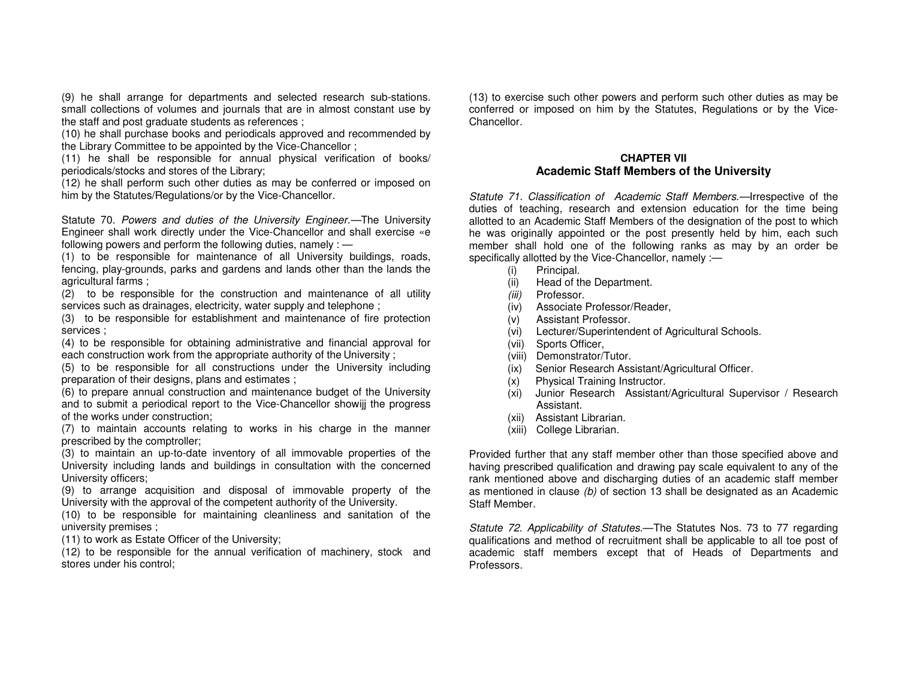(9) he shall arrange for departments and selected research sub-stations. small collections of volumes and journals that are in almost constant use by the staff and post graduate students as references ;
(10) he shall purchase books and periodicals approved and recommended by the Library Committee to be appointed by the Vice-Chancellor ;
(11) he shall be responsible for annual physical verification of books/ periodicals/stocks and stores of the Library;
(12) he shall perform such other duties as may be conferred or imposed on him by the Statutes/Regulations/or by the Vice-Chancellor.

Statute 70. *Powers and duties of the University Engineer.*—The University Engineer shall work directly under the Vice-Chancellor and shall exercise «e following powers and perform the following duties, namely : —
(1) to be responsible for maintenance of all University buildings, roads, fencing, play-grounds, parks and gardens and lands other than the lands the agricultural farms ;
(2) to be responsible for the construction and maintenance of all utility services such as drainages, electricity, water supply and telephone ;
(3) to be responsible for establishment and maintenance of fire protection services ;
(4) to be responsible for obtaining administrative and financial approval for each construction work from the appropriate authority of the University ;
(5) to be responsible for all constructions under the University including preparation of their designs, plans and estimates ;
(6) to prepare annual construction and maintenance budget of the University and to submit a periodical report to the Vice-Chancellor showijj the progress of the works under construction;
(7) to maintain accounts relating to works in his charge in the manner prescribed by the comptroller;
(3) to maintain an up-to-date inventory of all immovable properties of the University including lands and buildings in consultation with the concerned University officers;
(9) to arrange acquisition and disposal of immovable property of the University with the approval of the competent authority of the University.
(10) to be responsible for maintaining cleanliness and sanitation of the university premises ;
(11) to work as Estate Officer of the University;
(12) to be responsible for the annual verification of machinery, stock and stores under his control;
(13) to exercise such other powers and perform such other duties as may be conferred or imposed on him by the Statutes, Regulations or by the Vice-Chancellor.

## CHAPTER VII
## Academic Staff Members of the University

*Statute 71. Classification of Academic Staff Members.*—Irrespective of the duties of teaching, research and extension education for the time being allotted to an Academic Staff Members of the designation of the post to which he was originally appointed or the post presently held by him, each such member shall hold one of the following ranks as may by an order be specifically allotted by the Vice-Chancellor, namely :—

(i) Principal.
(ii) Head of the Department.
*(iii)* Professor.
(iv) Associate Professor/Reader,
(v) Assistant Professor.
(vi) Lecturer/Superintendent of Agricultural Schools.
(vii) Sports Officer,
(viii) Demonstrator/Tutor.
(ix) Senior Research Assistant/Agricultural Officer.
(x) Physical Training Instructor.
(xi) Junior Research Assistant/Agricultural Supervisor / Research Assistant.
(xii) Assistant Librarian.
(xiii) College Librarian.

Provided further that any staff member other than those specified above and having prescribed qualification and drawing pay scale equivalent to any of the rank mentioned above and discharging duties of an academic staff member as mentioned in clause *(b)* of section 13 shall be designated as an Academic Staff Member.

*Statute 72. Applicability of Statutes.*—The Statutes Nos. 73 to 77 regarding qualifications and method of recruitment shall be applicable to all toe post of academic staff members except that of Heads of Departments and Professors.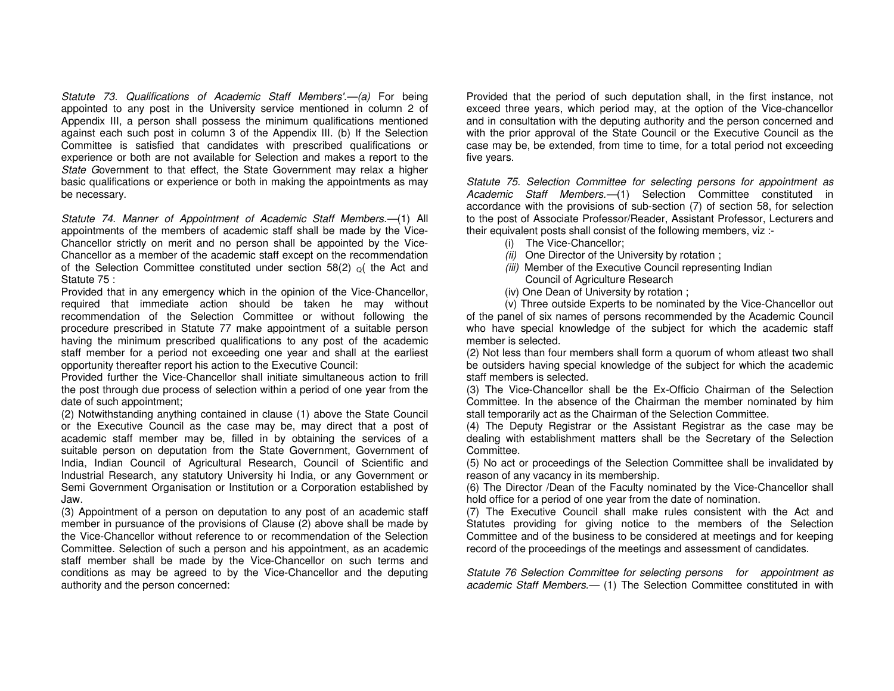*Statute 73. Qualifications of Academic Staff Members'.—(a)* For being appointed to any post in the University service mentioned in column 2 of Appendix III, a person shall possess the minimum qualifications mentioned against each such post in column 3 of the Appendix III. (b) If the Selection Committee is satisfied that candidates with prescribed qualifications or experience or both are not available for Selection and makes a report to the *State G*overnment to that effect, the State Government may relax a higher basic qualifications or experience or both in making the appointments as may be necessary.

*Statute 74. Manner of Appointment of Academic Staff Members.*—(1) All appointments of the members of academic staff shall be made by the Vice-Chancellor strictly on merit and no person shall be appointed by the Vice-Chancellor as a member of the academic staff except on the recommendation of the Selection Committee constituted under section 58(2) o( the Act and Statute 75 :

Provided that in any emergency which in the opinion of the Vice-Chancellor, required that immediate action should be taken he may without recommendation of the Selection Committee or without following the procedure prescribed in Statute 77 make appointment of a suitable person having the minimum prescribed qualifications to any post of the academic staff member for a period not exceeding one year and shall at the earliest opportunity thereafter report his action to the Executive Council:

Provided further the Vice-Chancellor shall initiate simultaneous action to frill the post through due process of selection within a period of one year from the date of such appointment;

(2) Notwithstanding anything contained in clause (1) above the State Council or the Executive Council as the case may be, may direct that a post of academic staff member may be, filled in by obtaining the services of a suitable person on deputation from the State Government, Government of India, Indian Council of Agricultural Research, Council of Scientific and Industrial Research, any statutory University hi India, or any Government or Semi Government Organisation or Institution or a Corporation established by Jaw.

(3) Appointment of a person on deputation to any post of an academic staff member in pursuance of the provisions of Clause (2) above shall be made by the Vice-Chancellor without reference to or recommendation of the Selection Committee. Selection of such a person and his appointment, as an academic staff member shall be made by the Vice-Chancellor on such terms and conditions as may be agreed to by the Vice-Chancellor and the deputing authority and the person concerned:

Provided that the period of such deputation shall, in the first instance, not exceed three years, which period may, at the option of the Vice-chancellor and in consultation with the deputing authority and the person concerned and with the prior approval of the State Council or the Executive Council as the case may be, be extended, from time to time, for a total period not exceeding five years.

*Statute 75. Selection Committee for selecting persons for appointment as Academic Staff Members.*—(1) Selection Committee constituted in accordance with the provisions of sub-section (7) of section 58, for selection to the post of Associate Professor/Reader, Assistant Professor, Lecturers and their equivalent posts shall consist of the following members, viz :-

(i) The Vice-Chancellor;
*(ii)* One Director of the University by rotation ;
*(iii)* Member of the Executive Council representing Indian Council of Agriculture Research
(iv) One Dean of University by rotation ;
(v) Three outside Experts to be nominated by the Vice-Chancellor out of the panel of six names of persons recommended by the Academic Council who have special knowledge of the subject for which the academic staff member is selected.

(2) Not less than four members shall form a quorum of whom atleast two shall be outsiders having special knowledge of the subject for which the academic staff members is selected.

(3) The Vice-Chancellor shall be the Ex-Officio Chairman of the Selection Committee. In the absence of the Chairman the member nominated by him stall temporarily act as the Chairman of the Selection Committee.

(4) The Deputy Registrar or the Assistant Registrar as the case may be dealing with establishment matters shall be the Secretary of the Selection Committee.

(5) No act or proceedings of the Selection Committee shall be invalidated by reason of any vacancy in its membership.

(6) The Director /Dean of the Faculty nominated by the Vice-Chancellor shall hold office for a period of one year from the date of nomination.

(7) The Executive Council shall make rules consistent with the Act and Statutes providing for giving notice to the members of the Selection Committee and of the business to be considered at meetings and for keeping record of the proceedings of the meetings and assessment of candidates.

*Statute 76 Selection Committee for selecting persons for appointment as academic Staff Members.*— (1) The Selection Committee constituted in with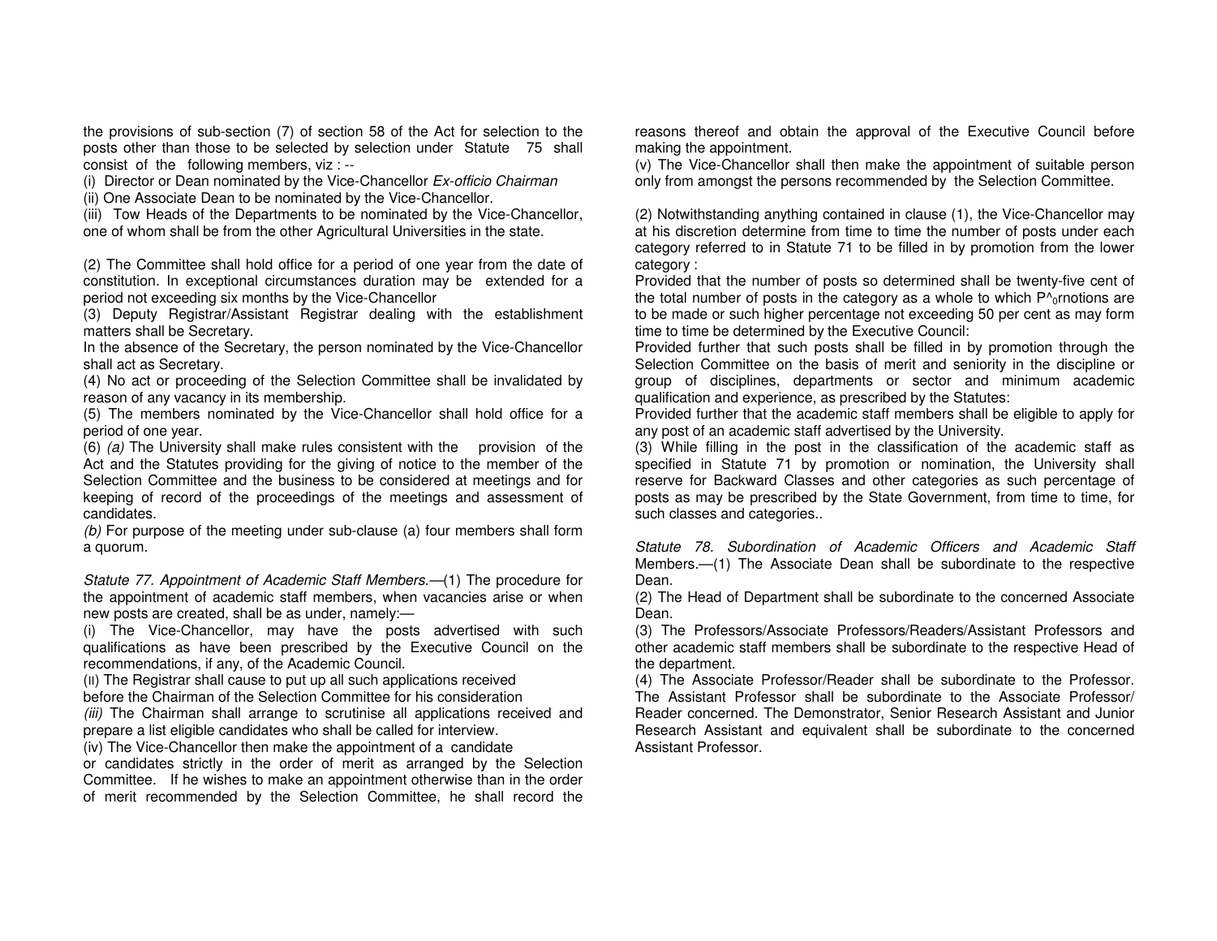the provisions of sub-section (7) of section 58 of the Act for selection to the posts other than those to be selected by selection under Statute 75 shall consist of the following members, viz : --

(i) Director or Dean nominated by the Vice-Chancellor *Ex-officio Chairman*

(ii) One Associate Dean to be nominated by the Vice-Chancellor.

(iii) Tow Heads of the Departments to be nominated by the Vice-Chancellor, one of whom shall be from the other Agricultural Universities in the state.

(2) The Committee shall hold office for a period of one year from the date of constitution. In exceptional circumstances duration may be extended for a period not exceeding six months by the Vice-Chancellor

(3) Deputy Registrar/Assistant Registrar dealing with the establishment matters shall be Secretary.

In the absence of the Secretary, the person nominated by the Vice-Chancellor shall act as Secretary.

(4) No act or proceeding of the Selection Committee shall be invalidated by reason of any vacancy in its membership.

(5) The members nominated by the Vice-Chancellor shall hold office for a period of one year.

(6) *(a)* The University shall make rules consistent with the provision of the Act and the Statutes providing for the giving of notice to the member of the Selection Committee and the business to be considered at meetings and for keeping of record of the proceedings of the meetings and assessment of candidates.

*(b)* For purpose of the meeting under sub-clause (a) four members shall form a quorum.

*Statute 77. Appointment of Academic Staff Members.*—(1) The procedure for the appointment of academic staff members, when vacancies arise or when new posts are created, shall be as under, namely:—

(i) The Vice-Chancellor, may have the posts advertised with such qualifications as have been prescribed by the Executive Council on the recommendations, if any, of the Academic Council.

(II) The Registrar shall cause to put up all such applications received before the Chairman of the Selection Committee for his consideration

*(iii)* The Chairman shall arrange to scrutinise all applications received and prepare a list eligible candidates who shall be called for interview.

(iv) The Vice-Chancellor then make the appointment of a candidate or candidates strictly in the order of merit as arranged by the Selection Committee. If he wishes to make an appointment otherwise than in the order of merit recommended by the Selection Committee, he shall record the reasons thereof and obtain the approval of the Executive Council before making the appointment.

(v) The Vice-Chancellor shall then make the appointment of suitable person only from amongst the persons recommended by the Selection Committee.

(2) Notwithstanding anything contained in clause (1), the Vice-Chancellor may at his discretion determine from time to time the number of posts under each category referred to in Statute 71 to be filled in by promotion from the lower category :

Provided that the number of posts so determined shall be twenty-five cent of the total number of posts in the category as a whole to which P^$_0$rnotions are to be made or such higher percentage not exceeding 50 per cent as may form time to time be determined by the Executive Council:

Provided further that such posts shall be filled in by promotion through the Selection Committee on the basis of merit and seniority in the discipline or group of disciplines, departments or sector and minimum academic qualification and experience, as prescribed by the Statutes:

Provided further that the academic staff members shall be eligible to apply for any post of an academic staff advertised by the University.

(3) While filling in the post in the classification of the academic staff as specified in Statute 71 by promotion or nomination, the University shall reserve for Backward Classes and other categories as such percentage of posts as may be prescribed by the State Government, from time to time, for such classes and categories..

*Statute 78. Subordination of Academic Officers and Academic Staff* Members.—(1) The Associate Dean shall be subordinate to the respective Dean.

(2) The Head of Department shall be subordinate to the concerned Associate Dean.

(3) The Professors/Associate Professors/Readers/Assistant Professors and other academic staff members shall be subordinate to the respective Head of the department.

(4) The Associate Professor/Reader shall be subordinate to the Professor. The Assistant Professor shall be subordinate to the Associate Professor/ Reader concerned. The Demonstrator, Senior Research Assistant and Junior Research Assistant and equivalent shall be subordinate to the concerned Assistant Professor.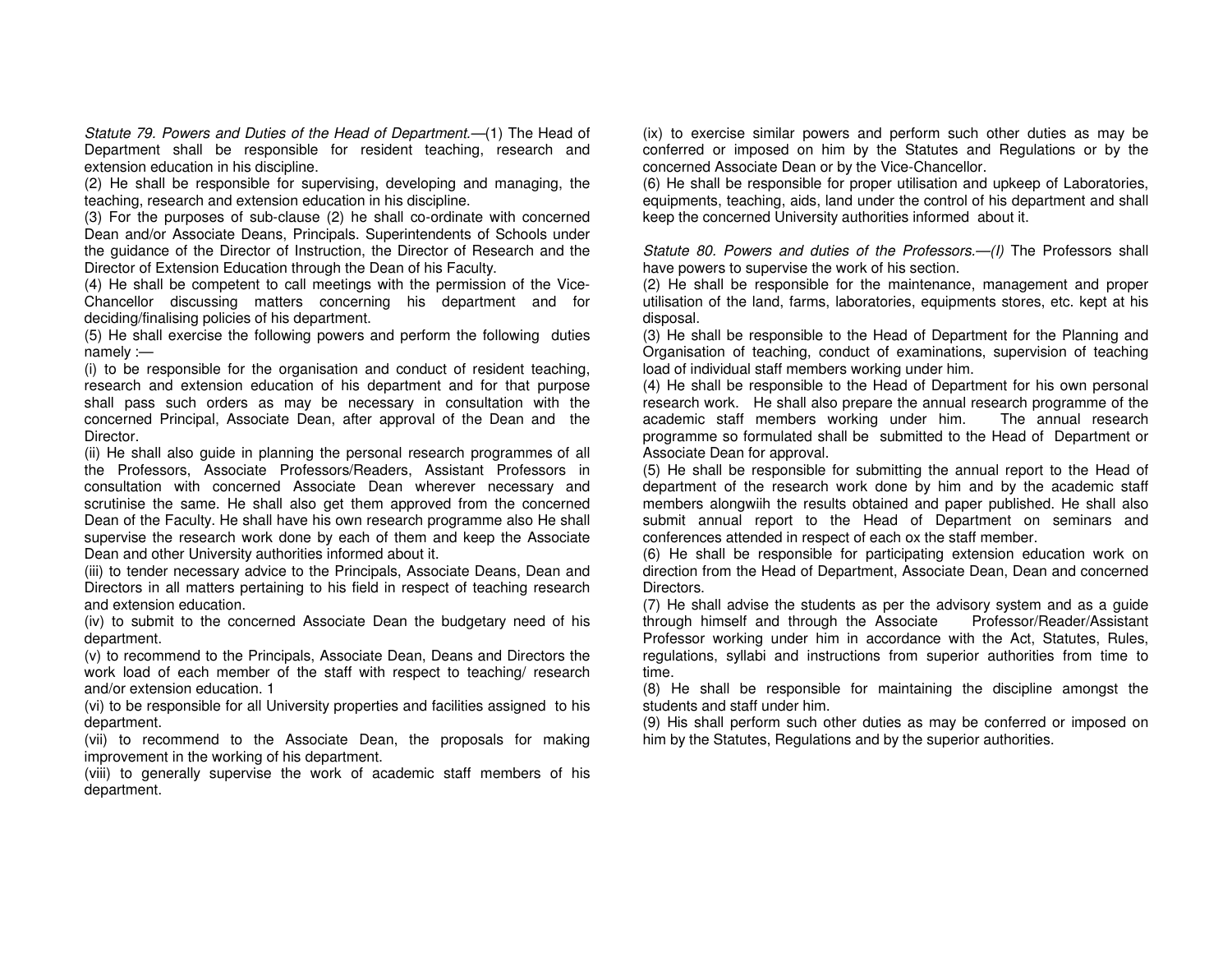*Statute 79. Powers and Duties of the Head of Department.*—(1) The Head of Department shall be responsible for resident teaching, research and extension education in his discipline.

(2) He shall be responsible for supervising, developing and managing, the teaching, research and extension education in his discipline.

(3) For the purposes of sub-clause (2) he shall co-ordinate with concerned Dean and/or Associate Deans, Principals. Superintendents of Schools under the guidance of the Director of Instruction, the Director of Research and the Director of Extension Education through the Dean of his Faculty.

(4) He shall be competent to call meetings with the permission of the Vice-Chancellor discussing matters concerning his department and for deciding/finalising policies of his department.

(5) He shall exercise the following powers and perform the following duties namely :—

(i) to be responsible for the organisation and conduct of resident teaching, research and extension education of his department and for that purpose shall pass such orders as may be necessary in consultation with the concerned Principal, Associate Dean, after approval of the Dean and the Director.

(ii) He shall also guide in planning the personal research programmes of all the Professors, Associate Professors/Readers, Assistant Professors in consultation with concerned Associate Dean wherever necessary and scrutinise the same. He shall also get them approved from the concerned Dean of the Faculty. He shall have his own research programme also He shall supervise the research work done by each of them and keep the Associate Dean and other University authorities informed about it.

(iii) to tender necessary advice to the Principals, Associate Deans, Dean and Directors in all matters pertaining to his field in respect of teaching research and extension education.

(iv) to submit to the concerned Associate Dean the budgetary need of his department.

(v) to recommend to the Principals, Associate Dean, Deans and Directors the work load of each member of the staff with respect to teaching/ research and/or extension education. 1

(vi) to be responsible for all University properties and facilities assigned to his department.

(vii) to recommend to the Associate Dean, the proposals for making improvement in the working of his department.

(viii) to generally supervise the work of academic staff members of his department.

(ix) to exercise similar powers and perform such other duties as may be conferred or imposed on him by the Statutes and Regulations or by the concerned Associate Dean or by the Vice-Chancellor.

(6) He shall be responsible for proper utilisation and upkeep of Laboratories, equipments, teaching, aids, land under the control of his department and shall keep the concerned University authorities informed about it.

*Statute 80. Powers and duties of the Professors.—(I)* The Professors shall have powers to supervise the work of his section.

(2) He shall be responsible for the maintenance, management and proper utilisation of the land, farms, laboratories, equipments stores, etc. kept at his disposal.

(3) He shall be responsible to the Head of Department for the Planning and Organisation of teaching, conduct of examinations, supervision of teaching load of individual staff members working under him.

(4) He shall be responsible to the Head of Department for his own personal research work. He shall also prepare the annual research programme of the academic staff members working under him. The annual research programme so formulated shall be submitted to the Head of Department or Associate Dean for approval.

(5) He shall be responsible for submitting the annual report to the Head of department of the research work done by him and by the academic staff members alongwiih the results obtained and paper published. He shall also submit annual report to the Head of Department on seminars and conferences attended in respect of each ox the staff member.

(6) He shall be responsible for participating extension education work on direction from the Head of Department, Associate Dean, Dean and concerned Directors.

(7) He shall advise the students as per the advisory system and as a guide through himself and through the Associate Professor/Reader/Assistant Professor working under him in accordance with the Act, Statutes, Rules, regulations, syllabi and instructions from superior authorities from time to time.

(8) He shall be responsible for maintaining the discipline amongst the students and staff under him.

(9) His shall perform such other duties as may be conferred or imposed on him by the Statutes, Regulations and by the superior authorities.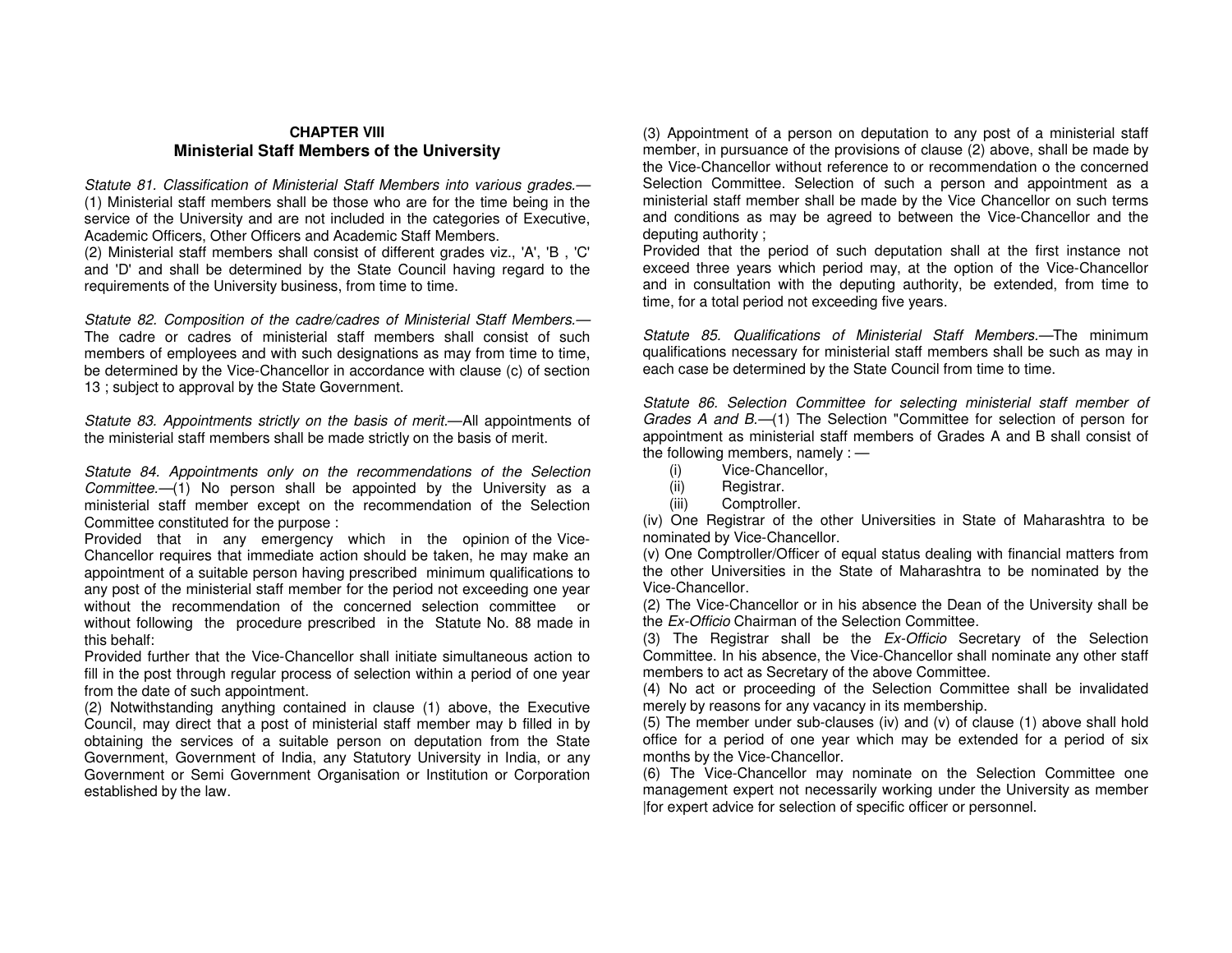## CHAPTER VIII
## Ministerial Staff Members of the University

*Statute 81. Classification of Ministerial Staff Members into various grades.*—(1) Ministerial staff members shall be those who are for the time being in the service of the University and are not included in the categories of Executive, Academic Officers, Other Officers and Academic Staff Members.

(2) Ministerial staff members shall consist of different grades viz., 'A', 'B , 'C' and 'D' and shall be determined by the State Council having regard to the requirements of the University business, from time to time.

*Statute 82. Composition of the cadre/cadres of Ministerial Staff Members.*—The cadre or cadres of ministerial staff members shall consist of such members of employees and with such designations as may from time to time, be determined by the Vice-Chancellor in accordance with clause (c) of section 13 ; subject to approval by the State Government.

*Statute 83. Appointments strictly on the basis of merit.*—All appointments of the ministerial staff members shall be made strictly on the basis of merit.

*Statute 84. Appointments only on the recommendations of the Selection Committee.*—(1) No person shall be appointed by the University as a ministerial staff member except on the recommendation of the Selection Committee constituted for the purpose :

Provided that in any emergency which in the opinion of the Vice-Chancellor requires that immediate action should be taken, he may make an appointment of a suitable person having prescribed minimum qualifications to any post of the ministerial staff member for the period not exceeding one year without the recommendation of the concerned selection committee or without following the procedure prescribed in the Statute No. 88 made in this behalf:

Provided further that the Vice-Chancellor shall initiate simultaneous action to fill in the post through regular process of selection within a period of one year from the date of such appointment.

(2) Notwithstanding anything contained in clause (1) above, the Executive Council, may direct that a post of ministerial staff member may b filled in by obtaining the services of a suitable person on deputation from the State Government, Government of India, any Statutory University in India, or any Government or Semi Government Organisation or Institution or Corporation established by the law.

(3) Appointment of a person on deputation to any post of a ministerial staff member, in pursuance of the provisions of clause (2) above, shall be made by the Vice-Chancellor without reference to or recommendation o the concerned Selection Committee. Selection of such a person and appointment as a ministerial staff member shall be made by the Vice Chancellor on such terms and conditions as may be agreed to between the Vice-Chancellor and the deputing authority ;

Provided that the period of such deputation shall at the first instance not exceed three years which period may, at the option of the Vice-Chancellor and in consultation with the deputing authority, be extended, from time to time, for a total period not exceeding five years.

*Statute 85. Qualifications of Ministerial Staff Members.*—The minimum qualifications necessary for ministerial staff members shall be such as may in each case be determined by the State Council from time to time.

*Statute 86. Selection Committee for selecting ministerial staff member of Grades A and B.*—(1) The Selection "Committee for selection of person for appointment as ministerial staff members of Grades A and B shall consist of the following members, namely : —

(i) Vice-Chancellor,
(ii) Registrar.
(iii) Comptroller.

(iv) One Registrar of the other Universities in State of Maharashtra to be nominated by Vice-Chancellor.

(v) One Comptroller/Officer of equal status dealing with financial matters from the other Universities in the State of Maharashtra to be nominated by the Vice-Chancellor.

(2) The Vice-Chancellor or in his absence the Dean of the University shall be the *Ex-Officio* Chairman of the Selection Committee.

(3) The Registrar shall be the *Ex-Officio* Secretary of the Selection Committee. In his absence, the Vice-Chancellor shall nominate any other staff members to act as Secretary of the above Committee.

(4) No act or proceeding of the Selection Committee shall be invalidated merely by reasons for any vacancy in its membership.

(5) The member under sub-clauses (iv) and (v) of clause (1) above shall hold office for a period of one year which may be extended for a period of six months by the Vice-Chancellor.

(6) The Vice-Chancellor may nominate on the Selection Committee one management expert not necessarily working under the University as member |for expert advice for selection of specific officer or personnel.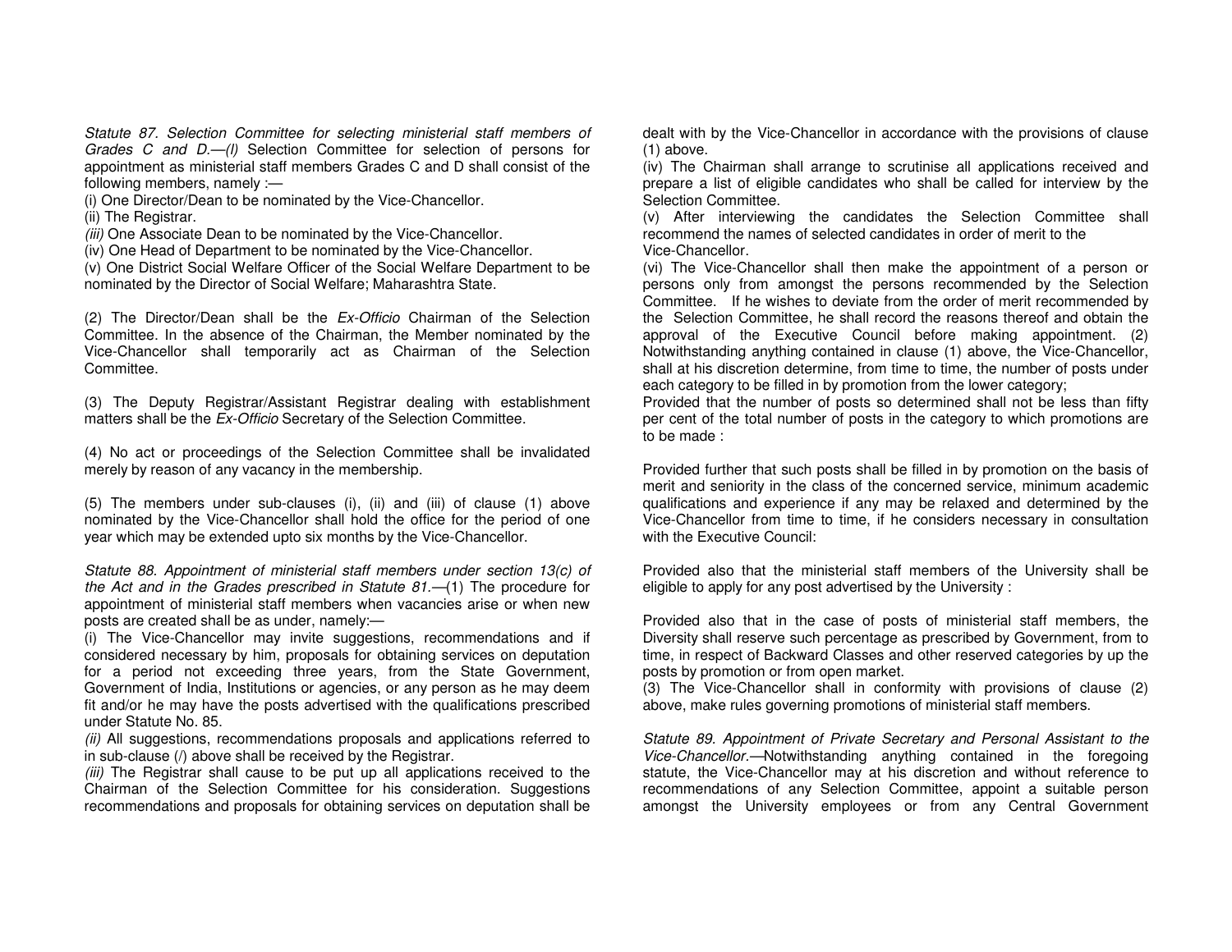*Statute 87. Selection Committee for selecting ministerial staff members of Grades C and D.—(l)* Selection Committee for selection of persons for appointment as ministerial staff members Grades C and D shall consist of the following members, namely :—

(i) One Director/Dean to be nominated by the Vice-Chancellor.

(ii) The Registrar.

*(iii)* One Associate Dean to be nominated by the Vice-Chancellor.

(iv) One Head of Department to be nominated by the Vice-Chancellor.

(v) One District Social Welfare Officer of the Social Welfare Department to be nominated by the Director of Social Welfare; Maharashtra State.

(2) The Director/Dean shall be the *Ex-Officio* Chairman of the Selection Committee. In the absence of the Chairman, the Member nominated by the Vice-Chancellor shall temporarily act as Chairman of the Selection Committee.

(3) The Deputy Registrar/Assistant Registrar dealing with establishment matters shall be the *Ex-Officio* Secretary of the Selection Committee.

(4) No act or proceedings of the Selection Committee shall be invalidated merely by reason of any vacancy in the membership.

(5) The members under sub-clauses (i), (ii) and (iii) of clause (1) above nominated by the Vice-Chancellor shall hold the office for the period of one year which may be extended upto six months by the Vice-Chancellor.

*Statute 88. Appointment of ministerial staff members under section 13(c) of the Act and in the Grades prescribed in Statute 81.*—(1) The procedure for appointment of ministerial staff members when vacancies arise or when new posts are created shall be as under, namely:—

(i) The Vice-Chancellor may invite suggestions, recommendations and if considered necessary by him, proposals for obtaining services on deputation for a period not exceeding three years, from the State Government, Government of India, Institutions or agencies, or any person as he may deem fit and/or he may have the posts advertised with the qualifications prescribed under Statute No. 85.

*(ii)* All suggestions, recommendations proposals and applications referred to in sub-clause (/) above shall be received by the Registrar.

*(iii)* The Registrar shall cause to be put up all applications received to the Chairman of the Selection Committee for his consideration. Suggestions recommendations and proposals for obtaining services on deputation shall be dealt with by the Vice-Chancellor in accordance with the provisions of clause (1) above.

(iv) The Chairman shall arrange to scrutinise all applications received and prepare a list of eligible candidates who shall be called for interview by the Selection Committee.

(v) After interviewing the candidates the Selection Committee shall recommend the names of selected candidates in order of merit to the Vice-Chancellor.

(vi) The Vice-Chancellor shall then make the appointment of a person or persons only from amongst the persons recommended by the Selection Committee. If he wishes to deviate from the order of merit recommended by the Selection Committee, he shall record the reasons thereof and obtain the approval of the Executive Council before making appointment. (2) Notwithstanding anything contained in clause (1) above, the Vice-Chancellor, shall at his discretion determine, from time to time, the number of posts under each category to be filled in by promotion from the lower category;

Provided that the number of posts so determined shall not be less than fifty per cent of the total number of posts in the category to which promotions are to be made :

Provided further that such posts shall be filled in by promotion on the basis of merit and seniority in the class of the concerned service, minimum academic qualifications and experience if any may be relaxed and determined by the Vice-Chancellor from time to time, if he considers necessary in consultation with the Executive Council:

Provided also that the ministerial staff members of the University shall be eligible to apply for any post advertised by the University :

Provided also that in the case of posts of ministerial staff members, the Diversity shall reserve such percentage as prescribed by Government, from to time, in respect of Backward Classes and other reserved categories by up the posts by promotion or from open market.

(3) The Vice-Chancellor shall in conformity with provisions of clause (2) above, make rules governing promotions of ministerial staff members.

*Statute 89. Appointment of Private Secretary and Personal Assistant to the Vice-Chancellor.*—Notwithstanding anything contained in the foregoing statute, the Vice-Chancellor may at his discretion and without reference to recommendations of any Selection Committee, appoint a suitable person amongst the University employees or from any Central Government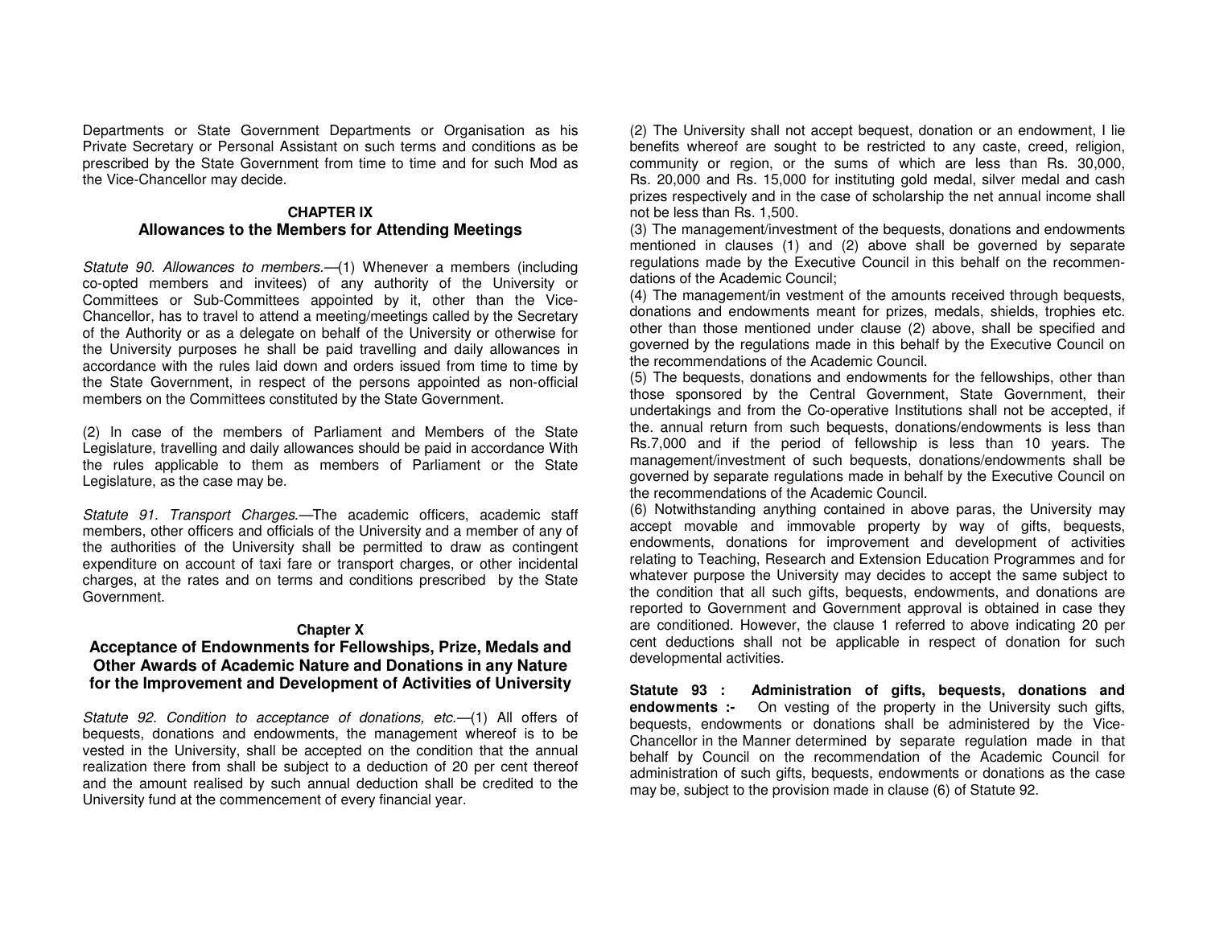Departments or State Government Departments or Organisation as his Private Secretary or Personal Assistant on such terms and conditions as be prescribed by the State Government from time to time and for such Mod as the Vice-Chancellor may decide.

## CHAPTER IX
## Allowances to the Members for Attending Meetings

*Statute 90. Allowances to members.*—(1) Whenever a members (including co-opted members and invitees) of any authority of the University or Committees or Sub-Committees appointed by it, other than the Vice-Chancellor, has to travel to attend a meeting/meetings called by the Secretary of the Authority or as a delegate on behalf of the University or otherwise for the University purposes he shall be paid travelling and daily allowances in accordance with the rules laid down and orders issued from time to time by the State Government, in respect of the persons appointed as non-official members on the Committees constituted by the State Government.

(2) In case of the members of Parliament and Members of the State Legislature, travelling and daily allowances should be paid in accordance With the rules applicable to them as members of Parliament or the State Legislature, as the case may be.

*Statute 91. Transport Charges.*—The academic officers, academic staff members, other officers and officials of the University and a member of any of the authorities of the University shall be permitted to draw as contingent expenditure on account of taxi fare or transport charges, or other incidental charges, at the rates and on terms and conditions prescribed by the State Government.

## Chapter X
## Acceptance of Endownments for Fellowships, Prize, Medals and Other Awards of Academic Nature and Donations in any Nature for the Improvement and Development of Activities of University

*Statute 92. Condition to acceptance of donations, etc.*—(1) All offers of bequests, donations and endowments, the management whereof is to be vested in the University, shall be accepted on the condition that the annual realization there from shall be subject to a deduction of 20 per cent thereof and the amount realised by such annual deduction shall be credited to the University fund at the commencement of every financial year.

(2) The University shall not accept bequest, donation or an endowment, I lie benefits whereof are sought to be restricted to any caste, creed, religion, community or region, or the sums of which are less than Rs. 30,000, Rs. 20,000 and Rs. 15,000 for instituting gold medal, silver medal and cash prizes respectively and in the case of scholarship the net annual income shall not be less than Rs. 1,500.

(3) The management/investment of the bequests, donations and endowments mentioned in clauses (1) and (2) above shall be governed by separate regulations made by the Executive Council in this behalf on the recommendations of the Academic Council;

(4) The management/in vestment of the amounts received through bequests, donations and endowments meant for prizes, medals, shields, trophies etc. other than those mentioned under clause (2) above, shall be specified and governed by the regulations made in this behalf by the Executive Council on the recommendations of the Academic Council.

(5) The bequests, donations and endowments for the fellowships, other than those sponsored by the Central Government, State Government, their undertakings and from the Co-operative Institutions shall not be accepted, if the. annual return from such bequests, donations/endowments is less than Rs.7,000 and if the period of fellowship is less than 10 years. The management/investment of such bequests, donations/endowments shall be governed by separate regulations made in behalf by the Executive Council on the recommendations of the Academic Council.

(6) Notwithstanding anything contained in above paras, the University may accept movable and immovable property by way of gifts, bequests, endowments, donations for improvement and development of activities relating to Teaching, Research and Extension Education Programmes and for whatever purpose the University may decides to accept the same subject to the condition that all such gifts, bequests, endowments, and donations are reported to Government and Government approval is obtained in case they are conditioned. However, the clause 1 referred to above indicating 20 per cent deductions shall not be applicable in respect of donation for such developmental activities.

**Statute 93 : Administration of gifts, bequests, donations and endowments :-** On vesting of the property in the University such gifts, bequests, endowments or donations shall be administered by the Vice-Chancellor in the Manner determined by separate regulation made in that behalf by Council on the recommendation of the Academic Council for administration of such gifts, bequests, endowments or donations as the case may be, subject to the provision made in clause (6) of Statute 92.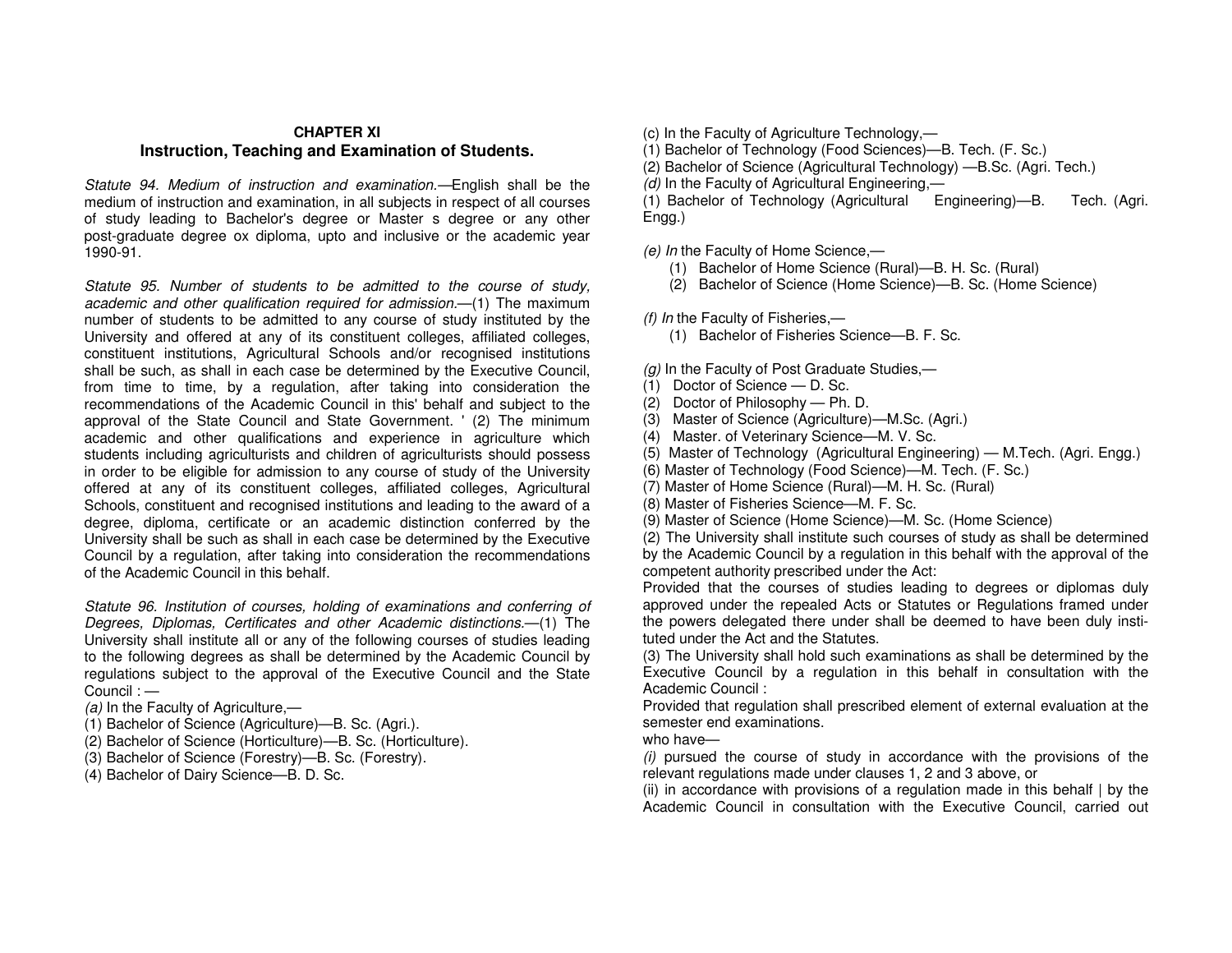## CHAPTER XI
## Instruction, Teaching and Examination of Students.

*Statute 94. Medium of instruction and examination.*—English shall be the medium of instruction and examination, in all subjects in respect of all courses of study leading to Bachelor's degree or Master s degree or any other post-graduate degree ox diploma, upto and inclusive or the academic year 1990-91.

*Statute 95. Number of students to be admitted to the course of study, academic and other qualification required for admission.*—(1) The maximum number of students to be admitted to any course of study instituted by the University and offered at any of its constituent colleges, affiliated colleges, constituent institutions, Agricultural Schools and/or recognised institutions shall be such, as shall in each case be determined by the Executive Council, from time to time, by a regulation, after taking into consideration the recommendations of the Academic Council in this' behalf and subject to the approval of the State Council and State Government. ' (2) The minimum academic and other qualifications and experience in agriculture which students including agriculturists and children of agriculturists should possess in order to be eligible for admission to any course of study of the University offered at any of its constituent colleges, affiliated colleges, Agricultural Schools, constituent and recognised institutions and leading to the award of a degree, diploma, certificate or an academic distinction conferred by the University shall be such as shall in each case be determined by the Executive Council by a regulation, after taking into consideration the recommendations of the Academic Council in this behalf.

*Statute 96. Institution of courses, holding of examinations and conferring of Degrees, Diplomas, Certificates and other Academic distinctions.*—(1) The University shall institute all or any of the following courses of studies leading to the following degrees as shall be determined by the Academic Council by regulations subject to the approval of the Executive Council and the State Council : —

*(a)* In the Faculty of Agriculture,—

(1) Bachelor of Science (Agriculture)—B. Sc. (Agri.).
(2) Bachelor of Science (Horticulture)—B. Sc. (Horticulture).
(3) Bachelor of Science (Forestry)—B. Sc. (Forestry).
(4) Bachelor of Dairy Science—B. D. Sc.

(c) In the Faculty of Agriculture Technology,—

(1) Bachelor of Technology (Food Sciences)—B. Tech. (F. Sc.)
(2) Bachelor of Science (Agricultural Technology) —B.Sc. (Agri. Tech.)

*(d)* In the Faculty of Agricultural Engineering,—

(1) Bachelor of Technology (Agricultural Engineering)—B. Tech. (Agri. Engg.)

*(e) In* the Faculty of Home Science,—

(1) Bachelor of Home Science (Rural)—B. H. Sc. (Rural)
(2) Bachelor of Science (Home Science)—B. Sc. (Home Science)

*(f) In* the Faculty of Fisheries,—

(1) Bachelor of Fisheries Science—B. F. Sc.

*(g)* In the Faculty of Post Graduate Studies,—

(1) Doctor of Science — D. Sc.
(2) Doctor of Philosophy — Ph. D.
(3) Master of Science (Agriculture)—M.Sc. (Agri.)
(4) Master. of Veterinary Science—M. V. Sc.
(5) Master of Technology (Agricultural Engineering) — M.Tech. (Agri. Engg.)
(6) Master of Technology (Food Science)—M. Tech. (F. Sc.)
(7) Master of Home Science (Rural)—M. H. Sc. (Rural)
(8) Master of Fisheries Science—M. F. Sc.
(9) Master of Science (Home Science)—M. Sc. (Home Science)

(2) The University shall institute such courses of study as shall be determined by the Academic Council by a regulation in this behalf with the approval of the competent authority prescribed under the Act:

Provided that the courses of studies leading to degrees or diplomas duly approved under the repealed Acts or Statutes or Regulations framed under the powers delegated there under shall be deemed to have been duly instituted under the Act and the Statutes.

(3) The University shall hold such examinations as shall be determined by the Executive Council by a regulation in this behalf in consultation with the Academic Council :

Provided that regulation shall prescribed element of external evaluation at the semester end examinations.

who have—

*(i)* pursued the course of study in accordance with the provisions of the relevant regulations made under clauses 1, 2 and 3 above, or

(ii) in accordance with provisions of a regulation made in this behalf | by the Academic Council in consultation with the Executive Council, carried out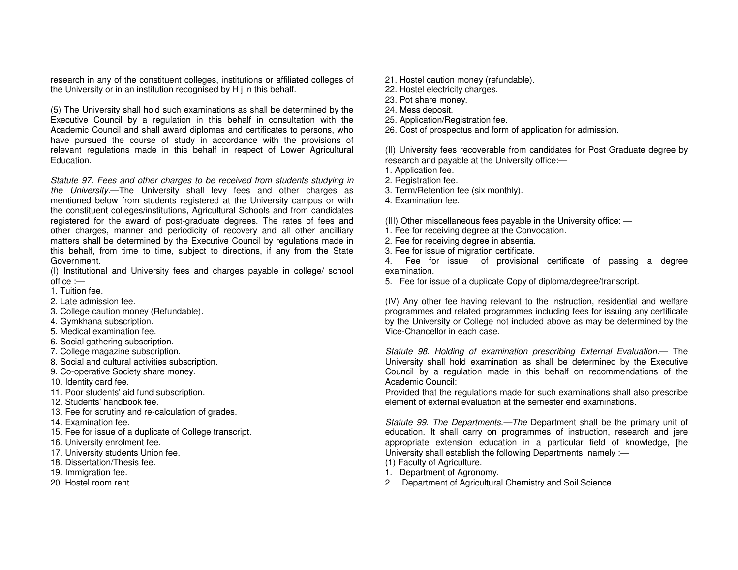research in any of the constituent colleges, institutions or affiliated colleges of the University or in an institution recognised by H j in this behalf.

(5) The University shall hold such examinations as shall be determined by the Executive Council by a regulation in this behalf in consultation with the Academic Council and shall award diplomas and certificates to persons, who have pursued the course of study in accordance with the provisions of relevant regulations made in this behalf in respect of Lower Agricultural Education.

*Statute 97. Fees and other charges to be received from students studying in the University.*—The University shall levy fees and other charges as mentioned below from students registered at the University campus or with the constituent colleges/institutions, Agricultural Schools and from candidates registered for the award of post-graduate degrees. The rates of fees and other charges, manner and periodicity of recovery and all other ancilliary matters shall be determined by the Executive Council by regulations made in this behalf, from time to time, subject to directions, if any from the State Government.

(I) Institutional and University fees and charges payable in college/ school office :—

1. Tuition fee.
2. Late admission fee.
3. College caution money (Refundable).
4. Gymkhana subscription.
5. Medical examination fee.
6. Social gathering subscription.
7. College magazine subscription.
8. Social and cultural activities subscription.
9. Co-operative Society share money.
10. Identity card fee.
11. Poor students' aid fund subscription.
12. Students' handbook fee.
13. Fee for scrutiny and re-calculation of grades.
14. Examination fee.
15. Fee for issue of a duplicate of College transcript.
16. University enrolment fee.
17. University students Union fee.
18. Dissertation/Thesis fee.
19. Immigration fee.
20. Hostel room rent.
21. Hostel caution money (refundable).
22. Hostel electricity charges.
23. Pot share money.
24. Mess deposit.
25. Application/Registration fee.
26. Cost of prospectus and form of application for admission.

(II) University fees recoverable from candidates for Post Graduate degree by research and payable at the University office:—

1. Application fee.
2. Registration fee.
3. Term/Retention fee (six monthly).
4. Examination fee.

(III) Other miscellaneous fees payable in the University office: —

1. Fee for receiving degree at the Convocation.
2. Fee for receiving degree in absentia.
3. Fee for issue of migration certificate.
4. Fee for issue of provisional certificate of passing a degree examination.
5. Fee for issue of a duplicate Copy of diploma/degree/transcript.

(IV) Any other fee having relevant to the instruction, residential and welfare programmes and related programmes including fees for issuing any certificate by the University or College not included above as may be determined by the Vice-Chancellor in each case.

*Statute 98. Holding of examination prescribing External Evaluation.*— The University shall hold examination as shall be determined by the Executive Council by a regulation made in this behalf on recommendations of the Academic Council:

Provided that the regulations made for such examinations shall also prescribe element of external evaluation at the semester end examinations.

*Statute 99. The Departments.—The* Department shall be the primary unit of education. It shall carry on programmes of instruction, research and jere appropriate extension education in a particular field of knowledge, [he University shall establish the following Departments, namely :—

(1) Faculty of Agriculture.

1. Department of Agronomy.
2. Department of Agricultural Chemistry and Soil Science.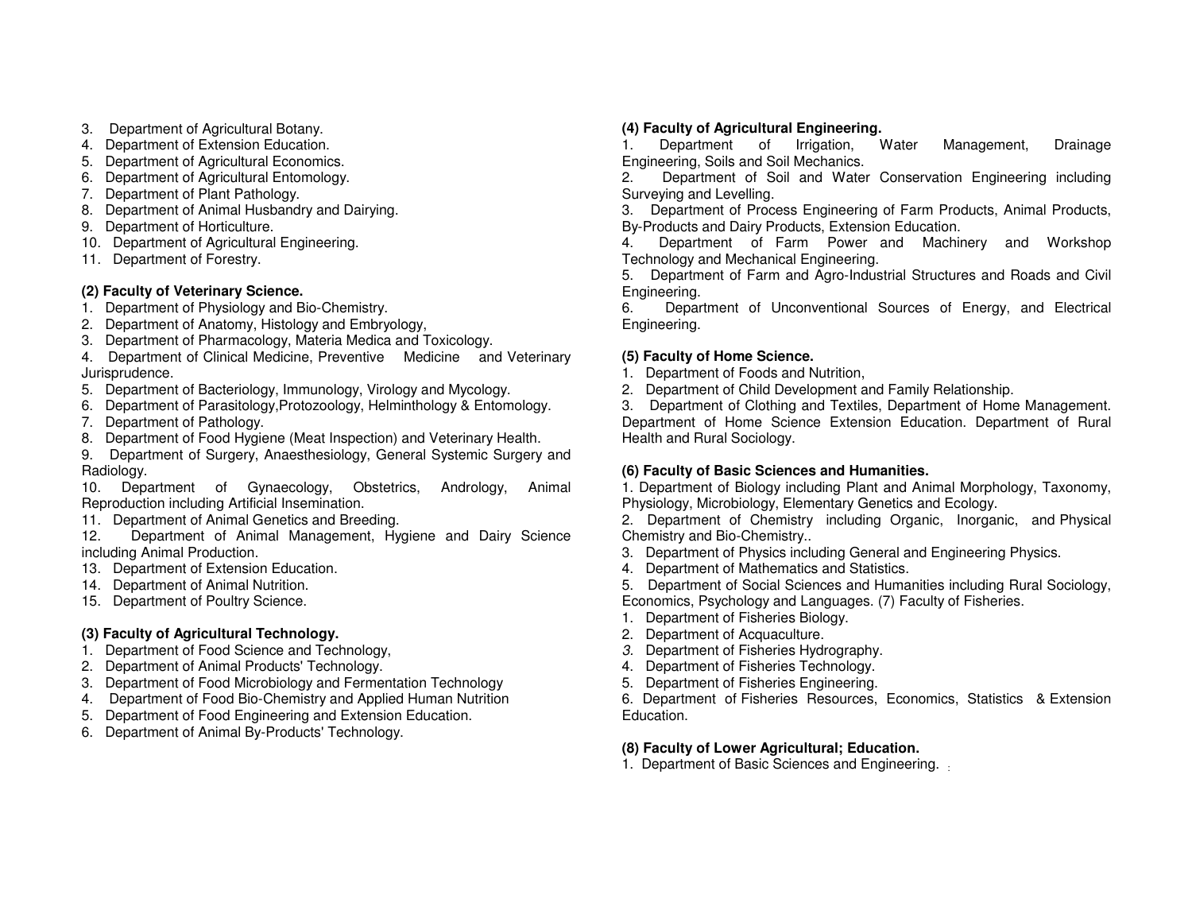3. Department of Agricultural Botany.
4. Department of Extension Education.
5. Department of Agricultural Economics.
6. Department of Agricultural Entomology.
7. Department of Plant Pathology.
8. Department of Animal Husbandry and Dairying.
9. Department of Horticulture.
10. Department of Agricultural Engineering.
11. Department of Forestry.

**(2) Faculty of Veterinary Science.**

1. Department of Physiology and Bio-Chemistry.
2. Department of Anatomy, Histology and Embryology,
3. Department of Pharmacology, Materia Medica and Toxicology.
4. Department of Clinical Medicine, Preventive Medicine and Veterinary Jurisprudence.
5. Department of Bacteriology, Immunology, Virology and Mycology.
6. Department of Parasitology,Protozoology, Helminthology & Entomology.
7. Department of Pathology.
8. Department of Food Hygiene (Meat Inspection) and Veterinary Health.
9. Department of Surgery, Anaesthesiology, General Systemic Surgery and Radiology.
10. Department of Gynaecology, Obstetrics, Andrology, Animal Reproduction including Artificial Insemination.
11. Department of Animal Genetics and Breeding.
12. Department of Animal Management, Hygiene and Dairy Science including Animal Production.
13. Department of Extension Education.
14. Department of Animal Nutrition.
15. Department of Poultry Science.

**(3) Faculty of Agricultural Technology.**

1. Department of Food Science and Technology,
2. Department of Animal Products' Technology.
3. Department of Food Microbiology and Fermentation Technology
4. Department of Food Bio-Chemistry and Applied Human Nutrition
5. Department of Food Engineering and Extension Education.
6. Department of Animal By-Products' Technology.

**(4) Faculty of Agricultural Engineering.**

1. Department of Irrigation, Water Management, Drainage Engineering, Soils and Soil Mechanics.
2. Department of Soil and Water Conservation Engineering including Surveying and Levelling.
3. Department of Process Engineering of Farm Products, Animal Products, By-Products and Dairy Products, Extension Education.
4. Department of Farm Power and Machinery and Workshop Technology and Mechanical Engineering.
5. Department of Farm and Agro-Industrial Structures and Roads and Civil Engineering.
6. Department of Unconventional Sources of Energy, and Electrical Engineering.

**(5) Faculty of Home Science.**

1. Department of Foods and Nutrition,
2. Department of Child Development and Family Relationship.
3. Department of Clothing and Textiles, Department of Home Management. Department of Home Science Extension Education. Department of Rural Health and Rural Sociology.

**(6) Faculty of Basic Sciences and Humanities.**

1. Department of Biology including Plant and Animal Morphology, Taxonomy, Physiology, Microbiology, Elementary Genetics and Ecology.
2. Department of Chemistry including Organic, Inorganic, and Physical Chemistry and Bio-Chemistry..
3. Department of Physics including General and Engineering Physics.
4. Department of Mathematics and Statistics.
5. Department of Social Sciences and Humanities including Rural Sociology, Economics, Psychology and Languages. (7) Faculty of Fisheries.

1. Department of Fisheries Biology.
2. Department of Acquaculture.
3. Department of Fisheries Hydrography.
4. Department of Fisheries Technology.
5. Department of Fisheries Engineering.
6. Department of Fisheries Resources, Economics, Statistics & Extension Education.

**(8) Faculty of Lower Agricultural; Education.**

1. Department of Basic Sciences and Engineering.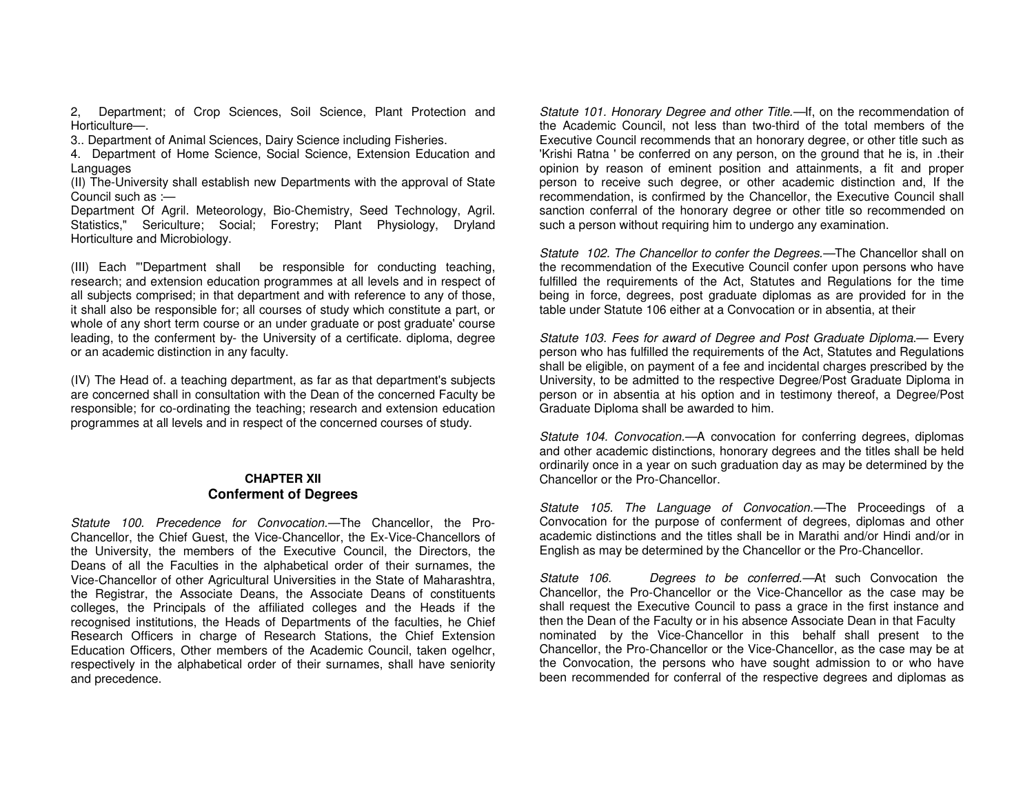2, Department; of Crop Sciences, Soil Science, Plant Protection and Horticulture—.

3.. Department of Animal Sciences, Dairy Science including Fisheries.

4. Department of Home Science, Social Science, Extension Education and Languages

(II) The-University shall establish new Departments with the approval of State Council such as :—

Department Of Agril. Meteorology, Bio-Chemistry, Seed Technology, Agril. Statistics," Sericulture; Social; Forestry; Plant Physiology, Dryland Horticulture and Microbiology.

(III) Each "'Department shall be responsible for conducting teaching, research; and extension education programmes at all levels and in respect of all subjects comprised; in that department and with reference to any of those, it shall also be responsible for; all courses of study which constitute a part, or whole of any short term course or an under graduate or post graduate' course leading, to the conferment by- the University of a certificate. diploma, degree or an academic distinction in any faculty.

(IV) The Head of. a teaching department, as far as that department's subjects are concerned shall in consultation with the Dean of the concerned Faculty be responsible; for co-ordinating the teaching; research and extension education programmes at all levels and in respect of the concerned courses of study.

## CHAPTER XII
## Conferment of Degrees

*Statute 100. Precedence for Convocation.*—The Chancellor, the Pro-Chancellor, the Chief Guest, the Vice-Chancellor, the Ex-Vice-Chancellors of the University, the members of the Executive Council, the Directors, the Deans of all the Faculties in the alphabetical order of their surnames, the Vice-Chancellor of other Agricultural Universities in the State of Maharashtra, the Registrar, the Associate Deans, the Associate Deans of constituents colleges, the Principals of the affiliated colleges and the Heads if the recognised institutions, the Heads of Departments of the faculties, he Chief Research Officers in charge of Research Stations, the Chief Extension Education Officers, Other members of the Academic Council, taken ogelhcr, respectively in the alphabetical order of their surnames, shall have seniority and precedence.

*Statute 101. Honorary Degree and other Title.*—If, on the recommendation of the Academic Council, not less than two-third of the total members of the Executive Council recommends that an honorary degree, or other title such as 'Krishi Ratna ' be conferred on any person, on the ground that he is, in .their opinion by reason of eminent position and attainments, a fit and proper person to receive such degree, or other academic distinction and, If the recommendation, is confirmed by the Chancellor, the Executive Council shall sanction conferral of the honorary degree or other title so recommended on such a person without requiring him to undergo any examination.

*Statute 102. The Chancellor to confer the Degrees.*—The Chancellor shall on the recommendation of the Executive Council confer upon persons who have fulfilled the requirements of the Act, Statutes and Regulations for the time being in force, degrees, post graduate diplomas as are provided for in the table under Statute 106 either at a Convocation or in absentia, at their

*Statute 103. Fees for award of Degree and Post Graduate Diploma.*— Every person who has fulfilled the requirements of the Act, Statutes and Regulations shall be eligible, on payment of a fee and incidental charges prescribed by the University, to be admitted to the respective Degree/Post Graduate Diploma in person or in absentia at his option and in testimony thereof, a Degree/Post Graduate Diploma shall be awarded to him.

*Statute 104. Convocation.*—A convocation for conferring degrees, diplomas and other academic distinctions, honorary degrees and the titles shall be held ordinarily once in a year on such graduation day as may be determined by the Chancellor or the Pro-Chancellor.

*Statute 105. The Language of Convocation.*—The Proceedings of a Convocation for the purpose of conferment of degrees, diplomas and other academic distinctions and the titles shall be in Marathi and/or Hindi and/or in English as may be determined by the Chancellor or the Pro-Chancellor.

*Statute 106. Degrees to be conferred.*—At such Convocation the Chancellor, the Pro-Chancellor or the Vice-Chancellor as the case may be shall request the Executive Council to pass a grace in the first instance and then the Dean of the Faculty or in his absence Associate Dean in that Faculty nominated by the Vice-Chancellor in this behalf shall present to the Chancellor, the Pro-Chancellor or the Vice-Chancellor, as the case may be at the Convocation, the persons who have sought admission to or who have been recommended for conferral of the respective degrees and diplomas as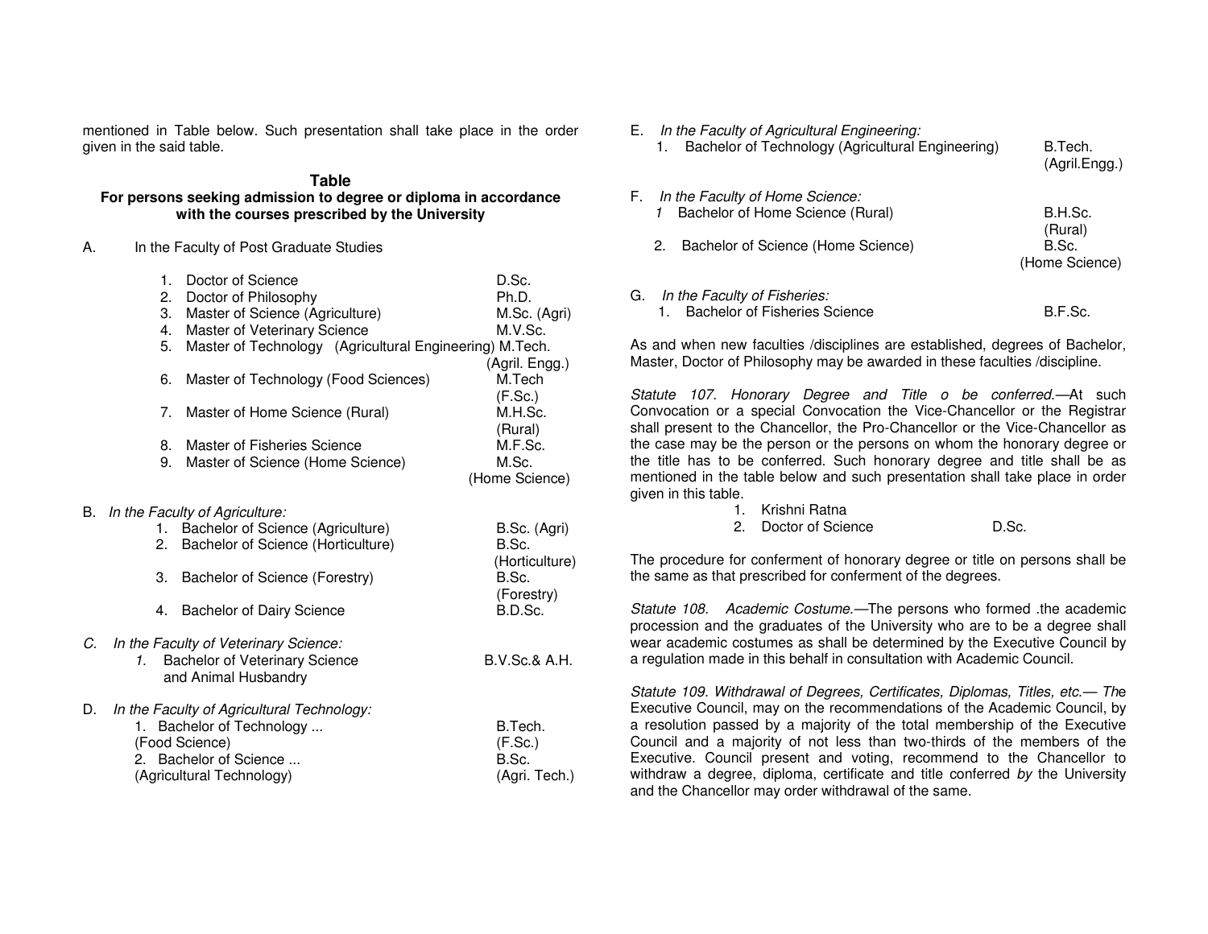mentioned in Table below. Such presentation shall take place in the order given in the said table.

**Table**
**For persons seeking admission to degree or diploma in accordance with the courses prescribed by the University**

A. In the Faculty of Post Graduate Studies

| | | |
|---|---|---|
| 1. | Doctor of Science | D.Sc. |
| 2. | Doctor of Philosophy | Ph.D. |
| 3. | Master of Science (Agriculture) | M.Sc. (Agri) |
| 4. | Master of Veterinary Science | M.V.Sc. |
| 5. | Master of Technology (Agricultural Engineering) | M.Tech. (Agril. Engg.) |
| 6. | Master of Technology (Food Sciences) | M.Tech (F.Sc.) |
| 7. | Master of Home Science (Rural) | M.H.Sc. (Rural) |
| 8. | Master of Fisheries Science | M.F.Sc. |
| 9. | Master of Science (Home Science) | M.Sc. (Home Science) |

B. *In the Faculty of Agriculture:*

| | | |
|---|---|---|
| 1. | Bachelor of Science (Agriculture) | B.Sc. (Agri) |
| 2. | Bachelor of Science (Horticulture) | B.Sc. (Horticulture) |
| 3. | Bachelor of Science (Forestry) | B.Sc. (Forestry) |
| 4. | Bachelor of Dairy Science | B.D.Sc. |

*C. In the Faculty of Veterinary Science:*

| | | |
|---|---|---|
| *1.* | Bachelor of Veterinary Science and Animal Husbandry | B.V.Sc.& A.H. |

D. *In the Faculty of Agricultural Technology:*

| | | |
|---|---|---|
| 1. | Bachelor of Technology ... (Food Science) | B.Tech. (F.Sc.) |
| 2. | Bachelor of Science ... (Agricultural Technology) | B.Sc. (Agri. Tech.) |

E. *In the Faculty of Agricultural Engineering:*

| | | |
|---|---|---|
| 1. | Bachelor of Technology (Agricultural Engineering) | B.Tech. (Agril.Engg.) |

F. *In the Faculty of Home Science:*

| | | |
|---|---|---|
| *1* | Bachelor of Home Science (Rural) | B.H.Sc. (Rural) |
| 2. | Bachelor of Science (Home Science) | B.Sc. (Home Science) |

G. *In the Faculty of Fisheries:*

| | | |
|---|---|---|
| 1. | Bachelor of Fisheries Science | B.F.Sc. |

As and when new faculties /disciplines are established, degrees of Bachelor, Master, Doctor of Philosophy may be awarded in these faculties /discipline.

*Statute 107. Honorary Degree and Title o be conferred.*—At such Convocation or a special Convocation the Vice-Chancellor or the Registrar shall present to the Chancellor, the Pro-Chancellor or the Vice-Chancellor as the case may be the person or the persons on whom the honorary degree or the title has to be conferred. Such honorary degree and title shall be as mentioned in the table below and such presentation shall take place in order given in this table.

1. Krishni Ratna
2. Doctor of Science D.Sc.

The procedure for conferment of honorary degree or title on persons shall be the same as that prescribed for conferment of the degrees.

*Statute 108. Academic Costume.*—The persons who formed .the academic procession and the graduates of the University who are to be a degree shall wear academic costumes as shall be determined by the Executive Council by a regulation made in this behalf in consultation with Academic Council.

*Statute 109. Withdrawal of Degrees, Certificates, Diplomas, Titles, etc.— Th*e Executive Council, may on the recommendations of the Academic Council, by a resolution passed by a majority of the total membership of the Executive Council and a majority of not less than two-thirds of the members of the Executive. Council present and voting, recommend to the Chancellor to withdraw a degree, diploma, certificate and title conferred *by* the University and the Chancellor may order withdrawal of the same.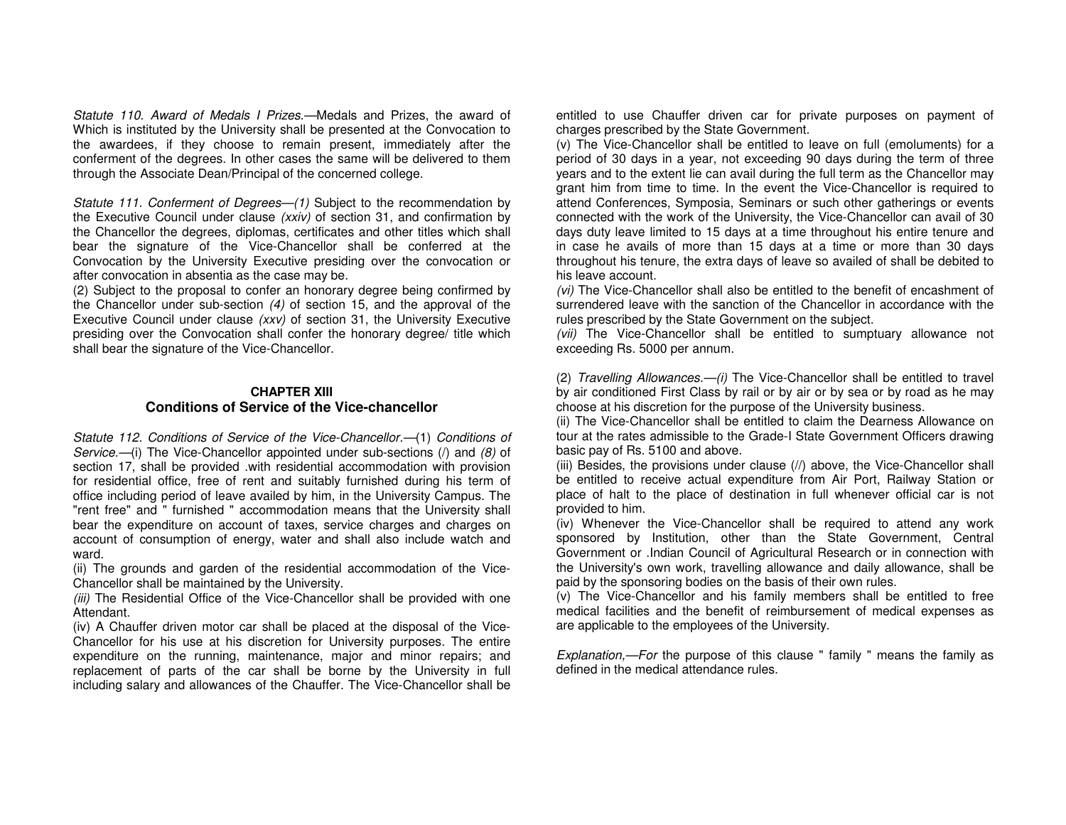*Statute 110. Award of Medals I Prizes.*—Medals and Prizes, the award of Which is instituted by the University shall be presented at the Convocation to the awardees, if they choose to remain present, immediately after the conferment of the degrees. In other cases the same will be delivered to them through the Associate Dean/Principal of the concerned college.

*Statute 111. Conferment of Degrees*—*(1)* Subject to the recommendation by the Executive Council under clause *(xxiv)* of section 31, and confirmation by the Chancellor the degrees, diplomas, certificates and other titles which shall bear the signature of the Vice-Chancellor shall be conferred at the Convocation by the University Executive presiding over the convocation or after convocation in absentia as the case may be.

(2) Subject to the proposal to confer an honorary degree being confirmed by the Chancellor under sub-section *(4)* of section 15, and the approval of the Executive Council under clause *(xxv)* of section 31, the University Executive presiding over the Convocation shall confer the honorary degree/ title which shall bear the signature of the Vice-Chancellor.

## CHAPTER XIII
## Conditions of Service of the Vice-chancellor

*Statute 112. Conditions of Service of the Vice-Chancellor.*—(1) *Conditions of Service.*—(i) The Vice-Chancellor appointed under sub-sections (/) and *(8)* of section 17, shall be provided .with residential accommodation with provision for residential office, free of rent and suitably furnished during his term of office including period of leave availed by him, in the University Campus. The "rent free" and " furnished " accommodation means that the University shall bear the expenditure on account of taxes, service charges and charges on account of consumption of energy, water and shall also include watch and ward.

(ii) The grounds and garden of the residential accommodation of the Vice-Chancellor shall be maintained by the University.

*(iii)* The Residential Office of the Vice-Chancellor shall be provided with one Attendant.

(iv) A Chauffer driven motor car shall be placed at the disposal of the Vice-Chancellor for his use at his discretion for University purposes. The entire expenditure on the running, maintenance, major and minor repairs; and replacement of parts of the car shall be borne by the University in full including salary and allowances of the Chauffer. The Vice-Chancellor shall be entitled to use Chauffer driven car for private purposes on payment of charges prescribed by the State Government.

(v) The Vice-Chancellor shall be entitled to leave on full (emoluments) for a period of 30 days in a year, not exceeding 90 days during the term of three years and to the extent lie can avail during the full term as the Chancellor may grant him from time to time. In the event the Vice-Chancellor is required to attend Conferences, Symposia, Seminars or such other gatherings or events connected with the work of the University, the Vice-Chancellor can avail of 30 days duty leave limited to 15 days at a time throughout his entire tenure and in case he avails of more than 15 days at a time or more than 30 days throughout his tenure, the extra days of leave so availed of shall be debited to his leave account.

*(vi)* The Vice-Chancellor shall also be entitled to the benefit of encashment of surrendered leave with the sanction of the Chancellor in accordance with the rules prescribed by the State Government on the subject.

*(vii)* The Vice-Chancellor shall be entitled to sumptuary allowance not exceeding Rs. 5000 per annum.

(2) *Travelling Allowances.*—*(i)* The Vice-Chancellor shall be entitled to travel by air conditioned First Class by rail or by air or by sea or by road as he may choose at his discretion for the purpose of the University business.

(ii) The Vice-Chancellor shall be entitled to claim the Dearness Allowance on tour at the rates admissible to the Grade-I State Government Officers drawing basic pay of Rs. 5100 and above.

(iii) Besides, the provisions under clause (//) above, the Vice-Chancellor shall be entitled to receive actual expenditure from Air Port, Railway Station or place of halt to the place of destination in full whenever official car is not provided to him.

(iv) Whenever the Vice-Chancellor shall be required to attend any work sponsored by Institution, other than the State Government, Central Government or .Indian Council of Agricultural Research or in connection with the University's own work, travelling allowance and daily allowance, shall be paid by the sponsoring bodies on the basis of their own rules.

(v) The Vice-Chancellor and his family members shall be entitled to free medical facilities and the benefit of reimbursement of medical expenses as are applicable to the employees of the University.

*Explanation,—For* the purpose of this clause " family " means the family as defined in the medical attendance rules.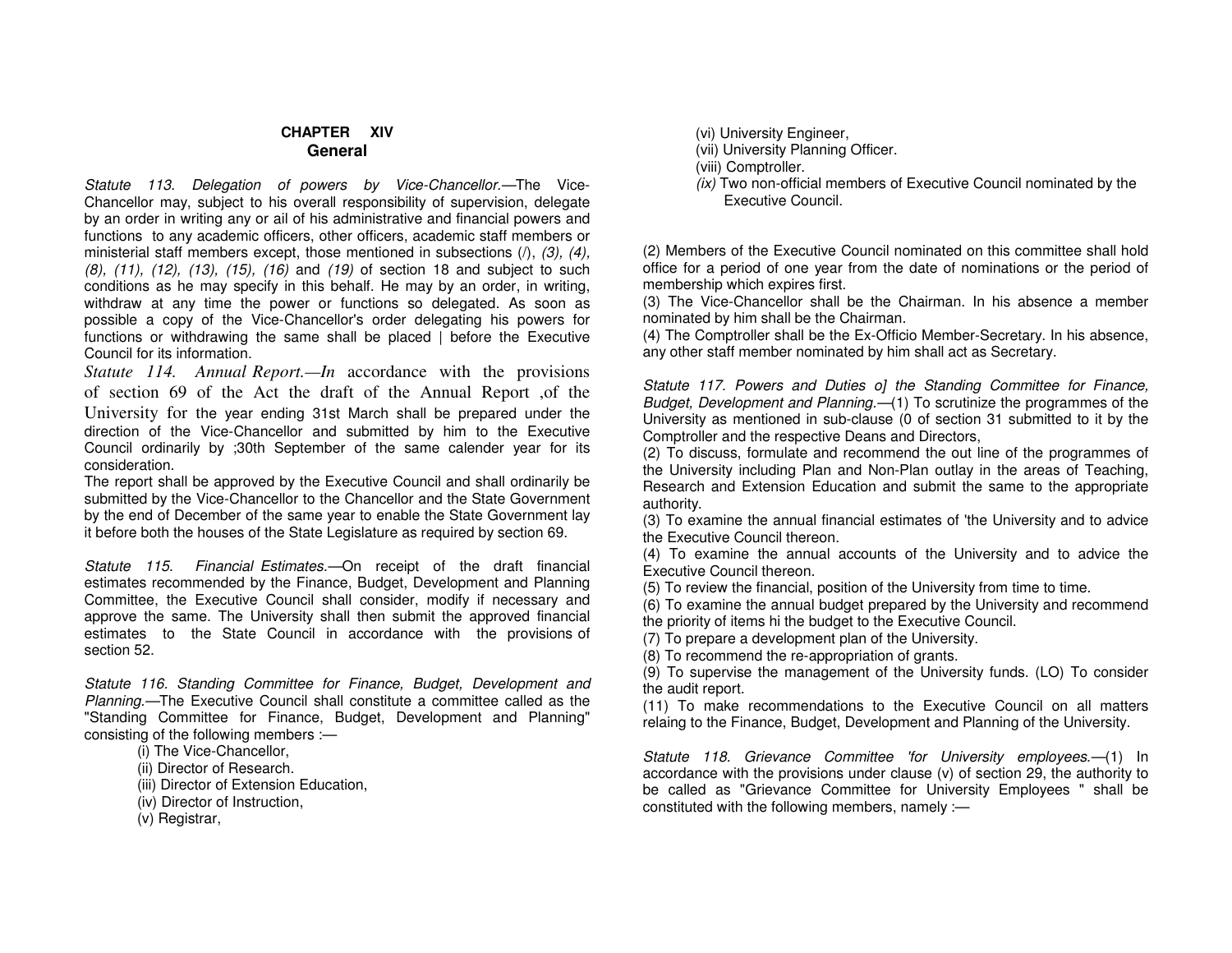## CHAPTER XIV
## General

*Statute 113. Delegation of powers by Vice-Chancellor.*—The Vice-Chancellor may, subject to his overall responsibility of supervision, delegate by an order in writing any or ail of his administrative and financial powers and functions to any academic officers, other officers, academic staff members or ministerial staff members except, those mentioned in subsections (/), *(3), (4), (8), (11), (12), (13), (15), (16)* and *(19)* of section 18 and subject to such conditions as he may specify in this behalf. He may by an order, in writing, withdraw at any time the power or functions so delegated. As soon as possible a copy of the Vice-Chancellor's order delegating his powers for functions or withdrawing the same shall be placed | before the Executive Council for its information.

*Statute 114. Annual Report.—In* accordance with the provisions of section 69 of the Act the draft of the Annual Report ,of the University for the year ending 31st March shall be prepared under the direction of the Vice-Chancellor and submitted by him to the Executive Council ordinarily by ;30th September of the same calender year for its consideration.

The report shall be approved by the Executive Council and shall ordinarily be submitted by the Vice-Chancellor to the Chancellor and the State Government by the end of December of the same year to enable the State Government lay it before both the houses of the State Legislature as required by section 69.

*Statute 115. Financial Estimates.*—On receipt of the draft financial estimates recommended by the Finance, Budget, Development and Planning Committee, the Executive Council shall consider, modify if necessary and approve the same. The University shall then submit the approved financial estimates to the State Council in accordance with the provisions of section 52.

*Statute 116. Standing Committee for Finance, Budget, Development and Planning.*—The Executive Council shall constitute a committee called as the "Standing Committee for Finance, Budget, Development and Planning" consisting of the following members :—

(i) The Vice-Chancellor,
(ii) Director of Research.
(iii) Director of Extension Education,
(iv) Director of Instruction,
(v) Registrar,
(vi) University Engineer,
(vii) University Planning Officer.
(viii) Comptroller.
*(ix)* Two non-official members of Executive Council nominated by the Executive Council.

(2) Members of the Executive Council nominated on this committee shall hold office for a period of one year from the date of nominations or the period of membership which expires first.

(3) The Vice-Chancellor shall be the Chairman. In his absence a member nominated by him shall be the Chairman.

(4) The Comptroller shall be the Ex-Officio Member-Secretary. In his absence, any other staff member nominated by him shall act as Secretary.

*Statute 117. Powers and Duties o] the Standing Committee for Finance, Budget, Development and Planning.*—(1) To scrutinize the programmes of the University as mentioned in sub-clause (0 of section 31 submitted to it by the Comptroller and the respective Deans and Directors,

(2) To discuss, formulate and recommend the out line of the programmes of the University including Plan and Non-Plan outlay in the areas of Teaching, Research and Extension Education and submit the same to the appropriate authority.

(3) To examine the annual financial estimates of 'the University and to advice the Executive Council thereon.

(4) To examine the annual accounts of the University and to advice the Executive Council thereon.

(5) To review the financial, position of the University from time to time.

(6) To examine the annual budget prepared by the University and recommend the priority of items hi the budget to the Executive Council.

(7) To prepare a development plan of the University.

(8) To recommend the re-appropriation of grants.

(9) To supervise the management of the University funds. (LO) To consider the audit report.

(11) To make recommendations to the Executive Council on all matters relaing to the Finance, Budget, Development and Planning of the University.

*Statute 118. Grievance Committee 'for University employees.*—(1) In accordance with the provisions under clause (v) of section 29, the authority to be called as "Grievance Committee for University Employees " shall be constituted with the following members, namely :—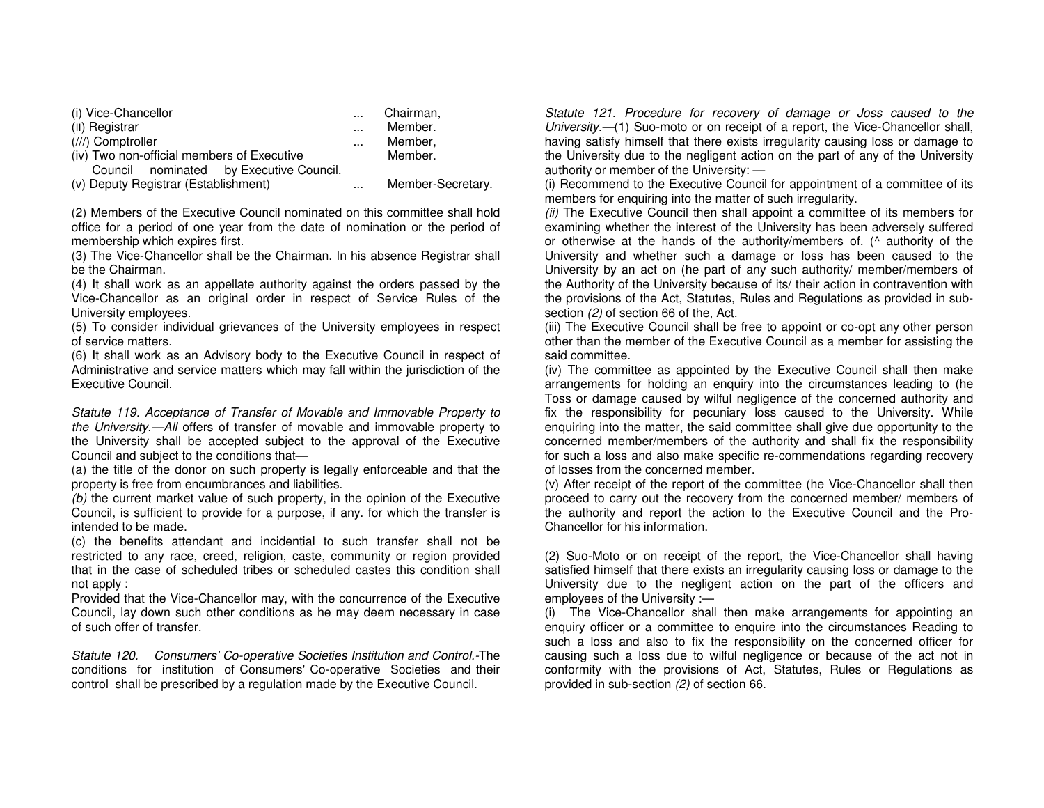| | | |
|---|---|---|
| (i) Vice-Chancellor | ... | Chairman, |
| (II) Registrar | ... | Member. |
| (///) Comptroller | ... | Member, |
| (iv) Two non-official members of Executive Council nominated by Executive Council. | | Member. |
| (v) Deputy Registrar (Establishment) | ... | Member-Secretary. |

(2) Members of the Executive Council nominated on this committee shall hold office for a period of one year from the date of nomination or the period of membership which expires first.

(3) The Vice-Chancellor shall be the Chairman. In his absence Registrar shall be the Chairman.

(4) It shall work as an appellate authority against the orders passed by the Vice-Chancellor as an original order in respect of Service Rules of the University employees.

(5) To consider individual grievances of the University employees in respect of service matters.

(6) It shall work as an Advisory body to the Executive Council in respect of Administrative and service matters which may fall within the jurisdiction of the Executive Council.

*Statute 119. Acceptance of Transfer of Movable and Immovable Property to the University.—All* offers of transfer of movable and immovable property to the University shall be accepted subject to the approval of the Executive Council and subject to the conditions that—

(a) the title of the donor on such property is legally enforceable and that the property is free from encumbrances and liabilities.

*(b)* the current market value of such property, in the opinion of the Executive Council, is sufficient to provide for a purpose, if any. for which the transfer is intended to be made.

(c) the benefits attendant and incidential to such transfer shall not be restricted to any race, creed, religion, caste, community or region provided that in the case of scheduled tribes or scheduled castes this condition shall not apply :

Provided that the Vice-Chancellor may, with the concurrence of the Executive Council, lay down such other conditions as he may deem necessary in case of such offer of transfer.

*Statute 120. Consumers' Co-operative Societies Institution and Control.*-The conditions for institution of Consumers' Co-operative Societies and their control shall be prescribed by a regulation made by the Executive Council.

*Statute 121. Procedure for recovery of damage or Joss caused to the University.*—(1) Suo-moto or on receipt of a report, the Vice-Chancellor shall, having satisfy himself that there exists irregularity causing loss or damage to the University due to the negligent action on the part of any of the University authority or member of the University: —

(i) Recommend to the Executive Council for appointment of a committee of its members for enquiring into the matter of such irregularity.

*(ii)* The Executive Council then shall appoint a committee of its members for examining whether the interest of the University has been adversely suffered or otherwise at the hands of the authority/members of. (^ authority of the University and whether such a damage or loss has been caused to the University by an act on (he part of any such authority/ member/members of the Authority of the University because of its/ their action in contravention with the provisions of the Act, Statutes, Rules and Regulations as provided in sub-section *(2)* of section 66 of the, Act.

(iii) The Executive Council shall be free to appoint or co-opt any other person other than the member of the Executive Council as a member for assisting the said committee.

(iv) The committee as appointed by the Executive Council shall then make arrangements for holding an enquiry into the circumstances leading to (he Toss or damage caused by wilful negligence of the concerned authority and fix the responsibility for pecuniary loss caused to the University. While enquiring into the matter, the said committee shall give due opportunity to the concerned member/members of the authority and shall fix the responsibility for such a loss and also make specific re-commendations regarding recovery of losses from the concerned member.

(v) After receipt of the report of the committee (he Vice-Chancellor shall then proceed to carry out the recovery from the concerned member/ members of the authority and report the action to the Executive Council and the Pro-Chancellor for his information.

(2) Suo-Moto or on receipt of the report, the Vice-Chancellor shall having satisfied himself that there exists an irregularity causing loss or damage to the University due to the negligent action on the part of the officers and employees of the University :—

(i) The Vice-Chancellor shall then make arrangements for appointing an enquiry officer or a committee to enquire into the circumstances Reading to such a loss and also to fix the responsibility on the concerned officer for causing such a loss due to wilful negligence or because of the act not in conformity with the provisions of Act, Statutes, Rules or Regulations as provided in sub-section *(2)* of section 66.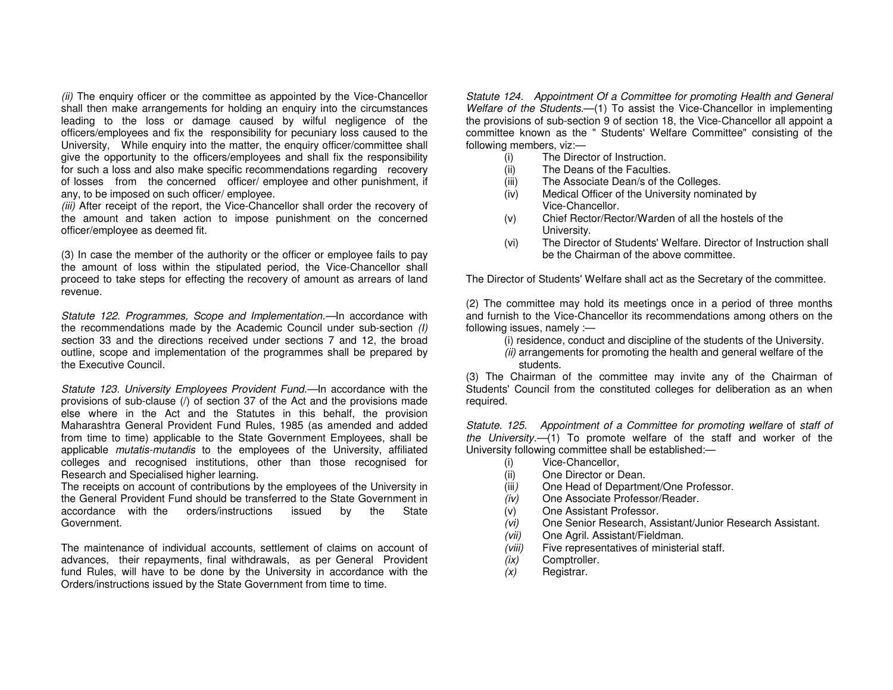*(ii)* The enquiry officer or the committee as appointed by the Vice-Chancellor shall then make arrangements for holding an enquiry into the circumstances leading to the loss or damage caused by wilful negligence of the officers/employees and fix the responsibility for pecuniary loss caused to the University, While enquiry into the matter, the enquiry officer/committee shall give the opportunity to the officers/employees and shall fix the responsibility for such a loss and also make specific recommendations regarding recovery of losses from the concerned officer/ employee and other punishment, if any, to be imposed on such officer/ employee.

*(iii)* After receipt of the report, the Vice-Chancellor shall order the recovery of the amount and taken action to impose punishment on the concerned officer/employee as deemed fit.

(3) In case the member of the authority or the officer or employee fails to pay the amount of loss within the stipulated period, the Vice-Chancellor shall proceed to take steps for effecting the recovery of amount as arrears of land revenue.

*Statute 122. Programmes, Scope and Implementation.*—In accordance with the recommendations made by the Academic Council under sub-section *(l)* section 33 and the directions received under sections 7 and 12, the broad outline, scope and implementation of the programmes shall be prepared by the Executive Council.

*Statute 123. University Employees Provident Fund.*—In accordance with the provisions of sub-clause (/) of section 37 of the Act and the provisions made else where in the Act and the Statutes in this behalf, the provision Maharashtra General Provident Fund Rules, 1985 (as amended and added from time to time) applicable to the State Government Employees, shall be applicable *mutatis-mutandis* to the employees of the University, affiliated colleges and recognised institutions, other than those recognised for Research and Specialised higher learning.

The receipts on account of contributions by the employees of the University in the General Provident Fund should be transferred to the State Government in accordance with the orders/instructions issued by the State Government.

The maintenance of individual accounts, settlement of claims on account of advances, their repayments, final withdrawals, as per General Provident fund Rules, will have to be done by the University in accordance with the Orders/instructions issued by the State Government from time to time.

*Statute 124. Appointment Of a Committee for promoting Health and General Welfare of the Students.*—(1) To assist the Vice-Chancellor in implementing the provisions of sub-section 9 of section 18, the Vice-Chancellor all appoint a committee known as the " Students' Welfare Committee" consisting of the following members, viz:—

- (i) The Director of Instruction.
- (ii) The Deans of the Faculties.
- (iii) The Associate Dean/s of the Colleges.
- (iv) Medical Officer of the University nominated by Vice-Chancellor.
- (v) Chief Rector/Rector/Warden of all the hostels of the University.
- (vi) The Director of Students' Welfare. Director of Instruction shall be the Chairman of the above committee.

The Director of Students' Welfare shall act as the Secretary of the committee.

(2) The committee may hold its meetings once in a period of three months and furnish to the Vice-Chancellor its recommendations among others on the following issues, namely :—

(i) residence, conduct and discipline of the students of the University.

*(ii)* arrangements for promoting the health and general welfare of the students.

(3) The Chairman of the committee may invite any of the Chairman of Students' Council from the constituted colleges for deliberation as an when required.

*Statute. 125. Appointment of a Committee for promoting welfare* of *staff of the University.*—(1) To promote welfare of the staff and worker of the University following committee shall be established:—

- (i) Vice-Chancellor,
- (ii) One Director or Dean.
- (iii) One Head of Department/One Professor.
- *(iv)* One Associate Professor/Reader.
- (v) One Assistant Professor.
- *(vi)* One Senior Research, Assistant/Junior Research Assistant.
- *(vii)* One Agril. Assistant/Fieldman.
- *(viii)* Five representatives of ministerial staff.
- *(ix)* Comptroller.
- *(x)* Registrar.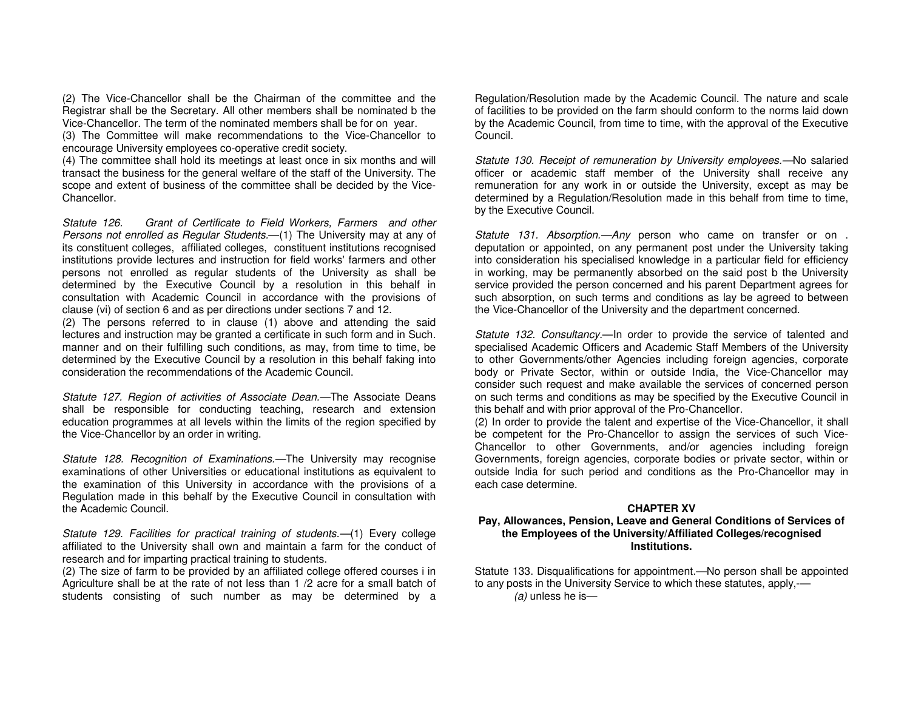(2) The Vice-Chancellor shall be the Chairman of the committee and the Registrar shall be the Secretary. All other members shall be nominated b the Vice-Chancellor. The term of the nominated members shall be for on year.

(3) The Committee will make recommendations to the Vice-Chancellor to encourage University employees co-operative credit society.

(4) The committee shall hold its meetings at least once in six months and will transact the business for the general welfare of the staff of the University. The scope and extent of business of the committee shall be decided by the Vice-Chancellor.

*Statute 126. Grant of Certificate to Field Workers, Farmers and other Persons not enrolled as Regular Students.*—(1) The University may at any of its constituent colleges, affiliated colleges, constituent institutions recognised institutions provide lectures and instruction for field works' farmers and other persons not enrolled as regular students of the University as shall be determined by the Executive Council by a resolution in this behalf in consultation with Academic Council in accordance with the provisions of clause (vi) of section 6 and as per directions under sections 7 and 12.

(2) The persons referred to in clause (1) above and attending the said lectures and instruction may be granted a certificate in such form and in Such. manner and on their fulfilling such conditions, as may, from time to time, be determined by the Executive Council by a resolution in this behalf faking into consideration the recommendations of the Academic Council.

*Statute 127. Region of activities of Associate Dean.*—The Associate Deans shall be responsible for conducting teaching, research and extension education programmes at all levels within the limits of the region specified by the Vice-Chancellor by an order in writing.

*Statute 128. Recognition of Examinations.*—The University may recognise examinations of other Universities or educational institutions as equivalent to the examination of this University in accordance with the provisions of a Regulation made in this behalf by the Executive Council in consultation with the Academic Council.

*Statute 129. Facilities for practical training of students.*—(1) Every college affiliated to the University shall own and maintain a farm for the conduct of research and for imparting practical training to students.

(2) The size of farm to be provided by an affiliated college offered courses i in Agriculture shall be at the rate of not less than 1 /2 acre for a small batch of students consisting of such number as may be determined by a Regulation/Resolution made by the Academic Council. The nature and scale of facilities to be provided on the farm should conform to the norms laid down by the Academic Council, from time to time, with the approval of the Executive Council.

*Statute 130. Receipt of remuneration by University employees.*—No salaried officer or academic staff member of the University shall receive any remuneration for any work in or outside the University, except as may be determined by a Regulation/Resolution made in this behalf from time to time, by the Executive Council.

*Statute 131. Absorption.—Any* person who came on transfer or on . deputation or appointed, on any permanent post under the University taking into consideration his specialised knowledge in a particular field for efficiency in working, may be permanently absorbed on the said post b the University service provided the person concerned and his parent Department agrees for such absorption, on such terms and conditions as lay be agreed to between the Vice-Chancellor of the University and the department concerned.

*Statute 132. Consultancy.*—In order to provide the service of talented and specialised Academic Officers and Academic Staff Members of the University to other Governments/other Agencies including foreign agencies, corporate body or Private Sector, within or outside India, the Vice-Chancellor may consider such request and make available the services of concerned person on such terms and conditions as may be specified by the Executive Council in this behalf and with prior approval of the Pro-Chancellor.

(2) In order to provide the talent and expertise of the Vice-Chancellor, it shall be competent for the Pro-Chancellor to assign the services of such Vice-Chancellor to other Governments, and/or agencies including foreign Governments, foreign agencies, corporate bodies or private sector, within or outside India for such period and conditions as the Pro-Chancellor may in each case determine.

## CHAPTER XV

### Pay, Allowances, Pension, Leave and General Conditions of Services of the Employees of the University/Affiliated Colleges/recognised Institutions.

Statute 133. Disqualifications for appointment.—No person shall be appointed to any posts in the University Service to which these statutes, apply,-—

*(a)* unless he is—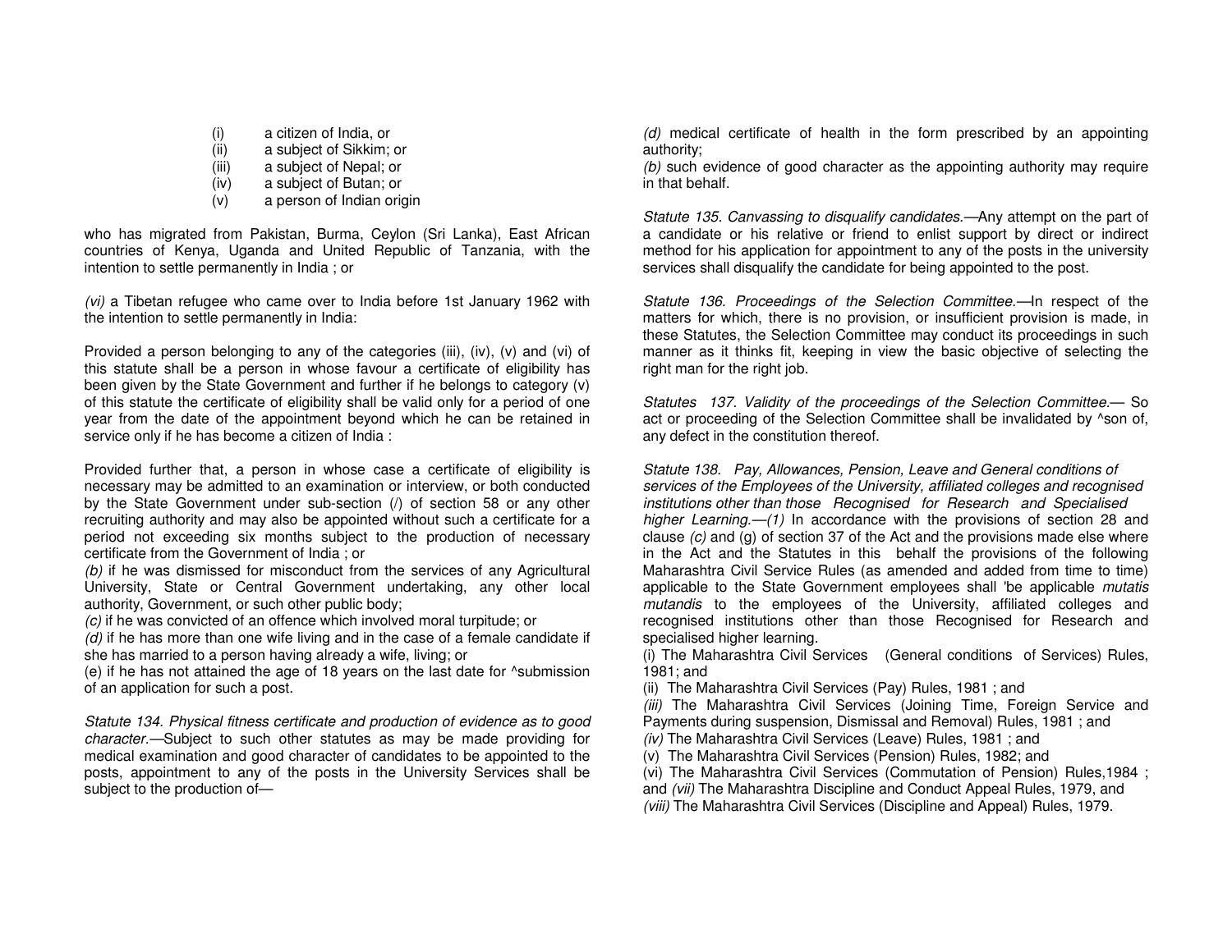(i) a citizen of India, or
(ii) a subject of Sikkim; or
(iii) a subject of Nepal; or
(iv) a subject of Butan; or
(v) a person of Indian origin

who has migrated from Pakistan, Burma, Ceylon (Sri Lanka), East African countries of Kenya, Uganda and United Republic of Tanzania, with the intention to settle permanently in India ; or

*(vi)* a Tibetan refugee who came over to India before 1st January 1962 with the intention to settle permanently in India:

Provided a person belonging to any of the categories (iii), (iv), (v) and (vi) of this statute shall be a person in whose favour a certificate of eligibility has been given by the State Government and further if he belongs to category (v) of this statute the certificate of eligibility shall be valid only for a period of one year from the date of the appointment beyond which he can be retained in service only if he has become a citizen of India :

Provided further that, a person in whose case a certificate of eligibility is necessary may be admitted to an examination or interview, or both conducted by the State Government under sub-section (/) of section 58 or any other recruiting authority and may also be appointed without such a certificate for a period not exceeding six months subject to the production of necessary certificate from the Government of India ; or

*(b)* if he was dismissed for misconduct from the services of any Agricultural University, State or Central Government undertaking, any other local authority, Government, or such other public body;

*(c)* if he was convicted of an offence which involved moral turpitude; or

*(d)* if he has more than one wife living and in the case of a female candidate if she has married to a person having already a wife, living; or

(e) if he has not attained the age of 18 years on the last date for ^submission of an application for such a post.

*Statute 134. Physical fitness certificate and production of evidence as to good character.*—Subject to such other statutes as may be made providing for medical examination and good character of candidates to be appointed to the posts, appointment to any of the posts in the University Services shall be subject to the production of—

*(d)* medical certificate of health in the form prescribed by an appointing authority;

*(b)* such evidence of good character as the appointing authority may require in that behalf.

*Statute 135. Canvassing to disqualify candidates.*—Any attempt on the part of a candidate or his relative or friend to enlist support by direct or indirect method for his application for appointment to any of the posts in the university services shall disqualify the candidate for being appointed to the post.

*Statute 136. Proceedings of the Selection Committee.*—In respect of the matters for which, there is no provision, or insufficient provision is made, in these Statutes, the Selection Committee may conduct its proceedings in such manner as it thinks fit, keeping in view the basic objective of selecting the right man for the right job.

*Statutes 137. Validity of the proceedings of the Selection Committee.*— So act or proceeding of the Selection Committee shall be invalidated by ^son of, any defect in the constitution thereof.

*Statute 138. Pay, Allowances, Pension, Leave and General conditions of services of the Employees of the University, affiliated colleges and recognised institutions other than those Recognised for Research and Specialised higher Learning.*—*(1)* In accordance with the provisions of section 28 and clause *(c)* and (g) of section 37 of the Act and the provisions made else where in the Act and the Statutes in this behalf the provisions of the following Maharashtra Civil Service Rules (as amended and added from time to time) applicable to the State Government employees shall 'be applicable *mutatis mutandis* to the employees of the University, affiliated colleges and recognised institutions other than those Recognised for Research and specialised higher learning.

(i) The Maharashtra Civil Services (General conditions of Services) Rules, 1981; and

(ii) The Maharashtra Civil Services (Pay) Rules, 1981 ; and

*(iii)* The Maharashtra Civil Services (Joining Time, Foreign Service and Payments during suspension, Dismissal and Removal) Rules, 1981 ; and

*(iv)* The Maharashtra Civil Services (Leave) Rules, 1981 ; and

(v) The Maharashtra Civil Services (Pension) Rules, 1982; and

(vi) The Maharashtra Civil Services (Commutation of Pension) Rules,1984 ; and *(vii)* The Maharashtra Discipline and Conduct Appeal Rules, 1979, and

*(viii)* The Maharashtra Civil Services (Discipline and Appeal) Rules, 1979.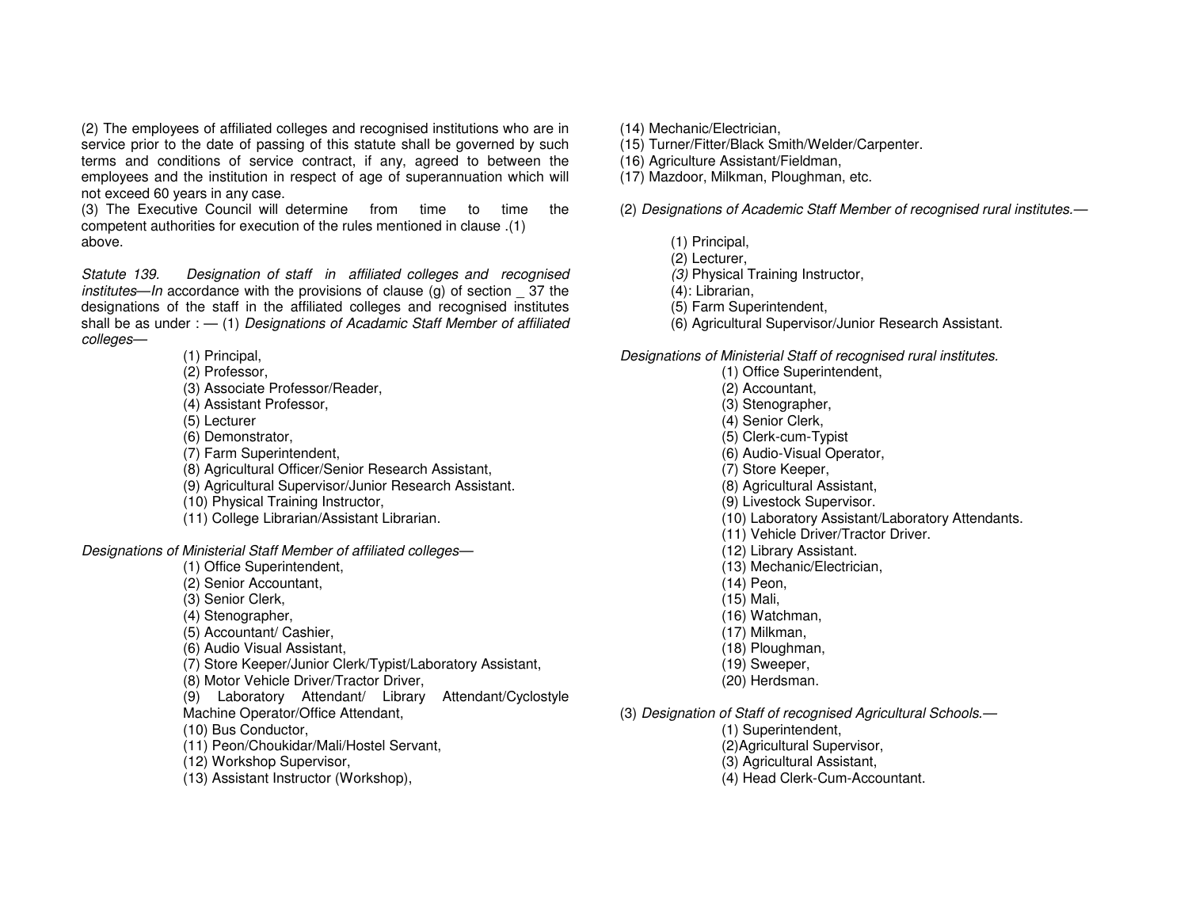(2) The employees of affiliated colleges and recognised institutions who are in service prior to the date of passing of this statute shall be governed by such terms and conditions of service contract, if any, agreed to between the employees and the institution in respect of age of superannuation which will not exceed 60 years in any case.

(3) The Executive Council will determine from time to time the competent authorities for execution of the rules mentioned in clause .(1) above.

*Statute 139. Designation of staff in affiliated colleges and recognised institutes*—*In* accordance with the provisions of clause (g) of section _ 37 the designations of the staff in the affiliated colleges and recognised institutes shall be as under : — (1) *Designations of Acadamic Staff Member of affiliated colleges*—

(1) Principal,
(2) Professor,
(3) Associate Professor/Reader,
(4) Assistant Professor,
(5) Lecturer
(6) Demonstrator,
(7) Farm Superintendent,
(8) Agricultural Officer/Senior Research Assistant,
(9) Agricultural Supervisor/Junior Research Assistant.
(10) Physical Training Instructor,
(11) College Librarian/Assistant Librarian.

*Designations of Ministerial Staff Member of affiliated colleges*—

(1) Office Superintendent,
(2) Senior Accountant,
(3) Senior Clerk,
(4) Stenographer,
(5) Accountant/ Cashier,
(6) Audio Visual Assistant,
(7) Store Keeper/Junior Clerk/Typist/Laboratory Assistant,
(8) Motor Vehicle Driver/Tractor Driver,
(9) Laboratory Attendant/ Library Attendant/Cyclostyle Machine Operator/Office Attendant,
(10) Bus Conductor,
(11) Peon/Choukidar/Mali/Hostel Servant,
(12) Workshop Supervisor,
(13) Assistant Instructor (Workshop),
(14) Mechanic/Electrician,
(15) Turner/Fitter/Black Smith/Welder/Carpenter.
(16) Agriculture Assistant/Fieldman,
(17) Mazdoor, Milkman, Ploughman, etc.

(2) *Designations of Academic Staff Member of recognised rural institutes.*—

(1) Principal,
(2) Lecturer,
*(3)* Physical Training Instructor,
(4): Librarian,
(5) Farm Superintendent,
(6) Agricultural Supervisor/Junior Research Assistant.

*Designations of Ministerial Staff of recognised rural institutes.*

(1) Office Superintendent,
(2) Accountant,
(3) Stenographer,
(4) Senior Clerk,
(5) Clerk-cum-Typist
(6) Audio-Visual Operator,
(7) Store Keeper,
(8) Agricultural Assistant,
(9) Livestock Supervisor.
(10) Laboratory Assistant/Laboratory Attendants.
(11) Vehicle Driver/Tractor Driver.
(12) Library Assistant.
(13) Mechanic/Electrician,
(14) Peon,
(15) Mali,
(16) Watchman,
(17) Milkman,
(18) Ploughman,
(19) Sweeper,
(20) Herdsman.

(3) *Designation of Staff of recognised Agricultural Schools.*—

(1) Superintendent,
(2)Agricultural Supervisor,
(3) Agricultural Assistant,
(4) Head Clerk-Cum-Accountant.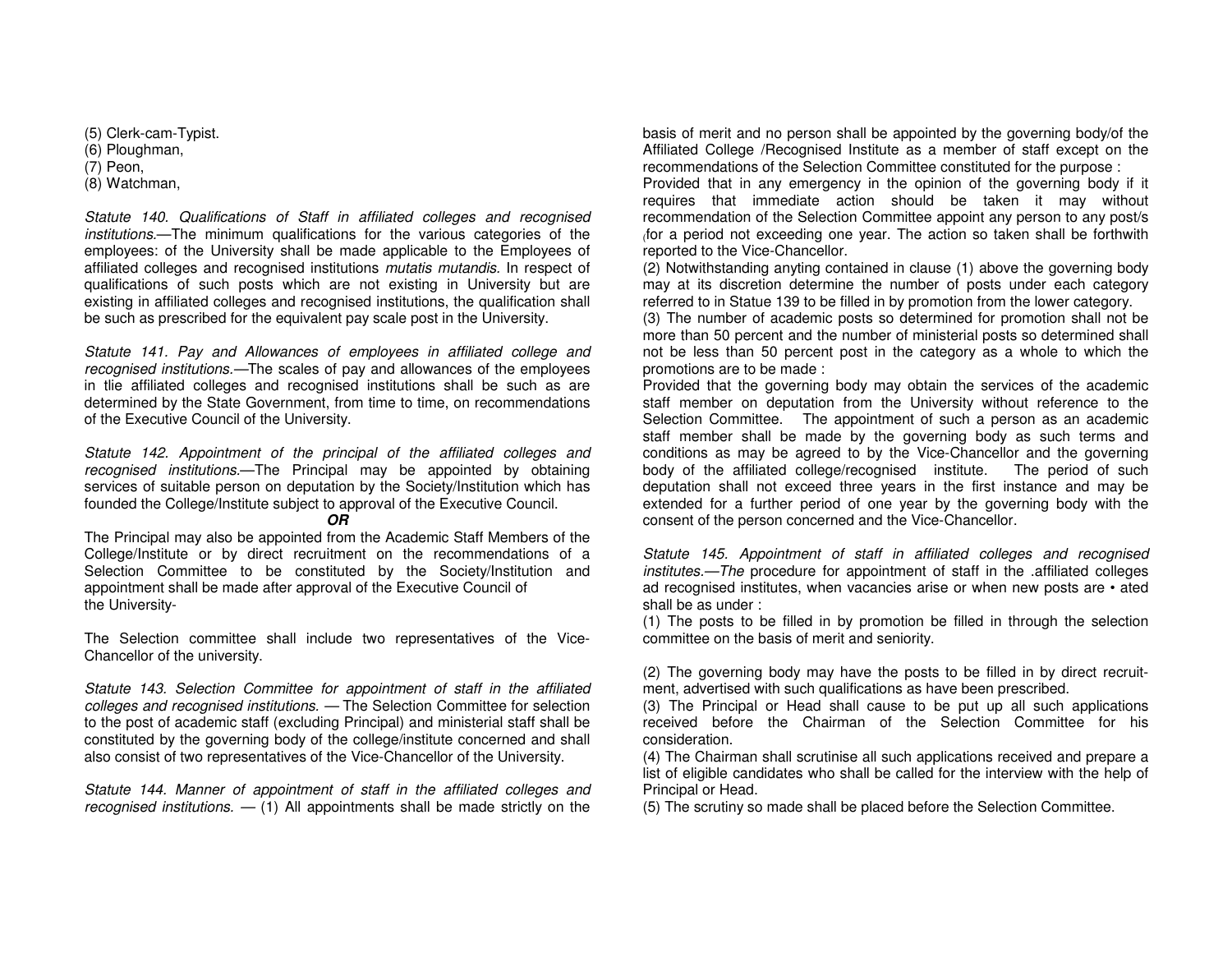(5) Clerk-cam-Typist.
(6) Ploughman,
(7) Peon,
(8) Watchman,

*Statute 140. Qualifications of Staff in affiliated colleges and recognised institutions.*—The minimum qualifications for the various categories of the employees: of the University shall be made applicable to the Employees of affiliated colleges and recognised institutions *mutatis mutandis.* In respect of qualifications of such posts which are not existing in University but are existing in affiliated colleges and recognised institutions, the qualification shall be such as prescribed for the equivalent pay scale post in the University.

*Statute 141. Pay and Allowances of employees in affiliated college and recognised institutions.*—The scales of pay and allowances of the employees in tlie affiliated colleges and recognised institutions shall be such as are determined by the State Government, from time to time, on recommendations of the Executive Council of the University.

*Statute 142. Appointment of the principal of the affiliated colleges and recognised institutions.*—The Principal may be appointed by obtaining services of suitable person on deputation by the Society/Institution which has founded the College/Institute subject to approval of the Executive Council.

***OR***

The Principal may also be appointed from the Academic Staff Members of the College/Institute or by direct recruitment on the recommendations of a Selection Committee to be constituted by the Society/Institution and appointment shall be made after approval of the Executive Council of the University-

The Selection committee shall include two representatives of the Vice-Chancellor of the university.

*Statute 143. Selection Committee for appointment of staff in the affiliated colleges and recognised institutions.* — The Selection Committee for selection to the post of academic staff (excluding Principal) and ministerial staff shall be constituted by the governing body of the college/institute concerned and shall also consist of two representatives of the Vice-Chancellor of the University.

*Statute 144. Manner of appointment of staff in the affiliated colleges and recognised institutions.* — (1) All appointments shall be made strictly on the basis of merit and no person shall be appointed by the governing body/of the Affiliated College /Recognised Institute as a member of staff except on the recommendations of the Selection Committee constituted for the purpose :

Provided that in any emergency in the opinion of the governing body if it requires that immediate action should be taken it may without recommendation of the Selection Committee appoint any person to any post/s (for a period not exceeding one year. The action so taken shall be forthwith reported to the Vice-Chancellor.

(2) Notwithstanding anyting contained in clause (1) above the governing body may at its discretion determine the number of posts under each category referred to in Statue 139 to be filled in by promotion from the lower category.

(3) The number of academic posts so determined for promotion shall not be more than 50 percent and the number of ministerial posts so determined shall not be less than 50 percent post in the category as a whole to which the promotions are to be made :

Provided that the governing body may obtain the services of the academic staff member on deputation from the University without reference to the Selection Committee. The appointment of such a person as an academic staff member shall be made by the governing body as such terms and conditions as may be agreed to by the Vice-Chancellor and the governing body of the affiliated college/recognised institute. The period of such deputation shall not exceed three years in the first instance and may be extended for a further period of one year by the governing body with the consent of the person concerned and the Vice-Chancellor.

*Statute 145. Appointment of staff in affiliated colleges and recognised institutes.—The* procedure for appointment of staff in the .affiliated colleges ad recognised institutes, when vacancies arise or when new posts are • ated shall be as under :

(1) The posts to be filled in by promotion be filled in through the selection committee on the basis of merit and seniority.

(2) The governing body may have the posts to be filled in by direct recruitment, advertised with such qualifications as have been prescribed.

(3) The Principal or Head shall cause to be put up all such applications received before the Chairman of the Selection Committee for his consideration.

(4) The Chairman shall scrutinise all such applications received and prepare a list of eligible candidates who shall be called for the interview with the help of Principal or Head.

(5) The scrutiny so made shall be placed before the Selection Committee.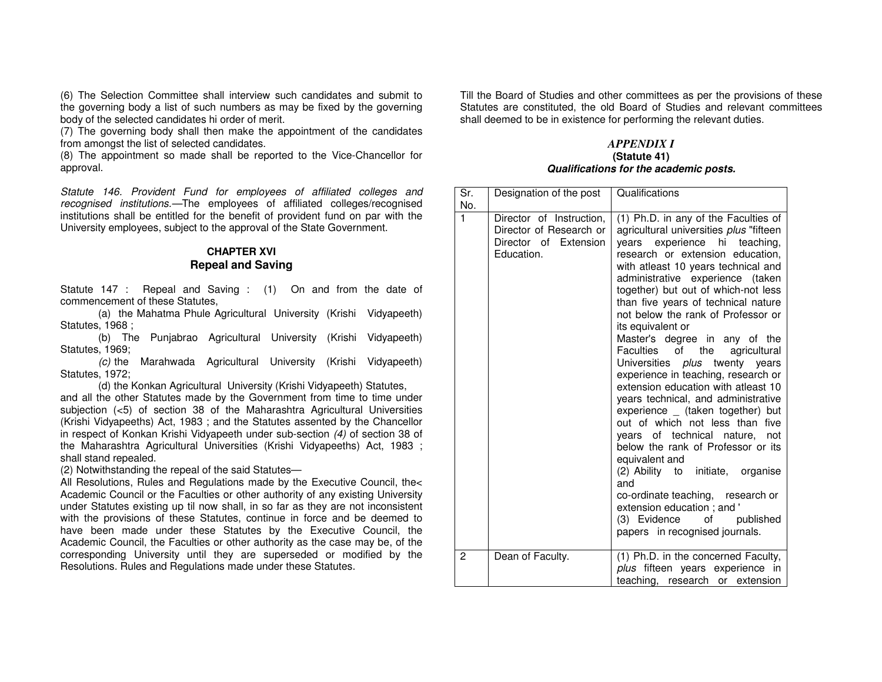(6) The Selection Committee shall interview such candidates and submit to the governing body a list of such numbers as may be fixed by the governing body of the selected candidates hi order of merit.
(7) The governing body shall then make the appointment of the candidates from amongst the list of selected candidates.
(8) The appointment so made shall be reported to the Vice-Chancellor for approval.

*Statute 146. Provident Fund for employees of affiliated colleges and recognised institutions.*—The employees of affiliated colleges/recognised institutions shall be entitled for the benefit of provident fund on par with the University employees, subject to the approval of the State Government.

## CHAPTER XVI
## Repeal and Saving

Statute 147 : Repeal and Saving : (1) On and from the date of commencement of these Statutes,

(a) the Mahatma Phule Agricultural University (Krishi Vidyapeeth) Statutes, 1968 ;

(b) The Punjabrao Agricultural University (Krishi Vidyapeeth) Statutes, 1969;

*(c)* the Marahwada Agricultural University (Krishi Vidyapeeth) Statutes, 1972;

(d) the Konkan Agricultural University (Krishi Vidyapeeth) Statutes,

and all the other Statutes made by the Government from time to time under subjection (<5) of section 38 of the Maharashtra Agricultural Universities (Krishi Vidyapeeths) Act, 1983 ; and the Statutes assented by the Chancellor in respect of Konkan Krishi Vidyapeeth under sub-section *(4)* of section 38 of the Maharashtra Agricultural Universities (Krishi Vidyapeeths) Act, 1983 ; shall stand repealed.

(2) Notwithstanding the repeal of the said Statutes—

All Resolutions, Rules and Regulations made by the Executive Council, the< Academic Council or the Faculties or other authority of any existing University under Statutes existing up til now shall, in so far as they are not inconsistent with the provisions of these Statutes, continue in force and be deemed to have been made under these Statutes by the Executive Council, the Academic Council, the Faculties or other authority as the case may be, of the corresponding University until they are superseded or modified by the Resolutions. Rules and Regulations made under these Statutes.

Till the Board of Studies and other committees as per the provisions of these Statutes are constituted, the old Board of Studies and relevant committees shall deemed to be in existence for performing the relevant duties.

### *APPENDIX I*
**(Statute 41)**
***Qualifications for the academic posts.***

| Sr. No. | Designation of the post | Qualifications |
|---|---|---|
| 1 | Director of Instruction, Director of Research or Director of Extension Education. | (1) Ph.D. in any of the Faculties of agricultural universities *plus* "fifteen years experience hi teaching, research or extension education, with atleast 10 years technical and administrative experience (taken together) but out of which-not less than five years of technical nature not below the rank of Professor or its equivalent or<br>Master's degree in any of the Faculties of the agricultural Universities *plus* twenty years experience in teaching, research or extension education with atleast 10 years technical, and administrative experience _ (taken together) but out of which not less than five years of technical nature, not below the rank of Professor or its equivalent and<br>(2) Ability to initiate, organise and<br>co-ordinate teaching, research or extension education ; and '<br>(3) Evidence of published papers in recognised journals. |
| 2 | Dean of Faculty. | (1) Ph.D. in the concerned Faculty, *plus* fifteen years experience in teaching, research or extension |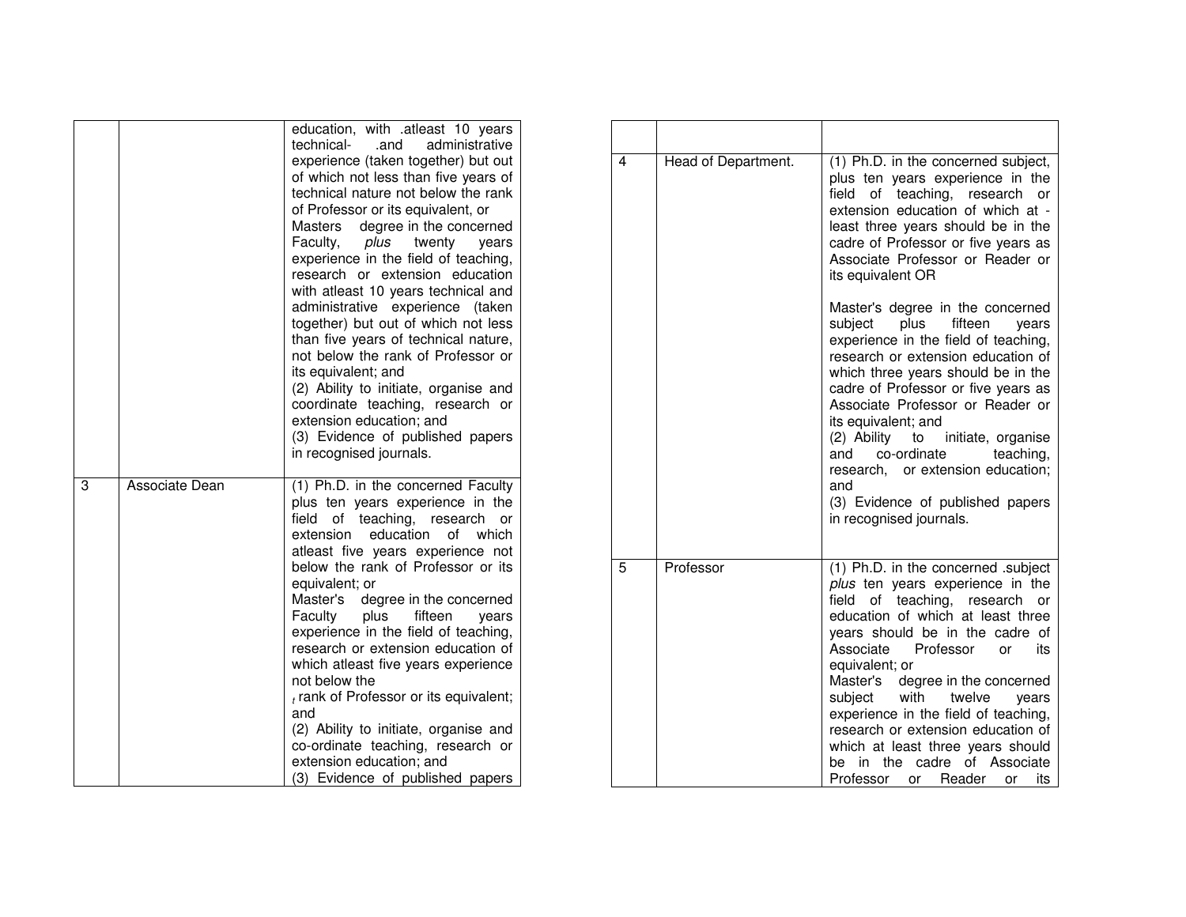| | | |
|---|---|---|
| | | education, with .atleast 10 years technical- .and administrative experience (taken together) but out of which not less than five years of technical nature not below the rank of Professor or its equivalent, or Masters degree in the concerned Faculty, *plus* twenty years experience in the field of teaching, research or extension education with atleast 10 years technical and administrative experience (taken together) but out of which not less than five years of technical nature, not below the rank of Professor or its equivalent; and (2) Ability to initiate, organise and coordinate teaching, research or extension education; and (3) Evidence of published papers in recognised journals. |
| 3 | Associate Dean | (1) Ph.D. in the concerned Faculty plus ten years experience in the field of teaching, research or extension education of which atleast five years experience not below the rank of Professor or its equivalent; or Master's degree in the concerned Faculty plus fifteen years experience in the field of teaching, research or extension education of which atleast five years experience not below the rank of Professor or its equivalent; and (2) Ability to initiate, organise and co-ordinate teaching, research or extension education; and (3) Evidence of published papers |

| | | |
|---|---|---|
| | | |
| 4 | Head of Department. | (1) Ph.D. in the concerned subject, plus ten years experience in the field of teaching, research or extension education of which at -least three years should be in the cadre of Professor or five years as Associate Professor or Reader or its equivalent OR<br><br>Master's degree in the concerned subject plus fifteen years experience in the field of teaching, research or extension education of which three years should be in the cadre of Professor or five years as Associate Professor or Reader or its equivalent; and (2) Ability to initiate, organise and co-ordinate teaching, research, or extension education; and (3) Evidence of published papers in recognised journals. |
| 5 | Professor | (1) Ph.D. in the concerned .subject *plus* ten years experience in the field of teaching, research or education of which at least three years should be in the cadre of Associate Professor or its equivalent; or Master's degree in the concerned subject with twelve years experience in the field of teaching, research or extension education of which at least three years should be in the cadre of Associate Professor or Reader or its |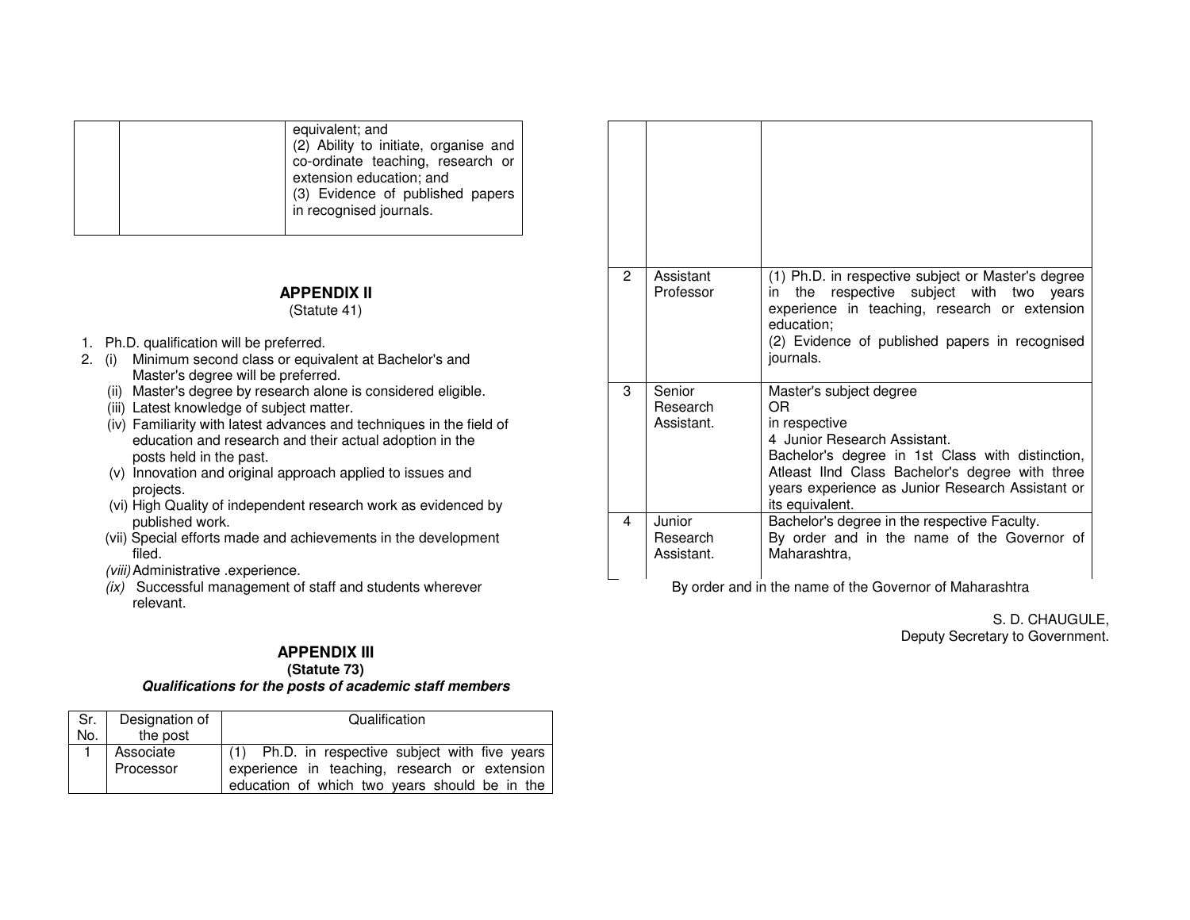| | | |
|---|---|---|
| | | equivalent; and<br>(2) Ability to initiate, organise and co-ordinate teaching, research or extension education; and<br>(3) Evidence of published papers in recognised journals. |

## APPENDIX II

(Statute 41)

1. Ph.D. qualification will be preferred.
2. (i) Minimum second class or equivalent at Bachelor's and Master's degree will be preferred.
   (ii) Master's degree by research alone is considered eligible.
   (iii) Latest knowledge of subject matter.
   (iv) Familiarity with latest advances and techniques in the field of education and research and their actual adoption in the posts held in the past.
   (v) Innovation and original approach applied to issues and projects.
   (vi) High Quality of independent research work as evidenced by published work.
   (vii) Special efforts made and achievements in the development filed.
   *(viii)* Administrative .experience.
   *(ix)* Successful management of staff and students wherever relevant.

## APPENDIX III

**(Statute 73)**

***Qualifications for the posts of academic staff members***

| Sr. No. | Designation of the post | Qualification |
|---|---|---|
| 1 | Associate Processor | (1) Ph.D. in respective subject with five years experience in teaching, research or extension education of which two years should be in the |
| 2 | Assistant Professor | (1) Ph.D. in respective subject or Master's degree in the respective subject with two years experience in teaching, research or extension education;<br>(2) Evidence of published papers in recognised journals. |
| 3 | Senior Research Assistant. | Master's subject degree<br>OR<br>in respective<br>4 Junior Research Assistant.<br>Bachelor's degree in 1st Class with distinction, Atleast IInd Class Bachelor's degree with three years experience as Junior Research Assistant or its equivalent. |
| 4 | Junior Research Assistant. | Bachelor's degree in the respective Faculty.<br>By order and in the name of the Governor of Maharashtra, |

By order and in the name of the Governor of Maharashtra

S. D. CHAUGULE,
Deputy Secretary to Government.